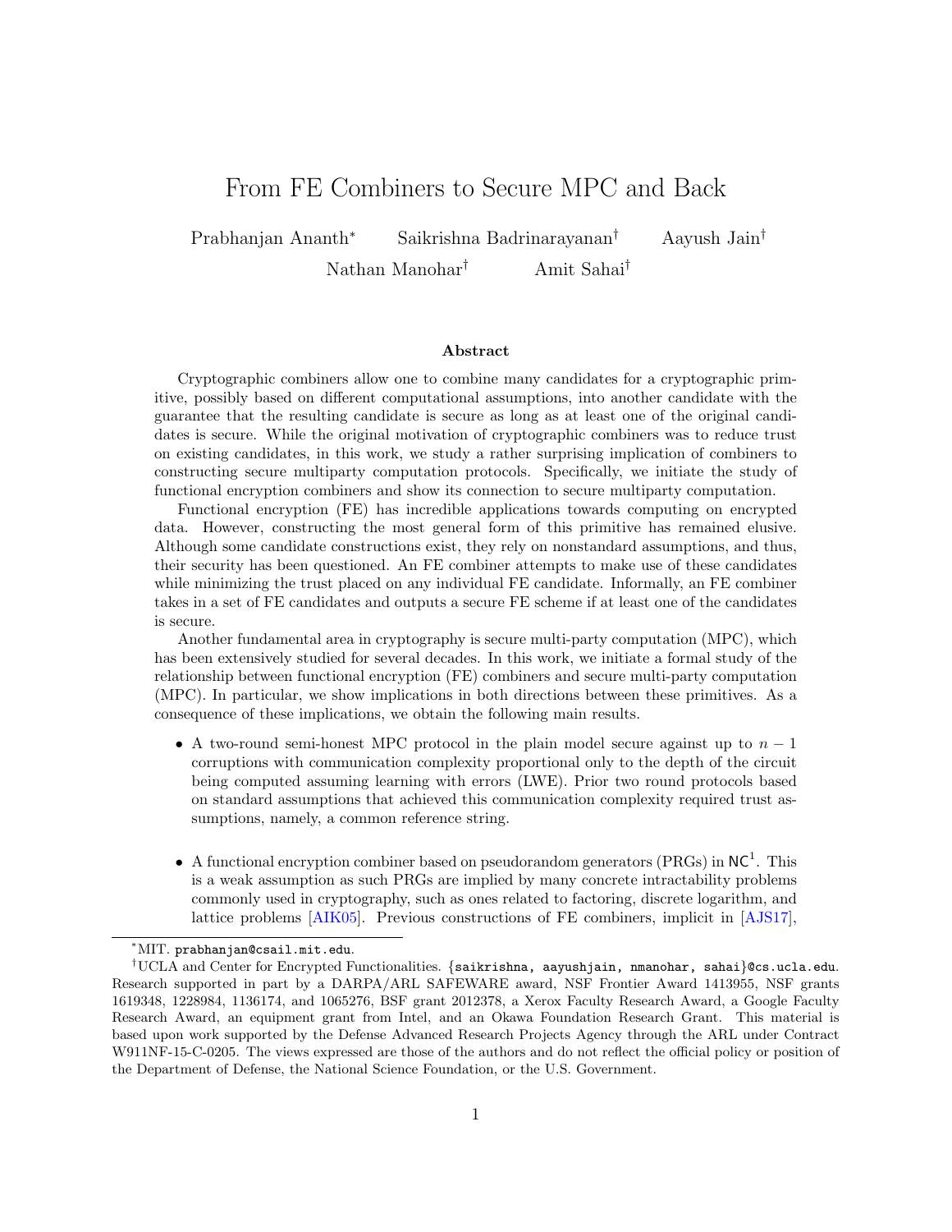# From FE Combiners to Secure MPC and Back

Prabhanjan Ananth[*] Saikrishna Badrinarayanan[†] Aayush Jain[†] Nathan Manohar[†] Amit Sahai[†]

### Abstract

Cryptographic combiners allow one to combine many candidates for a cryptographic primitive, possibly based on different computational assumptions, into another candidate with the guarantee that the resulting candidate is secure as long as at least one of the original candidates is secure. While the original motivation of cryptographic combiners was to reduce trust on existing candidates, in this work, we study a rather surprising implication of combiners to constructing secure multiparty computation protocols. Specifically, we initiate the study of functional encryption combiners and show its connection to secure multiparty computation.

Functional encryption (FE) has incredible applications towards computing on encrypted data. However, constructing the most general form of this primitive has remained elusive. Although some candidate constructions exist, they rely on nonstandard assumptions, and thus, their security has been questioned. An FE combiner attempts to make use of these candidates while minimizing the trust placed on any individual FE candidate. Informally, an FE combiner takes in a set of FE candidates and outputs a secure FE scheme if at least one of the candidates is secure.

Another fundamental area in cryptography is secure multi-party computation (MPC), which has been extensively studied for several decades. In this work, we initiate a formal study of the relationship between functional encryption (FE) combiners and secure multi-party computation (MPC). In particular, we show implications in both directions between these primitives. As a consequence of these implications, we obtain the following main results.

- A two-round semi-honest MPC protocol in the plain model secure against up to $n-1$ corruptions with communication complexity proportional only to the depth of the circuit being computed assuming learning with errors (LWE). Prior two round protocols based on standard assumptions that achieved this communication complexity required trust assumptions, namely, a common reference string.
- A functional encryption combiner based on pseudorandom generators (PRGs) in $\mathsf{NC}^1$. This is a weak assumption as such PRGs are implied by many concrete intractability problems commonly used in cryptography, such as ones related to factoring, discrete logarithm, and lattice problems [AIK05]. Previous constructions of FE combiners, implicit in [AJS17],

---

[*] MIT. prabhanjan@csail.mit.edu.

[†] UCLA and Center for Encrypted Functionalities. {saikrishna, aayushjain, nmanohar, sahai}@cs.ucla.edu. Research supported in part by a DARPA/ARL SAFEWARE award, NSF Frontier Award 1413955, NSF grants 1619348, 1228984, 1136174, and 1065276, BSF grant 2012378, a Xerox Faculty Research Award, a Google Faculty Research Award, an equipment grant from Intel, and an Okawa Foundation Research Grant. This material is based upon work supported by the Defense Advanced Research Projects Agency through the ARL under Contract W911NF-15-C-0205. The views expressed are those of the authors and do not reflect the official policy or position of the Department of Defense, the National Science Foundation, or the U.S. Government.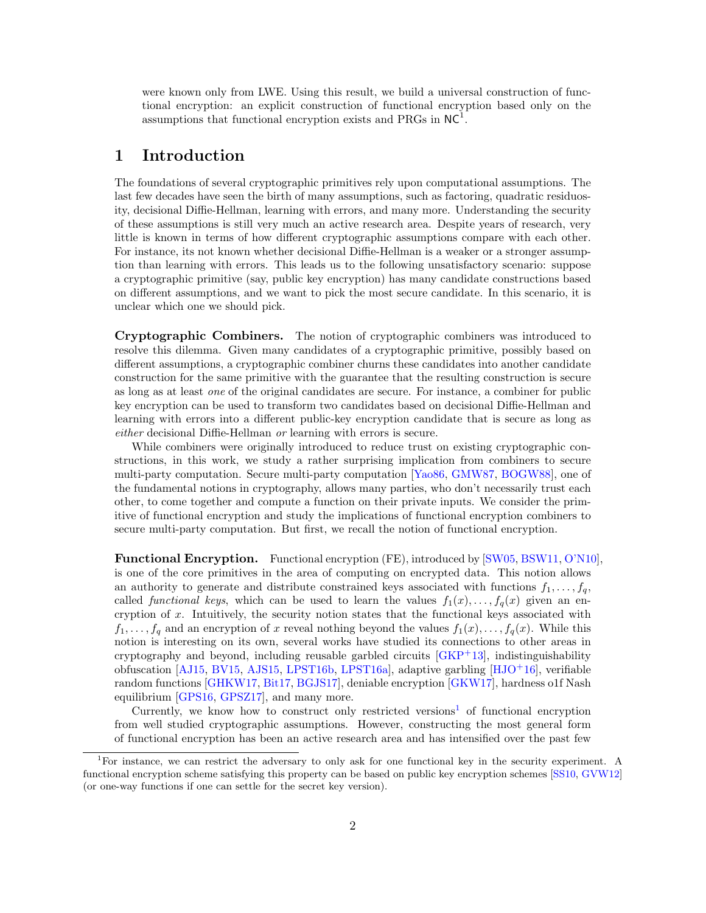were known only from LWE. Using this result, we build a universal construction of functional encryption: an explicit construction of functional encryption based only on the assumptions that functional encryption exists and PRGs in $\mathsf{NC}^1$.

# 1 Introduction

The foundations of several cryptographic primitives rely upon computational assumptions. The last few decades have seen the birth of many assumptions, such as factoring, quadratic residuosity, decisional Diffie-Hellman, learning with errors, and many more. Understanding the security of these assumptions is still very much an active research area. Despite years of research, very little is known in terms of how different cryptographic assumptions compare with each other. For instance, its not known whether decisional Diffie-Hellman is a weaker or a stronger assumption than learning with errors. This leads us to the following unsatisfactory scenario: suppose a cryptographic primitive (say, public key encryption) has many candidate constructions based on different assumptions, and we want to pick the most secure candidate. In this scenario, it is unclear which one we should pick.

**Cryptographic Combiners.** The notion of cryptographic combiners was introduced to resolve this dilemma. Given many candidates of a cryptographic primitive, possibly based on different assumptions, a cryptographic combiner churns these candidates into another candidate construction for the same primitive with the guarantee that the resulting construction is secure as long as at least *one* of the original candidates are secure. For instance, a combiner for public key encryption can be used to transform two candidates based on decisional Diffie-Hellman and learning with errors into a different public-key encryption candidate that is secure as long as *either* decisional Diffie-Hellman *or* learning with errors is secure.

While combiners were originally introduced to reduce trust on existing cryptographic constructions, in this work, we study a rather surprising implication from combiners to secure multi-party computation. Secure multi-party computation [Yao86, GMW87, BOGW88], one of the fundamental notions in cryptography, allows many parties, who don't necessarily trust each other, to come together and compute a function on their private inputs. We consider the primitive of functional encryption and study the implications of functional encryption combiners to secure multi-party computation. But first, we recall the notion of functional encryption.

**Functional Encryption.** Functional encryption (FE), introduced by [SW05, BSW11, O'N10], is one of the core primitives in the area of computing on encrypted data. This notion allows an authority to generate and distribute constrained keys associated with functions $f_1, \ldots, f_q$, called *functional keys*, which can be used to learn the values $f_1(x), \ldots, f_q(x)$ given an encryption of $x$. Intuitively, the security notion states that the functional keys associated with $f_1, \ldots, f_q$ and an encryption of $x$ reveal nothing beyond the values $f_1(x), \ldots, f_q(x)$. While this notion is interesting on its own, several works have studied its connections to other areas in cryptography and beyond, including reusable garbled circuits [GKP+13], indistinguishability obfuscation [AJ15, BV15, AJS15, LPST16b, LPST16a], adaptive garbling [HJO+16], verifiable random functions [GHKW17, Bit17, BGJS17], deniable encryption [GKW17], hardness o1f Nash equilibrium [GPS16, GPSZ17], and many more.

Currently, we know how to construct only restricted versions[1] of functional encryption from well studied cryptographic assumptions. However, constructing the most general form of functional encryption has been an active research area and has intensified over the past few

[1] For instance, we can restrict the adversary to only ask for one functional key in the security experiment. A functional encryption scheme satisfying this property can be based on public key encryption schemes [SS10, GVW12] (or one-way functions if one can settle for the secret key version).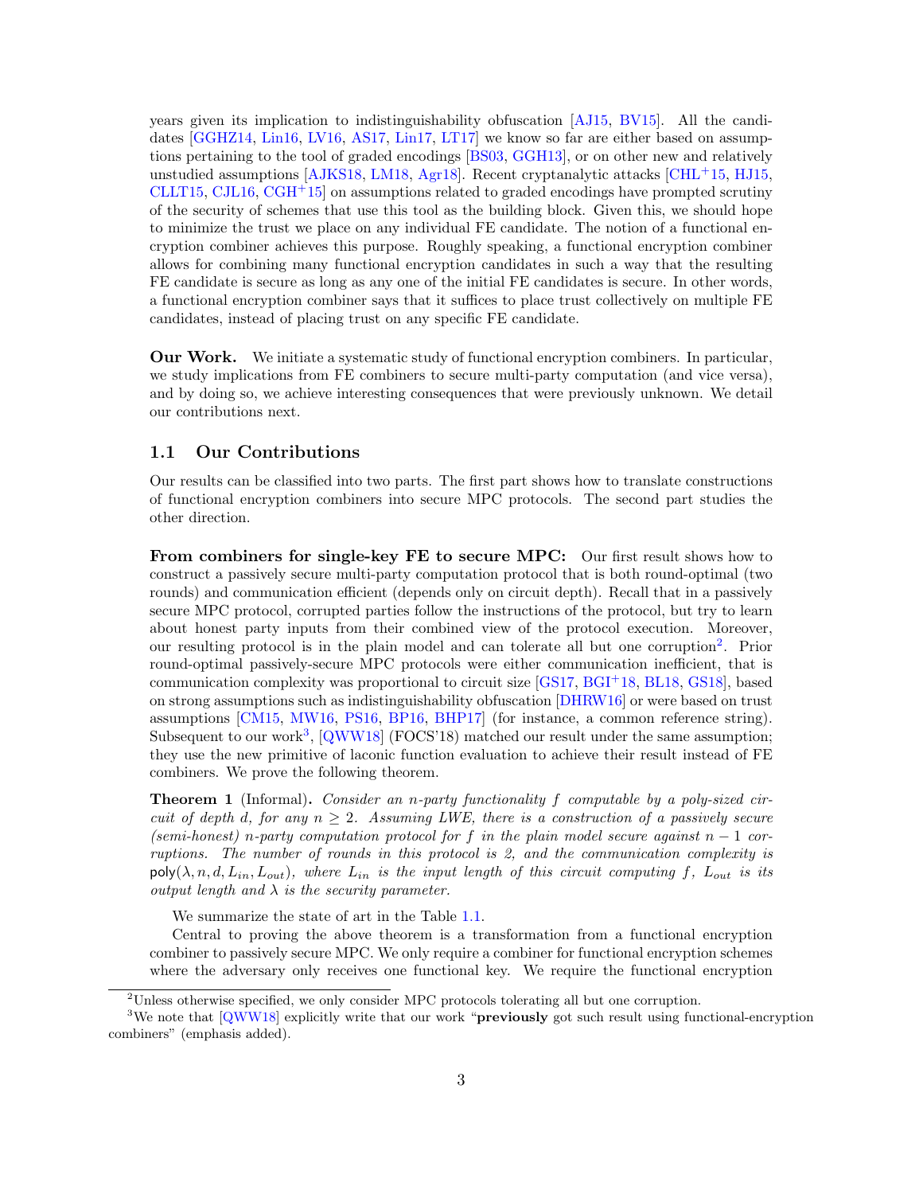years given its implication to indistinguishability obfuscation [AJ15, BV15]. All the candidates [GGHZ14, Lin16, LV16, AS17, Lin17, LT17] we know so far are either based on assumptions pertaining to the tool of graded encodings [BS03, GGH13], or on other new and relatively unstudied assumptions [AJKS18, LM18, Agr18]. Recent cryptanalytic attacks [CHL+15, HJ15, CLLT15, CJL16, CGH+15] on assumptions related to graded encodings have prompted scrutiny of the security of schemes that use this tool as the building block. Given this, we should hope to minimize the trust we place on any individual FE candidate. The notion of a functional encryption combiner achieves this purpose. Roughly speaking, a functional encryption combiner allows for combining many functional encryption candidates in such a way that the resulting FE candidate is secure as long as any one of the initial FE candidates is secure. In other words, a functional encryption combiner says that it suffices to place trust collectively on multiple FE candidates, instead of placing trust on any specific FE candidate.

**Our Work.** We initiate a systematic study of functional encryption combiners. In particular, we study implications from FE combiners to secure multi-party computation (and vice versa), and by doing so, we achieve interesting consequences that were previously unknown. We detail our contributions next.

## 1.1 Our Contributions

Our results can be classified into two parts. The first part shows how to translate constructions of functional encryption combiners into secure MPC protocols. The second part studies the other direction.

**From combiners for single-key FE to secure MPC:** Our first result shows how to construct a passively secure multi-party computation protocol that is both round-optimal (two rounds) and communication efficient (depends only on circuit depth). Recall that in a passively secure MPC protocol, corrupted parties follow the instructions of the protocol, but try to learn about honest party inputs from their combined view of the protocol execution. Moreover, our resulting protocol is in the plain model and can tolerate all but one corruption[2]. Prior round-optimal passively-secure MPC protocols were either communication inefficient, that is communication complexity was proportional to circuit size [GS17, BGI+18, BL18, GS18], based on strong assumptions such as indistinguishability obfuscation [DHRW16] or were based on trust assumptions [CM15, MW16, PS16, BP16, BHP17] (for instance, a common reference string). Subsequent to our work[3], [QWW18] (FOCS'18) matched our result under the same assumption; they use the new primitive of laconic function evaluation to achieve their result instead of FE combiners. We prove the following theorem.

**Theorem 1** (Informal)**.** *Consider an $n$-party functionality $f$ computable by a poly-sized circuit of depth $d$, for any $n \geq 2$. Assuming LWE, there is a construction of a passively secure (semi-honest) $n$-party computation protocol for $f$ in the plain model secure against $n-1$ corruptions. The number of rounds in this protocol is 2, and the communication complexity is $\mathsf{poly}(\lambda, n, d, L_{in}, L_{out})$, where $L_{in}$ is the input length of this circuit computing $f$, $L_{out}$ is its output length and $\lambda$ is the security parameter.*

We summarize the state of art in the Table 1.1.

Central to proving the above theorem is a transformation from a functional encryption combiner to passively secure MPC. We only require a combiner for functional encryption schemes where the adversary only receives one functional key. We require the functional encryption

[2] Unless otherwise specified, we only consider MPC protocols tolerating all but one corruption.

[3] We note that [QWW18] explicitly write that our work "**previously** got such result using functional-encryption combiners" (emphasis added).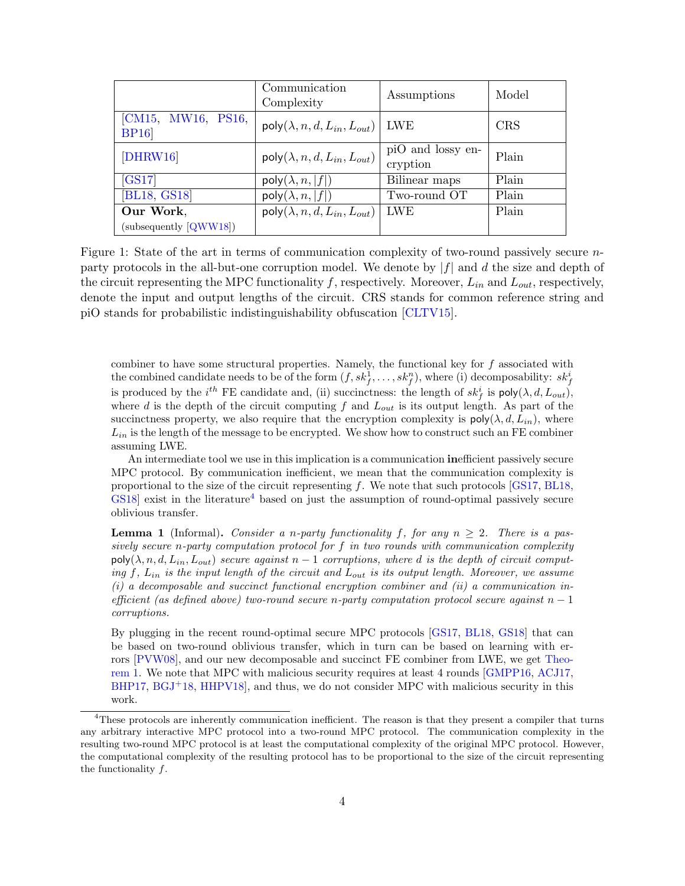|  | Communication Complexity | Assumptions | Model |
|---|---|---|---|
| [CM15, MW16, PS16, BP16] | $\mathsf{poly}(\lambda, n, d, L_{in}, L_{out})$ | LWE | CRS |
| [DHRW16] | $\mathsf{poly}(\lambda, n, d, L_{in}, L_{out})$ | piO and lossy encryption | Plain |
| [GS17] | $\mathsf{poly}(\lambda, n, \lvert f\rvert)$ | Bilinear maps | Plain |
| [BL18, GS18] | $\mathsf{poly}(\lambda, n, \lvert f\rvert)$ | Two-round OT | Plain |
| **Our Work**, (subsequently [QWW18]) | $\mathsf{poly}(\lambda, n, d, L_{in}, L_{out})$ | LWE | Plain |

Figure 1: State of the art in terms of communication complexity of two-round passively secure $n$-party protocols in the all-but-one corruption model. We denote by $|f|$ and $d$ the size and depth of the circuit representing the MPC functionality $f$, respectively. Moreover, $L_{in}$ and $L_{out}$, respectively, denote the input and output lengths of the circuit. CRS stands for common reference string and piO stands for probabilistic indistinguishability obfuscation [CLTV15].

combiner to have some structural properties. Namely, the functional key for $f$ associated with the combined candidate needs to be of the form $(f, sk_f^1, \ldots, sk_f^n)$, where (i) decomposability: $sk_f^i$ is produced by the $i^{th}$ FE candidate and, (ii) succinctness: the length of $sk_f^i$ is $\mathsf{poly}(\lambda, d, L_{out})$, where $d$ is the depth of the circuit computing $f$ and $L_{out}$ is its output length. As part of the succinctness property, we also require that the encryption complexity is $\mathsf{poly}(\lambda, d, L_{in})$, where $L_{in}$ is the length of the message to be encrypted. We show how to construct such an FE combiner assuming LWE.

An intermediate tool we use in this implication is a communication **in**efficient passively secure MPC protocol. By communication inefficient, we mean that the communication complexity is proportional to the size of the circuit representing $f$. We note that such protocols [GS17, BL18, GS18] exist in the literature[4] based on just the assumption of round-optimal passively secure oblivious transfer.

**Lemma 1** (Informal)**.** *Consider a $n$-party functionality $f$, for any $n \geq 2$. There is a passively secure $n$-party computation protocol for $f$ in two rounds with communication complexity $\mathsf{poly}(\lambda, n, d, L_{in}, L_{out})$ secure against $n-1$ corruptions, where $d$ is the depth of circuit computing $f$, $L_{in}$ is the input length of the circuit and $L_{out}$ is its output length. Moreover, we assume (i) a decomposable and succinct functional encryption combiner and (ii) a communication inefficient (as defined above) two-round secure $n$-party computation protocol secure against $n-1$ corruptions.*

By plugging in the recent round-optimal secure MPC protocols [GS17, BL18, GS18] that can be based on two-round oblivious transfer, which in turn can be based on learning with errors [PVW08], and our new decomposable and succinct FE combiner from LWE, we get Theorem 1. We note that MPC with malicious security requires at least 4 rounds [GMPP16, ACJ17, BHP17, BGJ+18, HHPV18], and thus, we do not consider MPC with malicious security in this work.

[4] These protocols are inherently communication inefficient. The reason is that they present a compiler that turns any arbitrary interactive MPC protocol into a two-round MPC protocol. The communication complexity in the resulting two-round MPC protocol is at least the computational complexity of the original MPC protocol. However, the computational complexity of the resulting protocol has to be proportional to the size of the circuit representing the functionality $f$.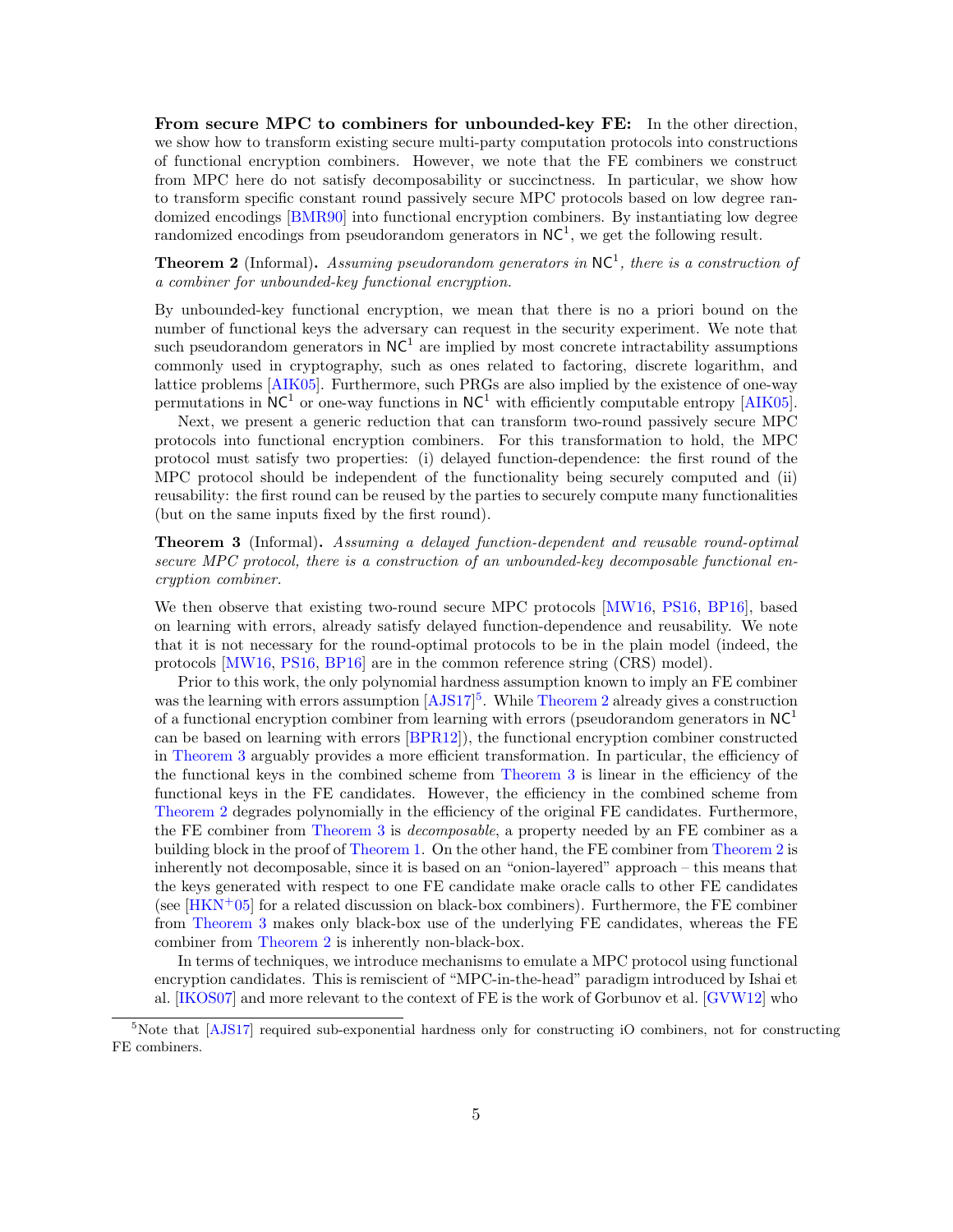**From secure MPC to combiners for unbounded-key FE:** In the other direction, we show how to transform existing secure multi-party computation protocols into constructions of functional encryption combiners. However, we note that the FE combiners we construct from MPC here do not satisfy decomposability or succinctness. In particular, we show how to transform specific constant round passively secure MPC protocols based on low degree randomized encodings [BMR90] into functional encryption combiners. By instantiating low degree randomized encodings from pseudorandom generators in $\mathsf{NC}^1$, we get the following result.

**Theorem 2** (Informal)**.** *Assuming pseudorandom generators in $\mathsf{NC}^1$, there is a construction of a combiner for unbounded-key functional encryption.*

By unbounded-key functional encryption, we mean that there is no a priori bound on the number of functional keys the adversary can request in the security experiment. We note that such pseudorandom generators in $\mathsf{NC}^1$ are implied by most concrete intractability assumptions commonly used in cryptography, such as ones related to factoring, discrete logarithm, and lattice problems [AIK05]. Furthermore, such PRGs are also implied by the existence of one-way permutations in $\mathsf{NC}^1$ or one-way functions in $\mathsf{NC}^1$ with efficiently computable entropy [AIK05].

Next, we present a generic reduction that can transform two-round passively secure MPC protocols into functional encryption combiners. For this transformation to hold, the MPC protocol must satisfy two properties: (i) delayed function-dependence: the first round of the MPC protocol should be independent of the functionality being securely computed and (ii) reusability: the first round can be reused by the parties to securely compute many functionalities (but on the same inputs fixed by the first round).

**Theorem 3** (Informal)**.** *Assuming a delayed function-dependent and reusable round-optimal secure MPC protocol, there is a construction of an unbounded-key decomposable functional encryption combiner.*

We then observe that existing two-round secure MPC protocols [MW16, PS16, BP16], based on learning with errors, already satisfy delayed function-dependence and reusability. We note that it is not necessary for the round-optimal protocols to be in the plain model (indeed, the protocols [MW16, PS16, BP16] are in the common reference string (CRS) model).

Prior to this work, the only polynomial hardness assumption known to imply an FE combiner was the learning with errors assumption [AJS17][5]. While Theorem 2 already gives a construction of a functional encryption combiner from learning with errors (pseudorandom generators in $\mathsf{NC}^1$ can be based on learning with errors [BPR12]), the functional encryption combiner constructed in Theorem 3 arguably provides a more efficient transformation. In particular, the efficiency of the functional keys in the combined scheme from Theorem 3 is linear in the efficiency of the functional keys in the FE candidates. However, the efficiency in the combined scheme from Theorem 2 degrades polynomially in the efficiency of the original FE candidates. Furthermore, the FE combiner from Theorem 3 is *decomposable*, a property needed by an FE combiner as a building block in the proof of Theorem 1. On the other hand, the FE combiner from Theorem 2 is inherently not decomposable, since it is based on an "onion-layered" approach – this means that the keys generated with respect to one FE candidate make oracle calls to other FE candidates (see [HKN+05] for a related discussion on black-box combiners). Furthermore, the FE combiner from Theorem 3 makes only black-box use of the underlying FE candidates, whereas the FE combiner from Theorem 2 is inherently non-black-box.

In terms of techniques, we introduce mechanisms to emulate a MPC protocol using functional encryption candidates. This is remiscient of "MPC-in-the-head" paradigm introduced by Ishai et al. [IKOS07] and more relevant to the context of FE is the work of Gorbunov et al. [GVW12] who

[5] Note that [AJS17] required sub-exponential hardness only for constructing iO combiners, not for constructing FE combiners.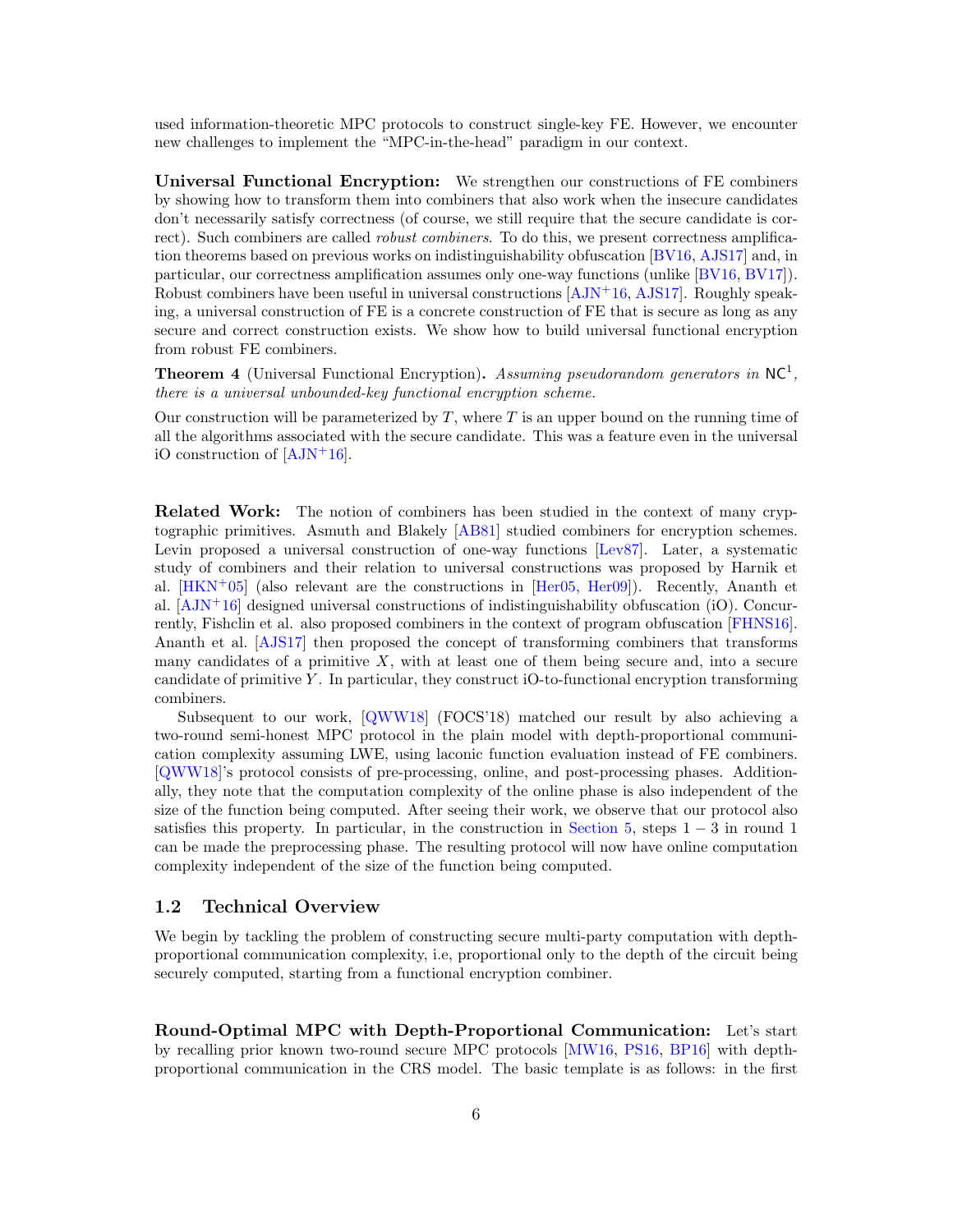used information-theoretic MPC protocols to construct single-key FE. However, we encounter new challenges to implement the "MPC-in-the-head" paradigm in our context.

**Universal Functional Encryption:** We strengthen our constructions of FE combiners by showing how to transform them into combiners that also work when the insecure candidates don't necessarily satisfy correctness (of course, we still require that the secure candidate is correct). Such combiners are called *robust combiners*. To do this, we present correctness amplification theorems based on previous works on indistinguishability obfuscation [BV16, AJS17] and, in particular, our correctness amplification assumes only one-way functions (unlike [BV16, BV17]). Robust combiners have been useful in universal constructions [AJN+16, AJS17]. Roughly speaking, a universal construction of FE is a concrete construction of FE that is secure as long as any secure and correct construction exists. We show how to build universal functional encryption from robust FE combiners.

**Theorem 4** (Universal Functional Encryption)**.** *Assuming pseudorandom generators in* $\mathsf{NC}^1$*, there is a universal unbounded-key functional encryption scheme.*

Our construction will be parameterized by $T$, where $T$ is an upper bound on the running time of all the algorithms associated with the secure candidate. This was a feature even in the universal iO construction of [AJN+16].

**Related Work:** The notion of combiners has been studied in the context of many cryptographic primitives. Asmuth and Blakely [AB81] studied combiners for encryption schemes. Levin proposed a universal construction of one-way functions [Lev87]. Later, a systematic study of combiners and their relation to universal constructions was proposed by Harnik et al. [HKN+05] (also relevant are the constructions in [Her05, Her09]). Recently, Ananth et al. [AJN+16] designed universal constructions of indistinguishability obfuscation (iO). Concurrently, Fishclin et al. also proposed combiners in the context of program obfuscation [FHNS16]. Ananth et al. [AJS17] then proposed the concept of transforming combiners that transforms many candidates of a primitive $X$, with at least one of them being secure and, into a secure candidate of primitive $Y$. In particular, they construct iO-to-functional encryption transforming combiners.

Subsequent to our work, [QWW18] (FOCS'18) matched our result by also achieving a two-round semi-honest MPC protocol in the plain model with depth-proportional communication complexity assuming LWE, using laconic function evaluation instead of FE combiners. [QWW18]'s protocol consists of pre-processing, online, and post-processing phases. Additionally, they note that the computation complexity of the online phase is also independent of the size of the function being computed. After seeing their work, we observe that our protocol also satisfies this property. In particular, in the construction in Section 5, steps $1-3$ in round 1 can be made the preprocessing phase. The resulting protocol will now have online computation complexity independent of the size of the function being computed.

## 1.2 Technical Overview

We begin by tackling the problem of constructing secure multi-party computation with depth-proportional communication complexity, i.e, proportional only to the depth of the circuit being securely computed, starting from a functional encryption combiner.

**Round-Optimal MPC with Depth-Proportional Communication:** Let's start by recalling prior known two-round secure MPC protocols [MW16, PS16, BP16] with depth-proportional communication in the CRS model. The basic template is as follows: in the first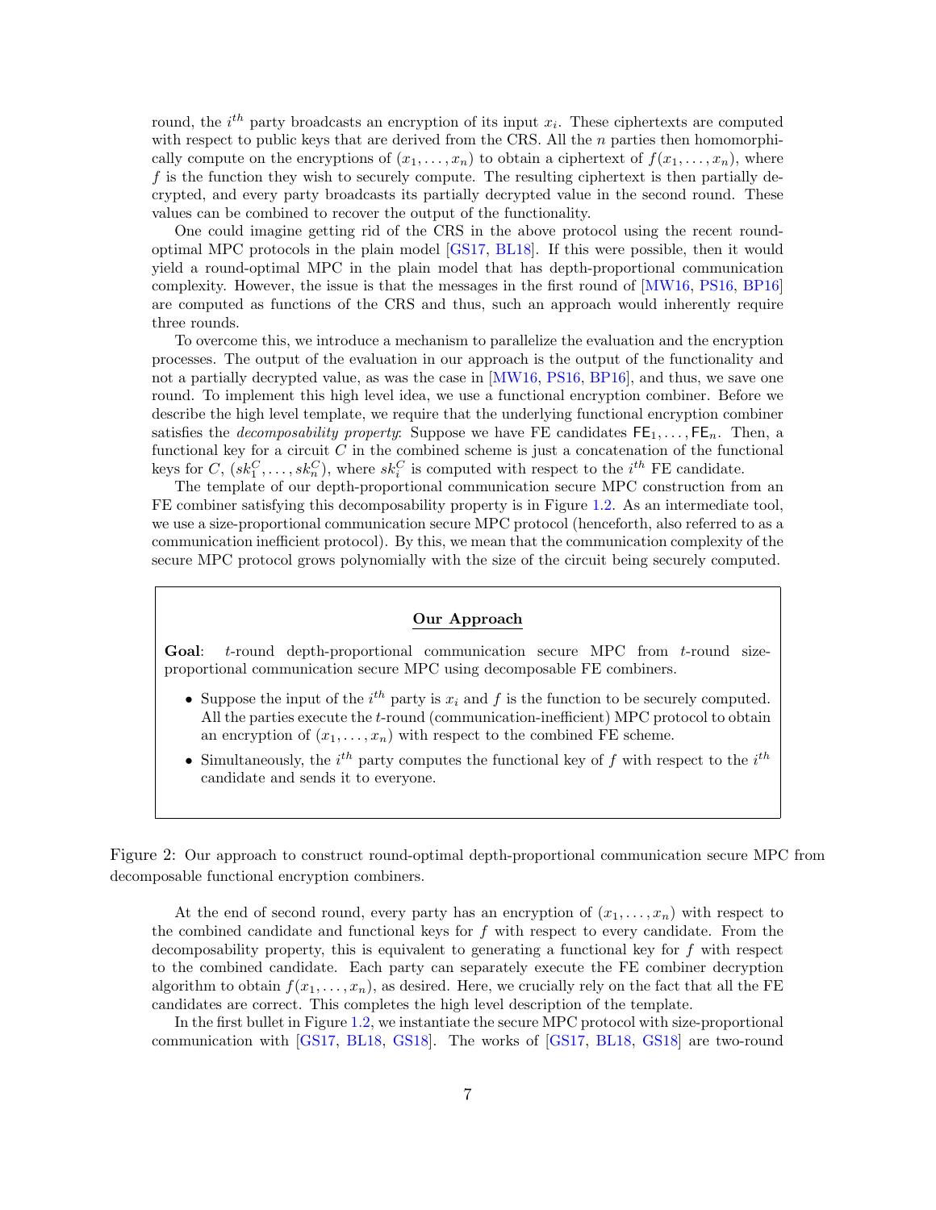round, the $i^{th}$ party broadcasts an encryption of its input $x_i$. These ciphertexts are computed with respect to public keys that are derived from the CRS. All the $n$ parties then homomorphically compute on the encryptions of $(x_1, \ldots, x_n)$ to obtain a ciphertext of $f(x_1, \ldots, x_n)$, where $f$ is the function they wish to securely compute. The resulting ciphertext is then partially decrypted, and every party broadcasts its partially decrypted value in the second round. These values can be combined to recover the output of the functionality.

One could imagine getting rid of the CRS in the above protocol using the recent round-optimal MPC protocols in the plain model [GS17, BL18]. If this were possible, then it would yield a round-optimal MPC in the plain model that has depth-proportional communication complexity. However, the issue is that the messages in the first round of [MW16, PS16, BP16] are computed as functions of the CRS and thus, such an approach would inherently require three rounds.

To overcome this, we introduce a mechanism to parallelize the evaluation and the encryption processes. The output of the evaluation in our approach is the output of the functionality and not a partially decrypted value, as was the case in [MW16, PS16, BP16], and thus, we save one round. To implement this high level idea, we use a functional encryption combiner. Before we describe the high level template, we require that the underlying functional encryption combiner satisfies the *decomposability property*: Suppose we have FE candidates $\mathsf{FE}_1, \ldots, \mathsf{FE}_n$. Then, a functional key for a circuit $C$ in the combined scheme is just a concatenation of the functional keys for $C$, $(sk_1^C, \ldots, sk_n^C)$, where $sk_i^C$ is computed with respect to the $i^{th}$ FE candidate.

The template of our depth-proportional communication secure MPC construction from an FE combiner satisfying this decomposability property is in Figure 1.2. As an intermediate tool, we use a size-proportional communication secure MPC protocol (henceforth, also referred to as a communication inefficient protocol). By this, we mean that the communication complexity of the secure MPC protocol grows polynomially with the size of the circuit being securely computed.

**Our Approach**

**Goal**: $t$-round depth-proportional communication secure MPC from $t$-round size-proportional communication secure MPC using decomposable FE combiners.

- Suppose the input of the $i^{th}$ party is $x_i$ and $f$ is the function to be securely computed. All the parties execute the $t$-round (communication-inefficient) MPC protocol to obtain an encryption of $(x_1, \ldots, x_n)$ with respect to the combined FE scheme.
- Simultaneously, the $i^{th}$ party computes the functional key of $f$ with respect to the $i^{th}$ candidate and sends it to everyone.

Figure 2: Our approach to construct round-optimal depth-proportional communication secure MPC from decomposable functional encryption combiners.

At the end of second round, every party has an encryption of $(x_1, \ldots, x_n)$ with respect to the combined candidate and functional keys for $f$ with respect to every candidate. From the decomposability property, this is equivalent to generating a functional key for $f$ with respect to the combined candidate. Each party can separately execute the FE combiner decryption algorithm to obtain $f(x_1, \ldots, x_n)$, as desired. Here, we crucially rely on the fact that all the FE candidates are correct. This completes the high level description of the template.

In the first bullet in Figure 1.2, we instantiate the secure MPC protocol with size-proportional communication with [GS17, BL18, GS18]. The works of [GS17, BL18, GS18] are two-round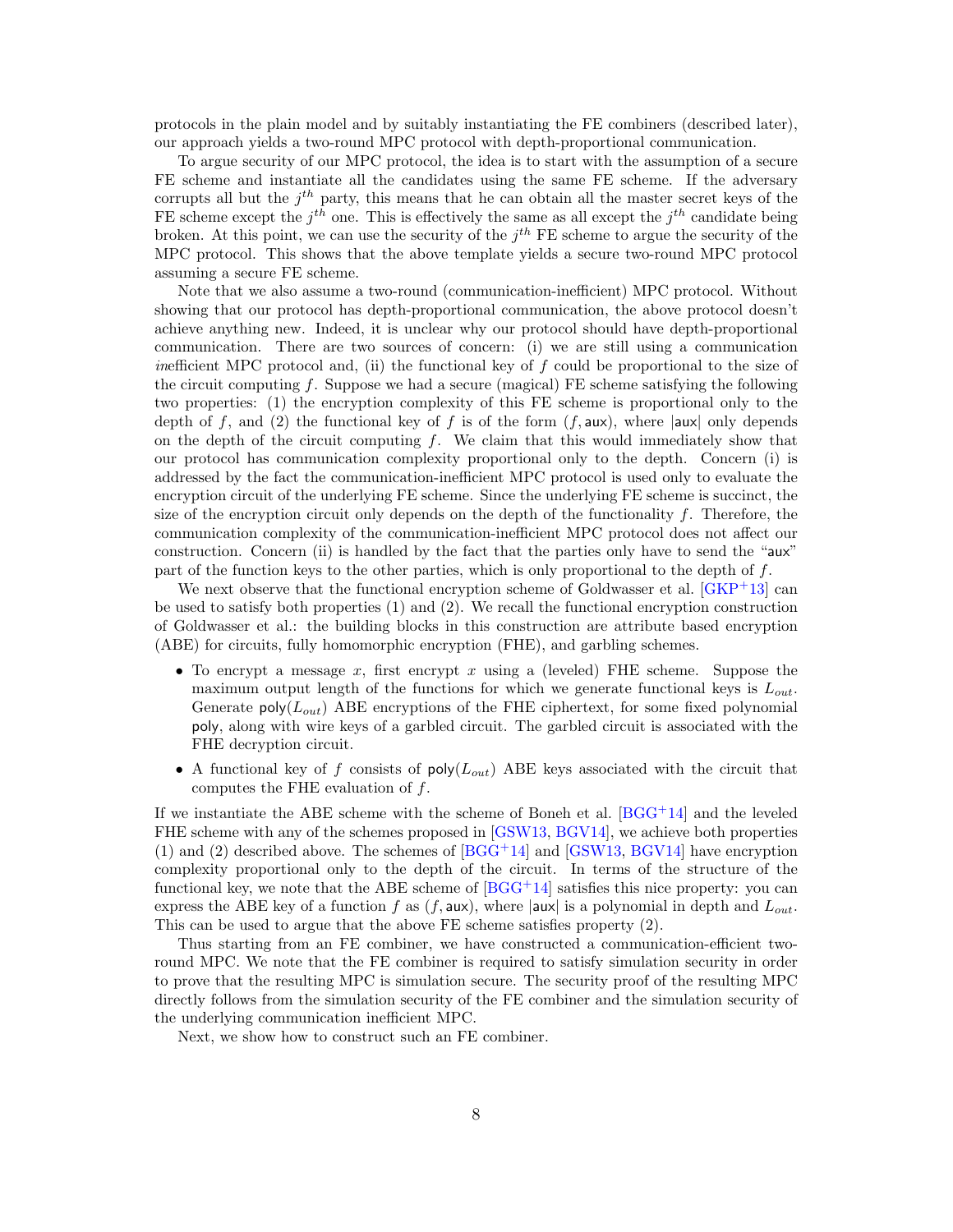protocols in the plain model and by suitably instantiating the FE combiners (described later), our approach yields a two-round MPC protocol with depth-proportional communication.

To argue security of our MPC protocol, the idea is to start with the assumption of a secure FE scheme and instantiate all the candidates using the same FE scheme. If the adversary corrupts all but the $j^{th}$ party, this means that he can obtain all the master secret keys of the FE scheme except the $j^{th}$ one. This is effectively the same as all except the $j^{th}$ candidate being broken. At this point, we can use the security of the $j^{th}$ FE scheme to argue the security of the MPC protocol. This shows that the above template yields a secure two-round MPC protocol assuming a secure FE scheme.

Note that we also assume a two-round (communication-inefficient) MPC protocol. Without showing that our protocol has depth-proportional communication, the above protocol doesn't achieve anything new. Indeed, it is unclear why our protocol should have depth-proportional communication. There are two sources of concern: (i) we are still using a communication *in*efficient MPC protocol and, (ii) the functional key of $f$ could be proportional to the size of the circuit computing $f$. Suppose we had a secure (magical) FE scheme satisfying the following two properties: (1) the encryption complexity of this FE scheme is proportional only to the depth of $f$, and (2) the functional key of $f$ is of the form $(f, \mathsf{aux})$, where $|\mathsf{aux}|$ only depends on the depth of the circuit computing $f$. We claim that this would immediately show that our protocol has communication complexity proportional only to the depth. Concern (i) is addressed by the fact the communication-inefficient MPC protocol is used only to evaluate the encryption circuit of the underlying FE scheme. Since the underlying FE scheme is succinct, the size of the encryption circuit only depends on the depth of the functionality $f$. Therefore, the communication complexity of the communication-inefficient MPC protocol does not affect our construction. Concern (ii) is handled by the fact that the parties only have to send the "aux" part of the function keys to the other parties, which is only proportional to the depth of $f$.

We next observe that the functional encryption scheme of Goldwasser et al. [GKP+13] can be used to satisfy both properties (1) and (2). We recall the functional encryption construction of Goldwasser et al.: the building blocks in this construction are attribute based encryption (ABE) for circuits, fully homomorphic encryption (FHE), and garbling schemes.

- To encrypt a message $x$, first encrypt $x$ using a (leveled) FHE scheme. Suppose the maximum output length of the functions for which we generate functional keys is $L_{out}$. Generate $\mathsf{poly}(L_{out})$ ABE encryptions of the FHE ciphertext, for some fixed polynomial $\mathsf{poly}$, along with wire keys of a garbled circuit. The garbled circuit is associated with the FHE decryption circuit.
- A functional key of $f$ consists of $\mathsf{poly}(L_{out})$ ABE keys associated with the circuit that computes the FHE evaluation of $f$.

If we instantiate the ABE scheme with the scheme of Boneh et al. [BGG+14] and the leveled FHE scheme with any of the schemes proposed in [GSW13, BGV14], we achieve both properties (1) and (2) described above. The schemes of [BGG+14] and [GSW13, BGV14] have encryption complexity proportional only to the depth of the circuit. In terms of the structure of the functional key, we note that the ABE scheme of [BGG+14] satisfies this nice property: you can express the ABE key of a function $f$ as $(f, \mathsf{aux})$, where $|\mathsf{aux}|$ is a polynomial in depth and $L_{out}$. This can be used to argue that the above FE scheme satisfies property (2).

Thus starting from an FE combiner, we have constructed a communication-efficient two-round MPC. We note that the FE combiner is required to satisfy simulation security in order to prove that the resulting MPC is simulation secure. The security proof of the resulting MPC directly follows from the simulation security of the FE combiner and the simulation security of the underlying communication inefficient MPC.

Next, we show how to construct such an FE combiner.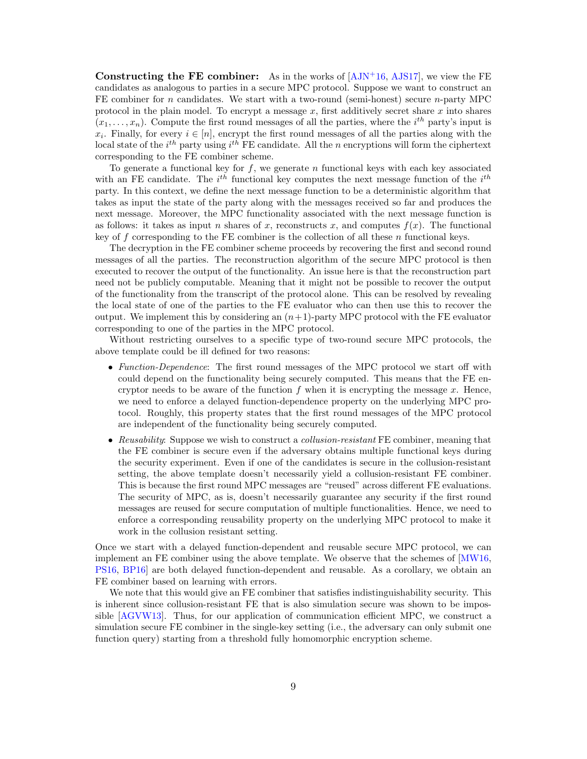**Constructing the FE combiner:** As in the works of [AJN+16, AJS17], we view the FE candidates as analogous to parties in a secure MPC protocol. Suppose we want to construct an FE combiner for $n$ candidates. We start with a two-round (semi-honest) secure $n$-party MPC protocol in the plain model. To encrypt a message $x$, first additively secret share $x$ into shares $(x_1, \ldots, x_n)$. Compute the first round messages of all the parties, where the $i^{th}$ party's input is $x_i$. Finally, for every $i \in [n]$, encrypt the first round messages of all the parties along with the local state of the $i^{th}$ party using $i^{th}$ FE candidate. All the $n$ encryptions will form the ciphertext corresponding to the FE combiner scheme.

To generate a functional key for $f$, we generate $n$ functional keys with each key associated with an FE candidate. The $i^{th}$ functional key computes the next message function of the $i^{th}$ party. In this context, we define the next message function to be a deterministic algorithm that takes as input the state of the party along with the messages received so far and produces the next message. Moreover, the MPC functionality associated with the next message function is as follows: it takes as input $n$ shares of $x$, reconstructs $x$, and computes $f(x)$. The functional key of $f$ corresponding to the FE combiner is the collection of all these $n$ functional keys.

The decryption in the FE combiner scheme proceeds by recovering the first and second round messages of all the parties. The reconstruction algorithm of the secure MPC protocol is then executed to recover the output of the functionality. An issue here is that the reconstruction part need not be publicly computable. Meaning that it might not be possible to recover the output of the functionality from the transcript of the protocol alone. This can be resolved by revealing the local state of one of the parties to the FE evaluator who can then use this to recover the output. We implement this by considering an $(n+1)$-party MPC protocol with the FE evaluator corresponding to one of the parties in the MPC protocol.

Without restricting ourselves to a specific type of two-round secure MPC protocols, the above template could be ill defined for two reasons:

- *Function-Dependence*: The first round messages of the MPC protocol we start off with could depend on the functionality being securely computed. This means that the FE encryptor needs to be aware of the function $f$ when it is encrypting the message $x$. Hence, we need to enforce a delayed function-dependence property on the underlying MPC protocol. Roughly, this property states that the first round messages of the MPC protocol are independent of the functionality being securely computed.
- *Reusability*: Suppose we wish to construct a *collusion-resistant* FE combiner, meaning that the FE combiner is secure even if the adversary obtains multiple functional keys during the security experiment. Even if one of the candidates is secure in the collusion-resistant setting, the above template doesn't necessarily yield a collusion-resistant FE combiner. This is because the first round MPC messages are "reused" across different FE evaluations. The security of MPC, as is, doesn't necessarily guarantee any security if the first round messages are reused for secure computation of multiple functionalities. Hence, we need to enforce a corresponding reusability property on the underlying MPC protocol to make it work in the collusion resistant setting.

Once we start with a delayed function-dependent and reusable secure MPC protocol, we can implement an FE combiner using the above template. We observe that the schemes of [MW16, PS16, BP16] are both delayed function-dependent and reusable. As a corollary, we obtain an FE combiner based on learning with errors.

We note that this would give an FE combiner that satisfies indistinguishability security. This is inherent since collusion-resistant FE that is also simulation secure was shown to be impossible [AGVW13]. Thus, for our application of communication efficient MPC, we construct a simulation secure FE combiner in the single-key setting (i.e., the adversary can only submit one function query) starting from a threshold fully homomorphic encryption scheme.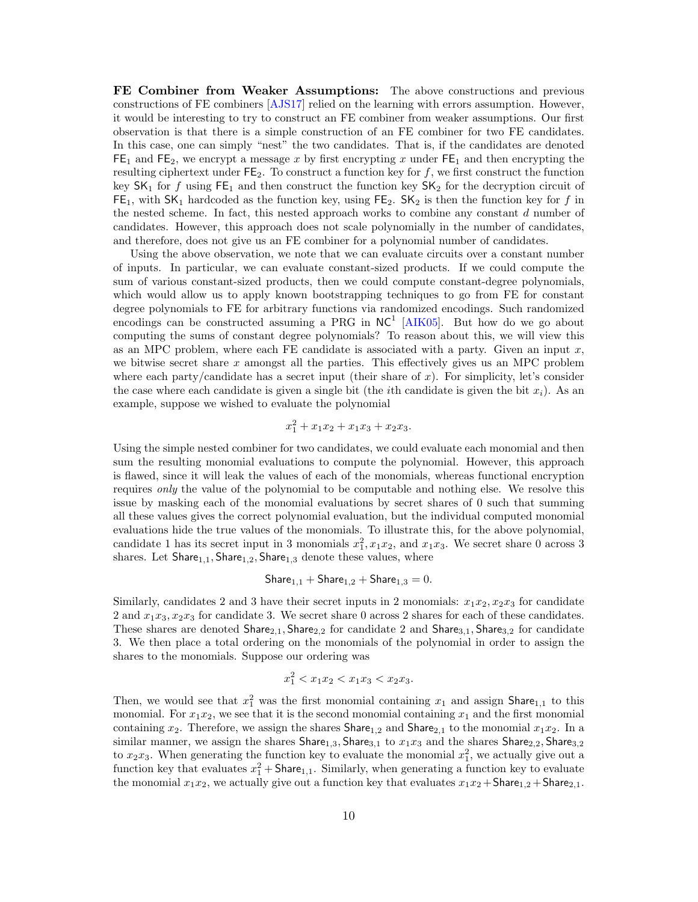**FE Combiner from Weaker Assumptions:** The above constructions and previous constructions of FE combiners [AJS17] relied on the learning with errors assumption. However, it would be interesting to try to construct an FE combiner from weaker assumptions. Our first observation is that there is a simple construction of an FE combiner for two FE candidates. In this case, one can simply "nest" the two candidates. That is, if the candidates are denoted $\mathsf{FE}_1$ and $\mathsf{FE}_2$, we encrypt a message $x$ by first encrypting $x$ under $\mathsf{FE}_1$ and then encrypting the resulting ciphertext under $\mathsf{FE}_2$. To construct a function key for $f$, we first construct the function key $\mathsf{SK}_1$ for $f$ using $\mathsf{FE}_1$ and then construct the function key $\mathsf{SK}_2$ for the decryption circuit of $\mathsf{FE}_1$, with $\mathsf{SK}_1$ hardcoded as the function key, using $\mathsf{FE}_2$. $\mathsf{SK}_2$ is then the function key for $f$ in the nested scheme. In fact, this nested approach works to combine any constant $d$ number of candidates. However, this approach does not scale polynomially in the number of candidates, and therefore, does not give us an FE combiner for a polynomial number of candidates.

Using the above observation, we note that we can evaluate circuits over a constant number of inputs. In particular, we can evaluate constant-sized products. If we could compute the sum of various constant-sized products, then we could compute constant-degree polynomials, which would allow us to apply known bootstrapping techniques to go from FE for constant degree polynomials to FE for arbitrary functions via randomized encodings. Such randomized encodings can be constructed assuming a PRG in $\mathsf{NC}^1$ [AIK05]. But how do we go about computing the sums of constant degree polynomials? To reason about this, we will view this as an MPC problem, where each FE candidate is associated with a party. Given an input $x$, we bitwise secret share $x$ amongst all the parties. This effectively gives us an MPC problem where each party/candidate has a secret input (their share of $x$). For simplicity, let's consider the case where each candidate is given a single bit (the $i$th candidate is given the bit $x_i$). As an example, suppose we wished to evaluate the polynomial

$$x_1^2 + x_1x_2 + x_1x_3 + x_2x_3.$$

Using the simple nested combiner for two candidates, we could evaluate each monomial and then sum the resulting monomial evaluations to compute the polynomial. However, this approach is flawed, since it will leak the values of each of the monomials, whereas functional encryption requires *only* the value of the polynomial to be computable and nothing else. We resolve this issue by masking each of the monomial evaluations by secret shares of 0 such that summing all these values gives the correct polynomial evaluation, but the individual computed monomial evaluations hide the true values of the monomials. To illustrate this, for the above polynomial, candidate 1 has its secret input in 3 monomials $x_1^2, x_1x_2$, and $x_1x_3$. We secret share 0 across 3 shares. Let $\mathsf{Share}_{1,1}, \mathsf{Share}_{1,2}, \mathsf{Share}_{1,3}$ denote these values, where

$$\mathsf{Share}_{1,1} + \mathsf{Share}_{1,2} + \mathsf{Share}_{1,3} = 0.$$

Similarly, candidates 2 and 3 have their secret inputs in 2 monomials: $x_1x_2, x_2x_3$ for candidate 2 and $x_1x_3, x_2x_3$ for candidate 3. We secret share 0 across 2 shares for each of these candidates. These shares are denoted $\mathsf{Share}_{2,1}, \mathsf{Share}_{2,2}$ for candidate 2 and $\mathsf{Share}_{3,1}, \mathsf{Share}_{3,2}$ for candidate 3. We then place a total ordering on the monomials of the polynomial in order to assign the shares to the monomials. Suppose our ordering was

$$x_1^2 < x_1x_2 < x_1x_3 < x_2x_3.$$

Then, we would see that $x_1^2$ was the first monomial containing $x_1$ and assign $\mathsf{Share}_{1,1}$ to this monomial. For $x_1x_2$, we see that it is the second monomial containing $x_1$ and the first monomial containing $x_2$. Therefore, we assign the shares $\mathsf{Share}_{1,2}$ and $\mathsf{Share}_{2,1}$ to the monomial $x_1x_2$. In a similar manner, we assign the shares $\mathsf{Share}_{1,3}, \mathsf{Share}_{3,1}$ to $x_1x_3$ and the shares $\mathsf{Share}_{2,2}, \mathsf{Share}_{3,2}$ to $x_2x_3$. When generating the function key to evaluate the monomial $x_1^2$, we actually give out a function key that evaluates $x_1^2 + \mathsf{Share}_{1,1}$. Similarly, when generating a function key to evaluate the monomial $x_1x_2$, we actually give out a function key that evaluates $x_1x_2 + \mathsf{Share}_{1,2} + \mathsf{Share}_{2,1}$.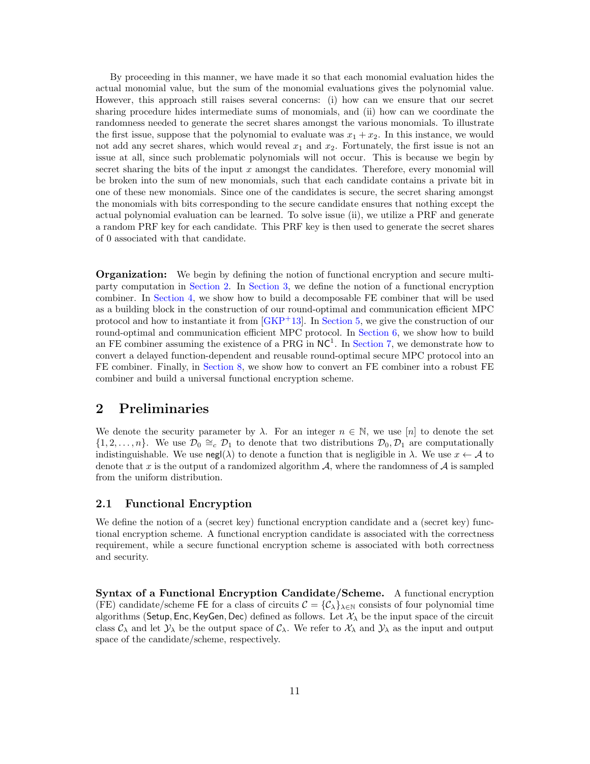By proceeding in this manner, we have made it so that each monomial evaluation hides the actual monomial value, but the sum of the monomial evaluations gives the polynomial value. However, this approach still raises several concerns: (i) how can we ensure that our secret sharing procedure hides intermediate sums of monomials, and (ii) how can we coordinate the randomness needed to generate the secret shares amongst the various monomials. To illustrate the first issue, suppose that the polynomial to evaluate was $x_1 + x_2$. In this instance, we would not add any secret shares, which would reveal $x_1$ and $x_2$. Fortunately, the first issue is not an issue at all, since such problematic polynomials will not occur. This is because we begin by secret sharing the bits of the input $x$ amongst the candidates. Therefore, every monomial will be broken into the sum of new monomials, such that each candidate contains a private bit in one of these new monomials. Since one of the candidates is secure, the secret sharing amongst the monomials with bits corresponding to the secure candidate ensures that nothing except the actual polynomial evaluation can be learned. To solve issue (ii), we utilize a PRF and generate a random PRF key for each candidate. This PRF key is then used to generate the secret shares of 0 associated with that candidate.

**Organization:** We begin by defining the notion of functional encryption and secure multi-party computation in Section 2. In Section 3, we define the notion of a functional encryption combiner. In Section 4, we show how to build a decomposable FE combiner that will be used as a building block in the construction of our round-optimal and communication efficient MPC protocol and how to instantiate it from [GKP+13]. In Section 5, we give the construction of our round-optimal and communication efficient MPC protocol. In Section 6, we show how to build an FE combiner assuming the existence of a PRG in $\mathsf{NC}^1$. In Section 7, we demonstrate how to convert a delayed function-dependent and reusable round-optimal secure MPC protocol into an FE combiner. Finally, in Section 8, we show how to convert an FE combiner into a robust FE combiner and build a universal functional encryption scheme.

## 2 Preliminaries

We denote the security parameter by $\lambda$. For an integer $n \in \mathbb{N}$, we use $[n]$ to denote the set $\{1, 2, \ldots, n\}$. We use $\mathcal{D}_0 \cong_c \mathcal{D}_1$ to denote that two distributions $\mathcal{D}_0, \mathcal{D}_1$ are computationally indistinguishable. We use $\mathsf{negl}(\lambda)$ to denote a function that is negligible in $\lambda$. We use $x \leftarrow \mathcal{A}$ to denote that $x$ is the output of a randomized algorithm $\mathcal{A}$, where the randomness of $\mathcal{A}$ is sampled from the uniform distribution.

### 2.1 Functional Encryption

We define the notion of a (secret key) functional encryption candidate and a (secret key) functional encryption scheme. A functional encryption candidate is associated with the correctness requirement, while a secure functional encryption scheme is associated with both correctness and security.

**Syntax of a Functional Encryption Candidate/Scheme.** A functional encryption (FE) candidate/scheme $\mathsf{FE}$ for a class of circuits $\mathcal{C} = \{\mathcal{C}_\lambda\}_{\lambda \in \mathbb{N}}$ consists of four polynomial time algorithms ($\mathsf{Setup}, \mathsf{Enc}, \mathsf{KeyGen}, \mathsf{Dec}$) defined as follows. Let $\mathcal{X}_\lambda$ be the input space of the circuit class $\mathcal{C}_\lambda$ and let $\mathcal{Y}_\lambda$ be the output space of $\mathcal{C}_\lambda$. We refer to $\mathcal{X}_\lambda$ and $\mathcal{Y}_\lambda$ as the input and output space of the candidate/scheme, respectively.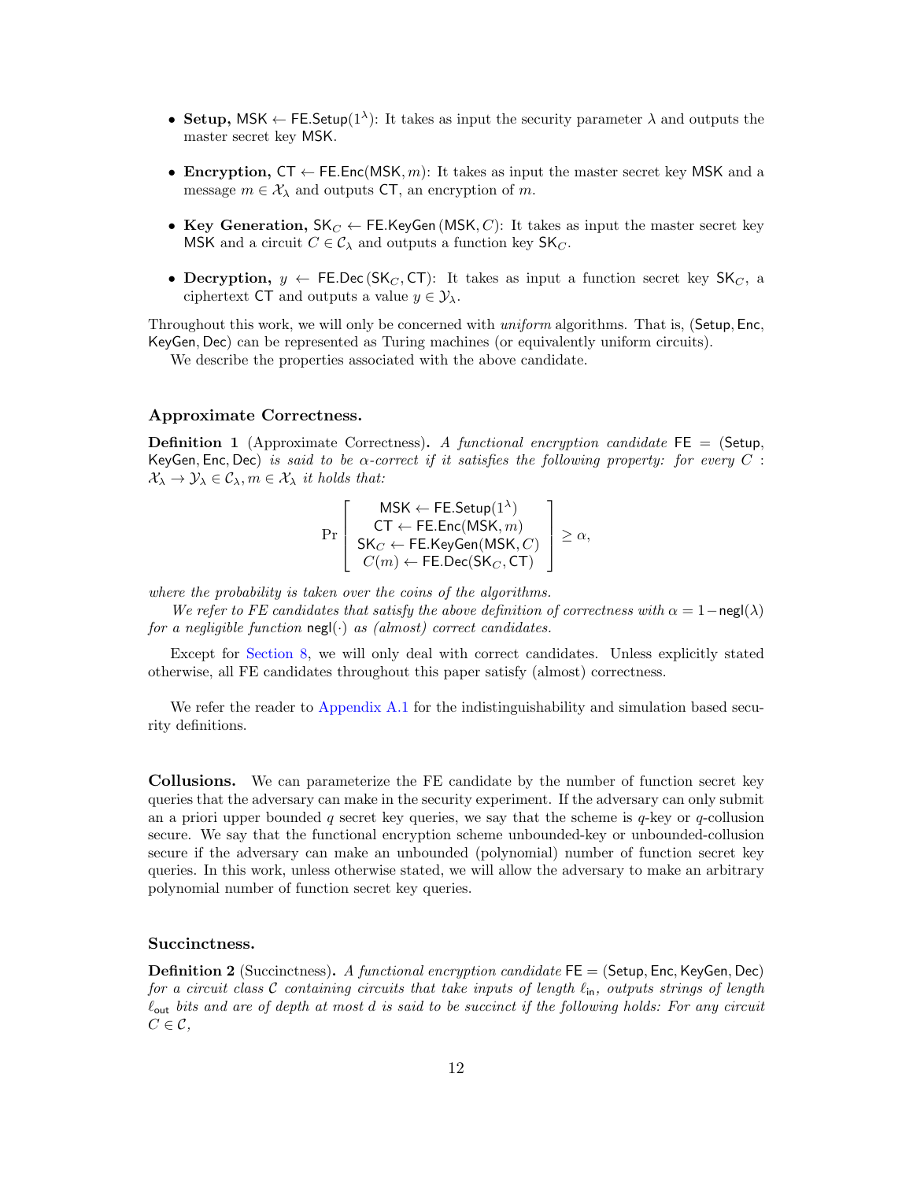- **Setup,** $\mathsf{MSK} \leftarrow \mathsf{FE.Setup}(1^\lambda)$: It takes as input the security parameter $\lambda$ and outputs the master secret key $\mathsf{MSK}$.
- **Encryption,** $\mathsf{CT} \leftarrow \mathsf{FE.Enc}(\mathsf{MSK}, m)$: It takes as input the master secret key $\mathsf{MSK}$ and a message $m \in \mathcal{X}_\lambda$ and outputs $\mathsf{CT}$, an encryption of $m$.
- **Key Generation,** $\mathsf{SK}_C \leftarrow \mathsf{FE.KeyGen}(\mathsf{MSK}, C)$: It takes as input the master secret key $\mathsf{MSK}$ and a circuit $C \in \mathcal{C}_\lambda$ and outputs a function key $\mathsf{SK}_C$.
- **Decryption,** $y \leftarrow \mathsf{FE.Dec}(\mathsf{SK}_C, \mathsf{CT})$: It takes as input a function secret key $\mathsf{SK}_C$, a ciphertext $\mathsf{CT}$ and outputs a value $y \in \mathcal{Y}_\lambda$.

Throughout this work, we will only be concerned with *uniform* algorithms. That is, ($\mathsf{Setup}$, $\mathsf{Enc}$, $\mathsf{KeyGen}$, $\mathsf{Dec}$) can be represented as Turing machines (or equivalently uniform circuits).

We describe the properties associated with the above candidate.

### Approximate Correctness.

**Definition 1** (Approximate Correctness)**.** *A functional encryption candidate* $\mathsf{FE} = (\mathsf{Setup}, \mathsf{KeyGen}, \mathsf{Enc}, \mathsf{Dec})$ *is said to be* $\alpha$*-correct if it satisfies the following property: for every* $C : \mathcal{X}_\lambda \rightarrow \mathcal{Y}_\lambda \in \mathcal{C}_\lambda, m \in \mathcal{X}_\lambda$ *it holds that:*

$$\Pr\left[\begin{array}{c} \mathsf{MSK} \leftarrow \mathsf{FE.Setup}(1^\lambda) \\ \mathsf{CT} \leftarrow \mathsf{FE.Enc}(\mathsf{MSK}, m) \\ \mathsf{SK}_C \leftarrow \mathsf{FE.KeyGen}(\mathsf{MSK}, C) \\ C(m) \leftarrow \mathsf{FE.Dec}(\mathsf{SK}_C, \mathsf{CT}) \end{array}\right] \geq \alpha,$$

*where the probability is taken over the coins of the algorithms.*

*We refer to FE candidates that satisfy the above definition of correctness with* $\alpha = 1 - \mathsf{negl}(\lambda)$ *for a negligible function* $\mathsf{negl}(\cdot)$ *as (almost) correct candidates.*

Except for Section 8, we will only deal with correct candidates. Unless explicitly stated otherwise, all FE candidates throughout this paper satisfy (almost) correctness.

We refer the reader to Appendix A.1 for the indistinguishability and simulation based security definitions.

**Collusions.** We can parameterize the FE candidate by the number of function secret key queries that the adversary can make in the security experiment. If the adversary can only submit an a priori upper bounded $q$ secret key queries, we say that the scheme is $q$-key or $q$-collusion secure. We say that the functional encryption scheme unbounded-key or unbounded-collusion secure if the adversary can make an unbounded (polynomial) number of function secret key queries. In this work, unless otherwise stated, we will allow the adversary to make an arbitrary polynomial number of function secret key queries.

### Succinctness.

**Definition 2** (Succinctness)**.** *A functional encryption candidate* $\mathsf{FE} = (\mathsf{Setup}, \mathsf{Enc}, \mathsf{KeyGen}, \mathsf{Dec})$ *for a circuit class* $\mathcal{C}$ *containing circuits that take inputs of length* $\ell_{\mathsf{in}}$*, outputs strings of length* $\ell_{\mathsf{out}}$ *bits and are of depth at most* $d$ *is said to be succinct if the following holds: For any circuit* $C \in \mathcal{C}$*,*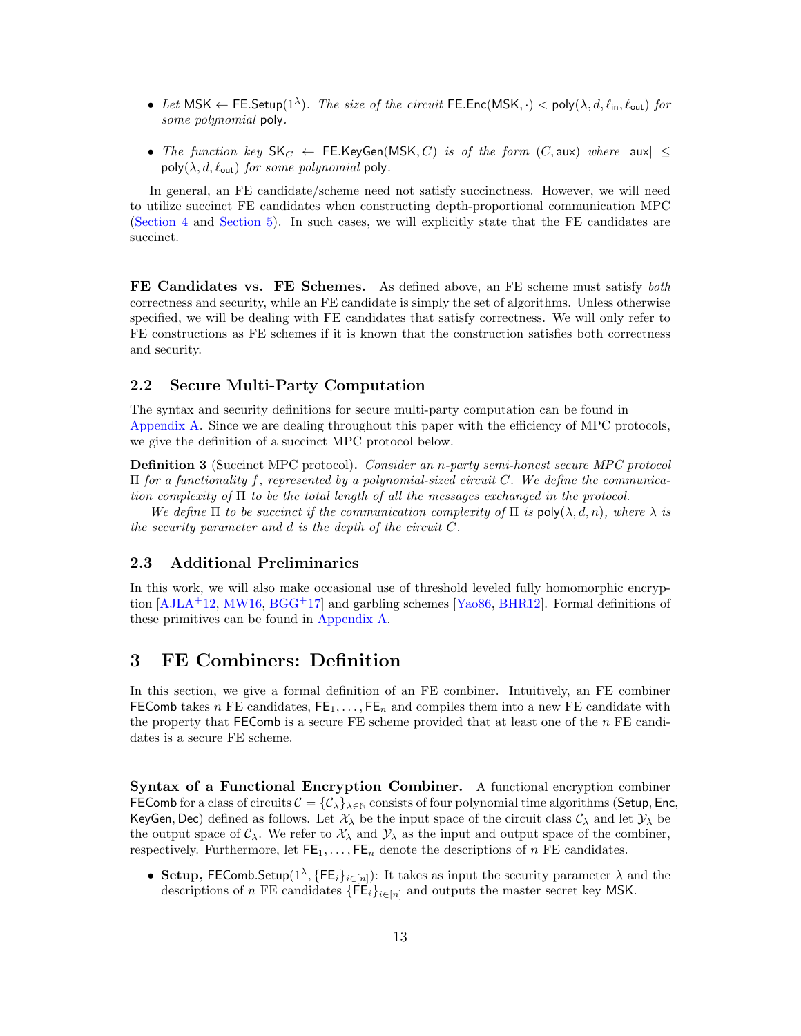- *Let* $\mathsf{MSK} \leftarrow \mathsf{FE.Setup}(1^\lambda)$*. The size of the circuit* $\mathsf{FE.Enc}(\mathsf{MSK}, \cdot) < \mathsf{poly}(\lambda, d, \ell_{\mathsf{in}}, \ell_{\mathsf{out}})$ *for some polynomial* $\mathsf{poly}$*.*
- *The function key* $\mathsf{SK}_C \leftarrow \mathsf{FE.KeyGen}(\mathsf{MSK}, C)$ *is of the form* $(C, \mathsf{aux})$ *where* $|\mathsf{aux}| \leq \mathsf{poly}(\lambda, d, \ell_{\mathsf{out}})$ *for some polynomial* $\mathsf{poly}$*.*

In general, an FE candidate/scheme need not satisfy succinctness. However, we will need to utilize succinct FE candidates when constructing depth-proportional communication MPC (Section 4 and Section 5). In such cases, we will explicitly state that the FE candidates are succinct.

**FE Candidates vs. FE Schemes.** As defined above, an FE scheme must satisfy *both* correctness and security, while an FE candidate is simply the set of algorithms. Unless otherwise specified, we will be dealing with FE candidates that satisfy correctness. We will only refer to FE constructions as FE schemes if it is known that the construction satisfies both correctness and security.

### 2.2 Secure Multi-Party Computation

The syntax and security definitions for secure multi-party computation can be found in Appendix A. Since we are dealing throughout this paper with the efficiency of MPC protocols, we give the definition of a succinct MPC protocol below.

**Definition 3** (Succinct MPC protocol)**.** *Consider an* $n$*-party semi-honest secure MPC protocol* $\Pi$ *for a functionality* $f$*, represented by a polynomial-sized circuit* $C$*. We define the communication complexity of* $\Pi$ *to be the total length of all the messages exchanged in the protocol.*

*We define* $\Pi$ *to be succinct if the communication complexity of* $\Pi$ *is* $\mathsf{poly}(\lambda, d, n)$*, where* $\lambda$ *is the security parameter and* $d$ *is the depth of the circuit* $C$*.*

### 2.3 Additional Preliminaries

In this work, we will also make occasional use of threshold leveled fully homomorphic encryption [AJLA+12, MW16, BGG+17] and garbling schemes [Yao86, BHR12]. Formal definitions of these primitives can be found in Appendix A.

## 3 FE Combiners: Definition

In this section, we give a formal definition of an FE combiner. Intuitively, an FE combiner $\mathsf{FEComb}$ takes $n$ FE candidates, $\mathsf{FE}_1, \ldots, \mathsf{FE}_n$ and compiles them into a new FE candidate with the property that $\mathsf{FEComb}$ is a secure FE scheme provided that at least one of the $n$ FE candidates is a secure FE scheme.

**Syntax of a Functional Encryption Combiner.** A functional encryption combiner $\mathsf{FEComb}$ for a class of circuits $\mathcal{C} = \{\mathcal{C}_\lambda\}_{\lambda \in \mathbb{N}}$ consists of four polynomial time algorithms ($\mathsf{Setup}$, $\mathsf{Enc}$, $\mathsf{KeyGen}$, $\mathsf{Dec}$) defined as follows. Let $\mathcal{X}_\lambda$ be the input space of the circuit class $\mathcal{C}_\lambda$ and let $\mathcal{Y}_\lambda$ be the output space of $\mathcal{C}_\lambda$. We refer to $\mathcal{X}_\lambda$ and $\mathcal{Y}_\lambda$ as the input and output space of the combiner, respectively. Furthermore, let $\mathsf{FE}_1, \ldots, \mathsf{FE}_n$ denote the descriptions of $n$ FE candidates.

- **Setup,** $\mathsf{FEComb.Setup}(1^\lambda, \{\mathsf{FE}_i\}_{i\in[n]})$: It takes as input the security parameter $\lambda$ and the descriptions of $n$ FE candidates $\{\mathsf{FE}_i\}_{i\in[n]}$ and outputs the master secret key $\mathsf{MSK}$.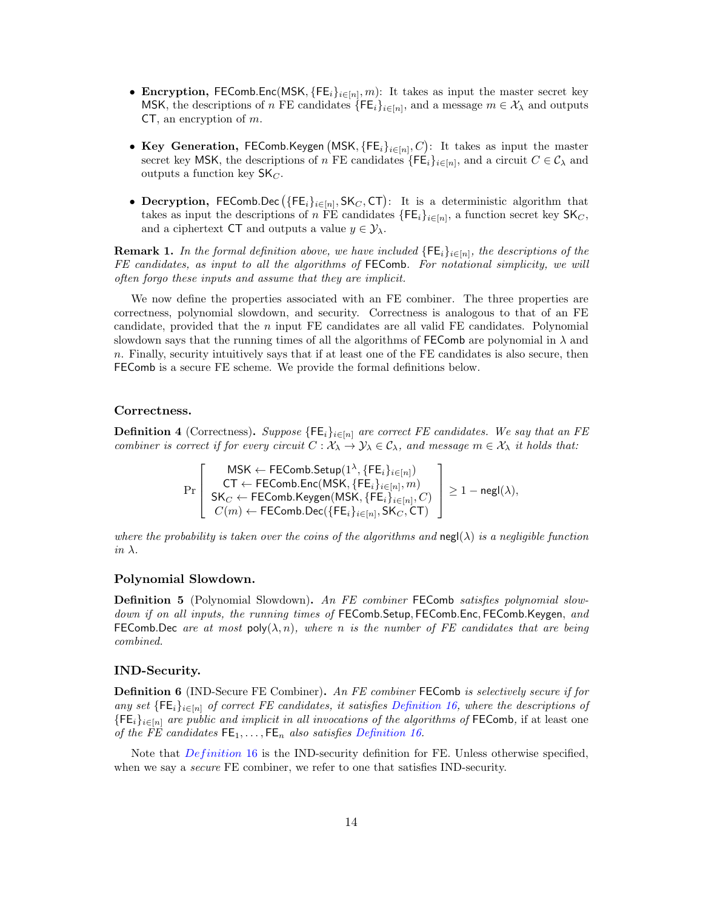- **Encryption,** $\mathsf{FEComb.Enc}(\mathsf{MSK}, \{\mathsf{FE}_i\}_{i\in[n]}, m)$: It takes as input the master secret key $\mathsf{MSK}$, the descriptions of $n$ FE candidates $\{\mathsf{FE}_i\}_{i\in[n]}$, and a message $m \in \mathcal{X}_\lambda$ and outputs $\mathsf{CT}$, an encryption of $m$.

- **Key Generation,** $\mathsf{FEComb.Keygen}\left(\mathsf{MSK}, \{\mathsf{FE}_i\}_{i\in[n]}, C\right)$: It takes as input the master secret key $\mathsf{MSK}$, the descriptions of $n$ FE candidates $\{\mathsf{FE}_i\}_{i\in[n]}$, and a circuit $C \in \mathcal{C}_\lambda$ and outputs a function key $\mathsf{SK}_C$.

- **Decryption,** $\mathsf{FEComb.Dec}\left(\{\mathsf{FE}_i\}_{i\in[n]}, \mathsf{SK}_C, \mathsf{CT}\right)$: It is a deterministic algorithm that takes as input the descriptions of $n$ FE candidates $\{\mathsf{FE}_i\}_{i\in[n]}$, a function secret key $\mathsf{SK}_C$, and a ciphertext $\mathsf{CT}$ and outputs a value $y \in \mathcal{Y}_\lambda$.

**Remark 1.** *In the formal definition above, we have included $\{\mathsf{FE}_i\}_{i\in[n]}$, the descriptions of the FE candidates, as input to all the algorithms of $\mathsf{FEComb}$. For notational simplicity, we will often forgo these inputs and assume that they are implicit.*

We now define the properties associated with an FE combiner. The three properties are correctness, polynomial slowdown, and security. Correctness is analogous to that of an FE candidate, provided that the $n$ input FE candidates are all valid FE candidates. Polynomial slowdown says that the running times of all the algorithms of $\mathsf{FEComb}$ are polynomial in $\lambda$ and $n$. Finally, security intuitively says that if at least one of the FE candidates is also secure, then $\mathsf{FEComb}$ is a secure FE scheme. We provide the formal definitions below.

### Correctness.

**Definition 4** (Correctness)**.** *Suppose $\{\mathsf{FE}_i\}_{i\in[n]}$ are correct FE candidates. We say that an FE combiner is correct if for every circuit $C : \mathcal{X}_\lambda \to \mathcal{Y}_\lambda \in \mathcal{C}_\lambda$, and message $m \in \mathcal{X}_\lambda$ it holds that:*

$$\Pr\left[\begin{array}{c} \mathsf{MSK} \leftarrow \mathsf{FEComb.Setup}(1^\lambda, \{\mathsf{FE}_i\}_{i\in[n]}) \\ \mathsf{CT} \leftarrow \mathsf{FEComb.Enc}(\mathsf{MSK}, \{\mathsf{FE}_i\}_{i\in[n]}, m) \\ \mathsf{SK}_C \leftarrow \mathsf{FEComb.Keygen}(\mathsf{MSK}, \{\mathsf{FE}_i\}_{i\in[n]}, C) \\ C(m) \leftarrow \mathsf{FEComb.Dec}(\{\mathsf{FE}_i\}_{i\in[n]}, \mathsf{SK}_C, \mathsf{CT}) \end{array}\right] \geq 1 - \mathsf{negl}(\lambda),$$

*where the probability is taken over the coins of the algorithms and $\mathsf{negl}(\lambda)$ is a negligible function in $\lambda$.*

### Polynomial Slowdown.

**Definition 5** (Polynomial Slowdown)**.** *An FE combiner $\mathsf{FEComb}$ satisfies polynomial slowdown if on all inputs, the running times of $\mathsf{FEComb.Setup}, \mathsf{FEComb.Enc}, \mathsf{FEComb.Keygen}$, and $\mathsf{FEComb.Dec}$ are at most $\mathsf{poly}(\lambda, n)$, where $n$ is the number of FE candidates that are being combined.*

### IND-Security.

**Definition 6** (IND-Secure FE Combiner)**.** *An FE combiner $\mathsf{FEComb}$ is selectively secure if for any set $\{\mathsf{FE}_i\}_{i\in[n]}$ of correct FE candidates, it satisfies Definition 16, where the descriptions of $\{\mathsf{FE}_i\}_{i\in[n]}$ are public and implicit in all invocations of the algorithms of $\mathsf{FEComb}$,* if at least one *of the FE candidates $\mathsf{FE}_1, \ldots, \mathsf{FE}_n$ also satisfies Definition 16.*

Note that *Definition* 16 is the IND-security definition for FE. Unless otherwise specified, when we say a *secure* FE combiner, we refer to one that satisfies IND-security.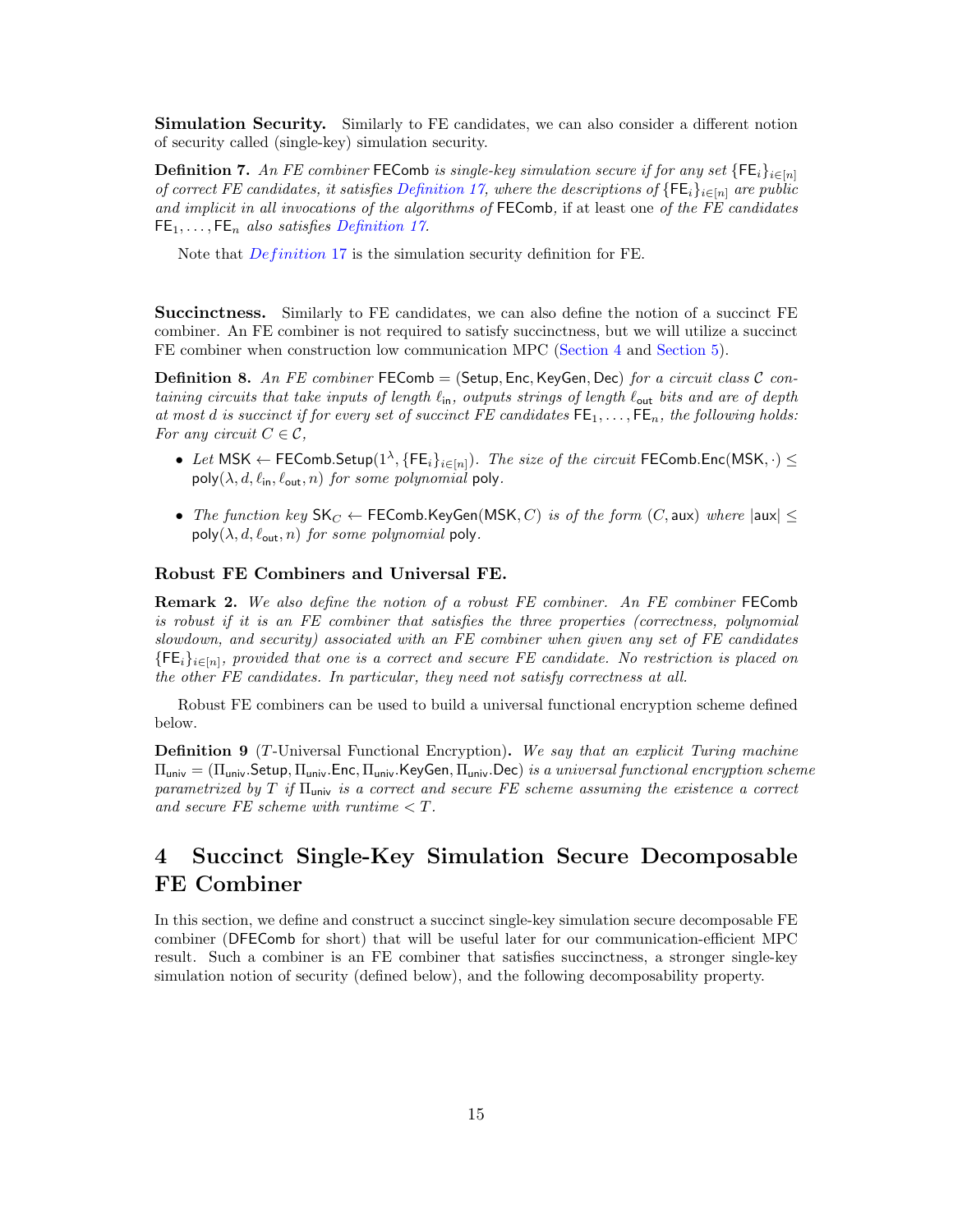**Simulation Security.** Similarly to FE candidates, we can also consider a different notion of security called (single-key) simulation security.

**Definition 7.** *An FE combiner* FEComb *is single-key simulation secure if for any set* $\{\mathsf{FE}_i\}_{i\in[n]}$ *of correct FE candidates, it satisfies Definition 17, where the descriptions of* $\{\mathsf{FE}_i\}_{i\in[n]}$ *are public and implicit in all invocations of the algorithms of* FEComb*,* if at least one *of the FE candidates* $\mathsf{FE}_1, \ldots, \mathsf{FE}_n$ *also satisfies Definition 17.*

Note that *Definition* 17 is the simulation security definition for FE.

**Succinctness.** Similarly to FE candidates, we can also define the notion of a succinct FE combiner. An FE combiner is not required to satisfy succinctness, but we will utilize a succinct FE combiner when construction low communication MPC (Section 4 and Section 5).

**Definition 8.** *An FE combiner* $\mathsf{FEComb} = (\mathsf{Setup}, \mathsf{Enc}, \mathsf{KeyGen}, \mathsf{Dec})$ *for a circuit class* $\mathcal{C}$ *containing circuits that take inputs of length* $\ell_{\mathsf{in}}$*, outputs strings of length* $\ell_{\mathsf{out}}$ *bits and are of depth at most* $d$ *is succinct if for every set of succinct FE candidates* $\mathsf{FE}_1, \ldots, \mathsf{FE}_n$*, the following holds: For any circuit* $C \in \mathcal{C}$*,*

- *Let* $\mathsf{MSK} \leftarrow \mathsf{FEComb.Setup}(1^\lambda, \{\mathsf{FE}_i\}_{i\in[n]})$*. The size of the circuit* $\mathsf{FEComb.Enc}(\mathsf{MSK}, \cdot) \leq \mathsf{poly}(\lambda, d, \ell_{\mathsf{in}}, \ell_{\mathsf{out}}, n)$ *for some polynomial* poly*.*

- *The function key* $\mathsf{SK}_C \leftarrow \mathsf{FEComb.KeyGen}(\mathsf{MSK}, C)$ *is of the form* $(C, \mathsf{aux})$ *where* $|\mathsf{aux}| \leq \mathsf{poly}(\lambda, d, \ell_{\mathsf{out}}, n)$ *for some polynomial* poly*.*

### Robust FE Combiners and Universal FE.

**Remark 2.** *We also define the notion of a robust FE combiner. An FE combiner* FEComb *is robust if it is an FE combiner that satisfies the three properties (correctness, polynomial slowdown, and security) associated with an FE combiner when given any set of FE candidates* $\{\mathsf{FE}_i\}_{i\in[n]}$*, provided that one is a correct and secure FE candidate. No restriction is placed on the other FE candidates. In particular, they need not satisfy correctness at all.*

Robust FE combiners can be used to build a universal functional encryption scheme defined below.

**Definition 9** ($T$-Universal Functional Encryption)**.** *We say that an explicit Turing machine* $\Pi_{\mathsf{univ}} = (\Pi_{\mathsf{univ}}.\mathsf{Setup}, \Pi_{\mathsf{univ}}.\mathsf{Enc}, \Pi_{\mathsf{univ}}.\mathsf{KeyGen}, \Pi_{\mathsf{univ}}.\mathsf{Dec})$ *is a universal functional encryption scheme parametrized by* $T$ *if* $\Pi_{\mathsf{univ}}$ *is a correct and secure FE scheme assuming the existence a correct and secure FE scheme with runtime* $< T$*.*

# 4 Succinct Single-Key Simulation Secure Decomposable FE Combiner

In this section, we define and construct a succinct single-key simulation secure decomposable FE combiner (DFEComb for short) that will be useful later for our communication-efficient MPC result. Such a combiner is an FE combiner that satisfies succinctness, a stronger single-key simulation notion of security (defined below), and the following decomposability property.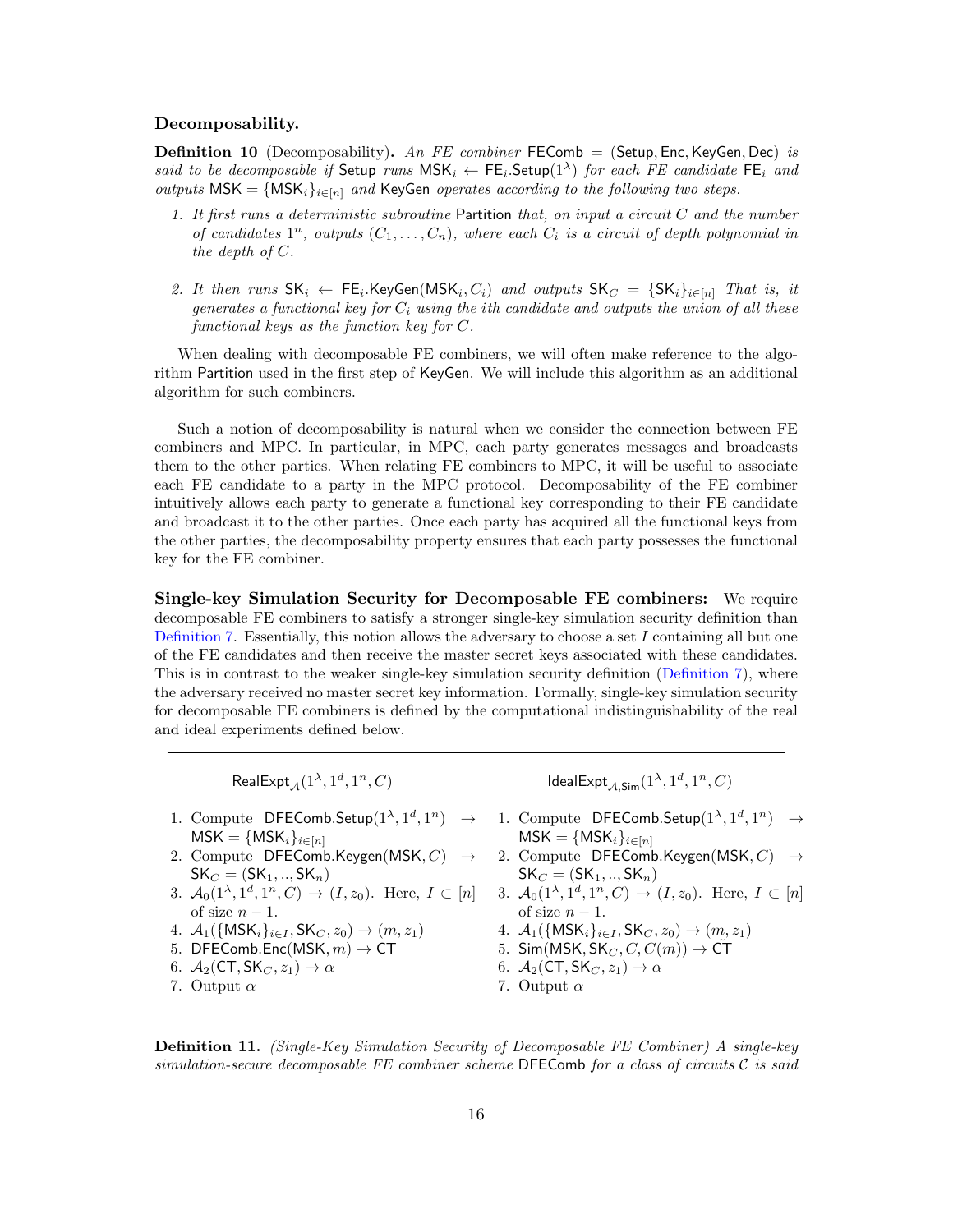**Decomposability.**

**Definition 10** (Decomposability)**.** *An FE combiner* $\mathsf{FEComb} = (\mathsf{Setup}, \mathsf{Enc}, \mathsf{KeyGen}, \mathsf{Dec})$ *is said to be decomposable if* $\mathsf{Setup}$ *runs* $\mathsf{MSK}_i \leftarrow \mathsf{FE}_i.\mathsf{Setup}(1^\lambda)$ *for each FE candidate* $\mathsf{FE}_i$ *and outputs* $\mathsf{MSK} = \{\mathsf{MSK}_i\}_{i\in[n]}$ *and* $\mathsf{KeyGen}$ *operates according to the following two steps.*

1. *It first runs a deterministic subroutine* $\mathsf{Partition}$ *that, on input a circuit* $C$ *and the number of candidates* $1^n$*, outputs* $(C_1, \ldots, C_n)$*, where each* $C_i$ *is a circuit of depth polynomial in the depth of* $C$*.*

2. *It then runs* $\mathsf{SK}_i \leftarrow \mathsf{FE}_i.\mathsf{KeyGen}(\mathsf{MSK}_i, C_i)$ *and outputs* $\mathsf{SK}_C = \{\mathsf{SK}_i\}_{i\in[n]}$ *That is, it generates a functional key for* $C_i$ *using the ith candidate and outputs the union of all these functional keys as the function key for* $C$*.*

When dealing with decomposable FE combiners, we will often make reference to the algorithm $\mathsf{Partition}$ used in the first step of $\mathsf{KeyGen}$. We will include this algorithm as an additional algorithm for such combiners.

Such a notion of decomposability is natural when we consider the connection between FE combiners and MPC. In particular, in MPC, each party generates messages and broadcasts them to the other parties. When relating FE combiners to MPC, it will be useful to associate each FE candidate to a party in the MPC protocol. Decomposability of the FE combiner intuitively allows each party to generate a functional key corresponding to their FE candidate and broadcast it to the other parties. Once each party has acquired all the functional keys from the other parties, the decomposability property ensures that each party possesses the functional key for the FE combiner.

**Single-key Simulation Security for Decomposable FE combiners:** We require decomposable FE combiners to satisfy a stronger single-key simulation security definition than Definition 7. Essentially, this notion allows the adversary to choose a set $I$ containing all but one of the FE candidates and then receive the master secret keys associated with these candidates. This is in contrast to the weaker single-key simulation security definition (Definition 7), where the adversary received no master secret key information. Formally, single-key simulation security for decomposable FE combiners is defined by the computational indistinguishability of the real and ideal experiments defined below.

| $\mathsf{RealExpt}_{\mathcal{A}}(1^\lambda, 1^d, 1^n, C)$ | $\mathsf{IdealExpt}_{\mathcal{A},\mathsf{Sim}}(1^\lambda, 1^d, 1^n, C)$ |
|---|---|
| 1. Compute $\mathsf{DFEComb}.\mathsf{Setup}(1^\lambda, 1^d, 1^n) \rightarrow \mathsf{MSK} = \{\mathsf{MSK}_i\}_{i\in[n]}$ | 1. Compute $\mathsf{DFEComb}.\mathsf{Setup}(1^\lambda, 1^d, 1^n) \rightarrow \mathsf{MSK} = \{\mathsf{MSK}_i\}_{i\in[n]}$ |
| 2. Compute $\mathsf{DFEComb}.\mathsf{Keygen}(\mathsf{MSK}, C) \rightarrow \mathsf{SK}_C = (\mathsf{SK}_1, .., \mathsf{SK}_n)$ | 2. Compute $\mathsf{DFEComb}.\mathsf{Keygen}(\mathsf{MSK}, C) \rightarrow \mathsf{SK}_C = (\mathsf{SK}_1, .., \mathsf{SK}_n)$ |
| 3. $\mathcal{A}_0(1^\lambda, 1^d, 1^n, C) \rightarrow (I, z_0)$. Here, $I \subset [n]$ of size $n-1$. | 3. $\mathcal{A}_0(1^\lambda, 1^d, 1^n, C) \rightarrow (I, z_0)$. Here, $I \subset [n]$ of size $n-1$. |
| 4. $\mathcal{A}_1(\{\mathsf{MSK}_i\}_{i\in I}, \mathsf{SK}_C, z_0) \rightarrow (m, z_1)$ | 4. $\mathcal{A}_1(\{\mathsf{MSK}_i\}_{i\in I}, \mathsf{SK}_C, z_0) \rightarrow (m, z_1)$ |
| 5. $\mathsf{DFEComb}.\mathsf{Enc}(\mathsf{MSK}, m) \rightarrow \mathsf{CT}$ | 5. $\mathsf{Sim}(\mathsf{MSK}, \mathsf{SK}_C, C, C(m)) \rightarrow \tilde{\mathsf{CT}}$ |
| 6. $\mathcal{A}_2(\mathsf{CT}, \mathsf{SK}_C, z_1) \rightarrow \alpha$ | 6. $\mathcal{A}_2(\mathsf{CT}, \mathsf{SK}_C, z_1) \rightarrow \alpha$ |
| 7. Output $\alpha$ | 7. Output $\alpha$ |

**Definition 11.** *(Single-Key Simulation Security of Decomposable FE Combiner) A single-key simulation-secure decomposable FE combiner scheme* $\mathsf{DFEComb}$ *for a class of circuits* $\mathcal{C}$ *is said*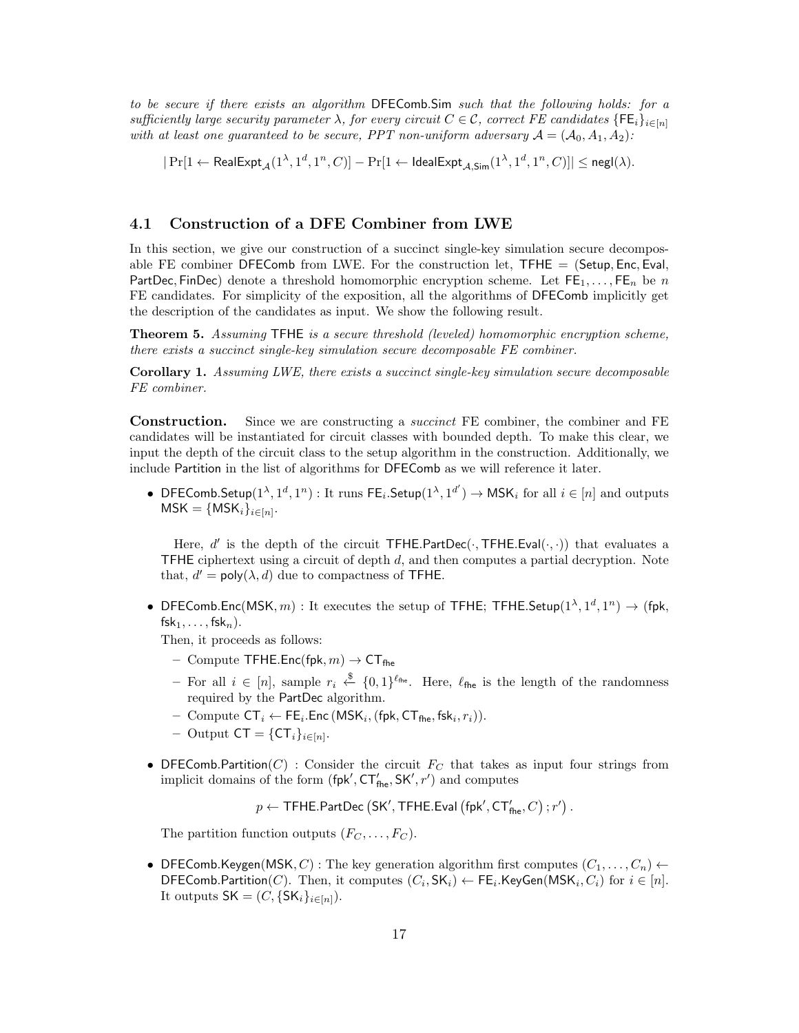*to be secure if there exists an algorithm* DFEComb.Sim *such that the following holds: for a sufficiently large security parameter* $\lambda$*, for every circuit* $C \in \mathcal{C}$*, correct FE candidates* $\{\mathsf{FE}_i\}_{i\in[n]}$ *with at least one guaranteed to be secure, PPT non-uniform adversary* $\mathcal{A} = (\mathcal{A}_0, A_1, A_2)$*:*

$$|\Pr[1 \leftarrow \mathsf{RealExpt}_{\mathcal{A}}(1^\lambda, 1^d, 1^n, C)] - \Pr[1 \leftarrow \mathsf{IdealExpt}_{\mathcal{A},\mathsf{Sim}}(1^\lambda, 1^d, 1^n, C)]| \leq \mathsf{negl}(\lambda).$$

## 4.1 Construction of a DFE Combiner from LWE

In this section, we give our construction of a succinct single-key simulation secure decomposable FE combiner DFEComb from LWE. For the construction let, TFHE = (Setup, Enc, Eval, PartDec, FinDec) denote a threshold homomorphic encryption scheme. Let $\mathsf{FE}_1, \ldots, \mathsf{FE}_n$ be $n$ FE candidates. For simplicity of the exposition, all the algorithms of DFEComb implicitly get the description of the candidates as input. We show the following result.

**Theorem 5.** *Assuming* TFHE *is a secure threshold (leveled) homomorphic encryption scheme, there exists a succinct single-key simulation secure decomposable FE combiner.*

**Corollary 1.** *Assuming LWE, there exists a succinct single-key simulation secure decomposable FE combiner.*

**Construction.** Since we are constructing a *succinct* FE combiner, the combiner and FE candidates will be instantiated for circuit classes with bounded depth. To make this clear, we input the depth of the circuit class to the setup algorithm in the construction. Additionally, we include Partition in the list of algorithms for DFEComb as we will reference it later.

- $\mathsf{DFEComb.Setup}(1^\lambda, 1^d, 1^n)$ : It runs $\mathsf{FE}_i.\mathsf{Setup}(1^\lambda, 1^{d'}) \rightarrow \mathsf{MSK}_i$ for all $i \in [n]$ and outputs $\mathsf{MSK} = \{\mathsf{MSK}_i\}_{i\in[n]}$.

  Here, $d'$ is the depth of the circuit $\mathsf{TFHE.PartDec}(\cdot, \mathsf{TFHE.Eval}(\cdot, \cdot))$ that evaluates a TFHE ciphertext using a circuit of depth $d$, and then computes a partial decryption. Note that, $d' = \mathsf{poly}(\lambda, d)$ due to compactness of TFHE.

- $\mathsf{DFEComb.Enc}(\mathsf{MSK}, m)$ : It executes the setup of TFHE; $\mathsf{TFHE.Setup}(1^\lambda, 1^d, 1^n) \rightarrow (\mathsf{fpk}, \mathsf{fsk}_1, \ldots, \mathsf{fsk}_n)$.

  Then, it proceeds as follows:
  - Compute $\mathsf{TFHE.Enc}(\mathsf{fpk}, m) \rightarrow \mathsf{CT}_{\mathsf{fhe}}$
  - For all $i \in [n]$, sample $r_i \xleftarrow{\$} \{0,1\}^{\ell_{\mathsf{fhe}}}$. Here, $\ell_{\mathsf{fhe}}$ is the length of the randomness required by the PartDec algorithm.
  - Compute $\mathsf{CT}_i \leftarrow \mathsf{FE}_i.\mathsf{Enc}(\mathsf{MSK}_i, (\mathsf{fpk}, \mathsf{CT}_{\mathsf{fhe}}, \mathsf{fsk}_i, r_i))$.
  - Output $\mathsf{CT} = \{\mathsf{CT}_i\}_{i\in[n]}$.

- $\mathsf{DFEComb.Partition}(C)$ : Consider the circuit $F_C$ that takes as input four strings from implicit domains of the form $(\mathsf{fpk}', \mathsf{CT}'_{\mathsf{fhe}}, \mathsf{SK}', r')$ and computes

$$p \leftarrow \mathsf{TFHE.PartDec}\left(\mathsf{SK}', \mathsf{TFHE.Eval}\left(\mathsf{fpk}', \mathsf{CT}'_{\mathsf{fhe}}, C\right); r'\right).$$

  The partition function outputs $(F_C, \ldots, F_C)$.

- $\mathsf{DFEComb.Keygen}(\mathsf{MSK}, C)$ : The key generation algorithm first computes $(C_1, \ldots, C_n) \leftarrow \mathsf{DFEComb.Partition}(C)$. Then, it computes $(C_i, \mathsf{SK}_i) \leftarrow \mathsf{FE}_i.\mathsf{KeyGen}(\mathsf{MSK}_i, C_i)$ for $i \in [n]$. It outputs $\mathsf{SK} = (C, \{\mathsf{SK}_i\}_{i\in[n]})$.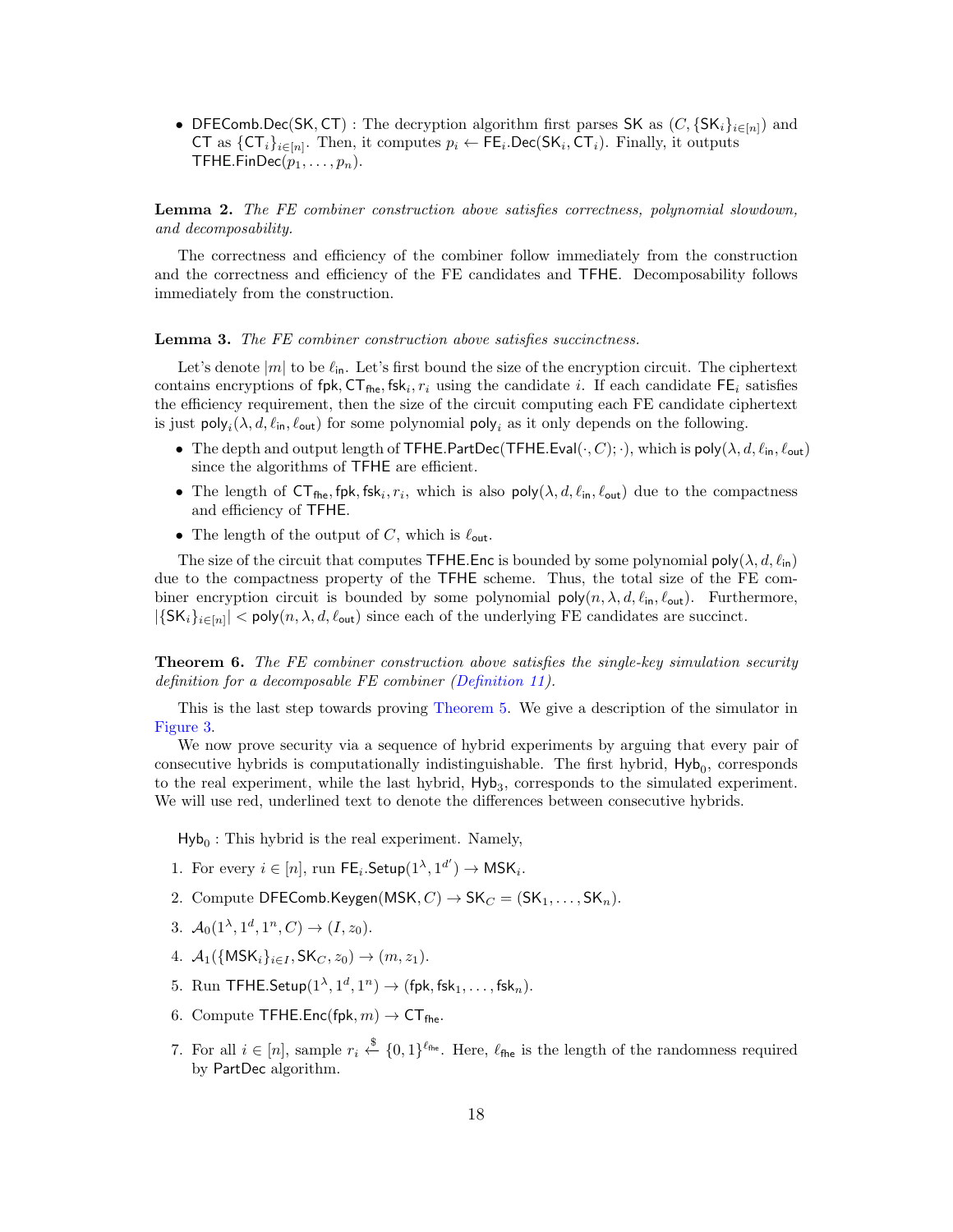- $\mathsf{DFEComb.Dec}(\mathsf{SK}, \mathsf{CT})$ : The decryption algorithm first parses $\mathsf{SK}$ as $(C, \{\mathsf{SK}_i\}_{i\in[n]})$ and $\mathsf{CT}$ as $\{\mathsf{CT}_i\}_{i\in[n]}$. Then, it computes $p_i \leftarrow \mathsf{FE}_i.\mathsf{Dec}(\mathsf{SK}_i, \mathsf{CT}_i)$. Finally, it outputs $\mathsf{TFHE.FinDec}(p_1, \ldots, p_n)$.

**Lemma 2.** *The FE combiner construction above satisfies correctness, polynomial slowdown, and decomposability.*

The correctness and efficiency of the combiner follow immediately from the construction and the correctness and efficiency of the FE candidates and TFHE. Decomposability follows immediately from the construction.

**Lemma 3.** *The FE combiner construction above satisfies succinctness.*

Let's denote $|m|$ to be $\ell_{\mathsf{in}}$. Let's first bound the size of the encryption circuit. The ciphertext contains encryptions of $\mathsf{fpk}, \mathsf{CT}_{\mathsf{fhe}}, \mathsf{fsk}_i, r_i$ using the candidate $i$. If each candidate $\mathsf{FE}_i$ satisfies the efficiency requirement, then the size of the circuit computing each FE candidate ciphertext is just $\mathsf{poly}_i(\lambda, d, \ell_{\mathsf{in}}, \ell_{\mathsf{out}})$ for some polynomial $\mathsf{poly}_i$ as it only depends on the following.

- The depth and output length of $\mathsf{TFHE.PartDec}(\mathsf{TFHE.Eval}(\cdot, C); \cdot)$, which is $\mathsf{poly}(\lambda, d, \ell_{\mathsf{in}}, \ell_{\mathsf{out}})$ since the algorithms of TFHE are efficient.
- The length of $\mathsf{CT}_{\mathsf{fhe}}, \mathsf{fpk}, \mathsf{fsk}_i, r_i$, which is also $\mathsf{poly}(\lambda, d, \ell_{\mathsf{in}}, \ell_{\mathsf{out}})$ due to the compactness and efficiency of TFHE.
- The length of the output of $C$, which is $\ell_{\mathsf{out}}$.

The size of the circuit that computes $\mathsf{TFHE.Enc}$ is bounded by some polynomial $\mathsf{poly}(\lambda, d, \ell_{\mathsf{in}})$ due to the compactness property of the TFHE scheme. Thus, the total size of the FE combiner encryption circuit is bounded by some polynomial $\mathsf{poly}(n, \lambda, d, \ell_{\mathsf{in}}, \ell_{\mathsf{out}})$. Furthermore, $|\{\mathsf{SK}_i\}_{i\in[n]}| < \mathsf{poly}(n, \lambda, d, \ell_{\mathsf{out}})$ since each of the underlying FE candidates are succinct.

**Theorem 6.** *The FE combiner construction above satisfies the single-key simulation security definition for a decomposable FE combiner (Definition 11).*

This is the last step towards proving Theorem 5. We give a description of the simulator in Figure 3.

We now prove security via a sequence of hybrid experiments by arguing that every pair of consecutive hybrids is computationally indistinguishable. The first hybrid, $\mathsf{Hyb}_0$, corresponds to the real experiment, while the last hybrid, $\mathsf{Hyb}_3$, corresponds to the simulated experiment. We will use red, underlined text to denote the differences between consecutive hybrids.

$\mathsf{Hyb}_0$ : This hybrid is the real experiment. Namely,

1. For every $i \in [n]$, run $\mathsf{FE}_i.\mathsf{Setup}(1^\lambda, 1^{d'}) \to \mathsf{MSK}_i$.
2. Compute $\mathsf{DFEComb.Keygen}(\mathsf{MSK}, C) \to \mathsf{SK}_C = (\mathsf{SK}_1, \ldots, \mathsf{SK}_n)$.
3. $\mathcal{A}_0(1^\lambda, 1^d, 1^n, C) \to (I, z_0)$.
4. $\mathcal{A}_1(\{\mathsf{MSK}_i\}_{i\in I}, \mathsf{SK}_C, z_0) \to (m, z_1)$.
5. Run $\mathsf{TFHE.Setup}(1^\lambda, 1^d, 1^n) \to (\mathsf{fpk}, \mathsf{fsk}_1, \ldots, \mathsf{fsk}_n)$.
6. Compute $\mathsf{TFHE.Enc}(\mathsf{fpk}, m) \to \mathsf{CT}_{\mathsf{fhe}}$.
7. For all $i \in [n]$, sample $r_i \xleftarrow{\$} \{0,1\}^{\ell_{\mathsf{fhe}}}$. Here, $\ell_{\mathsf{fhe}}$ is the length of the randomness required by PartDec algorithm.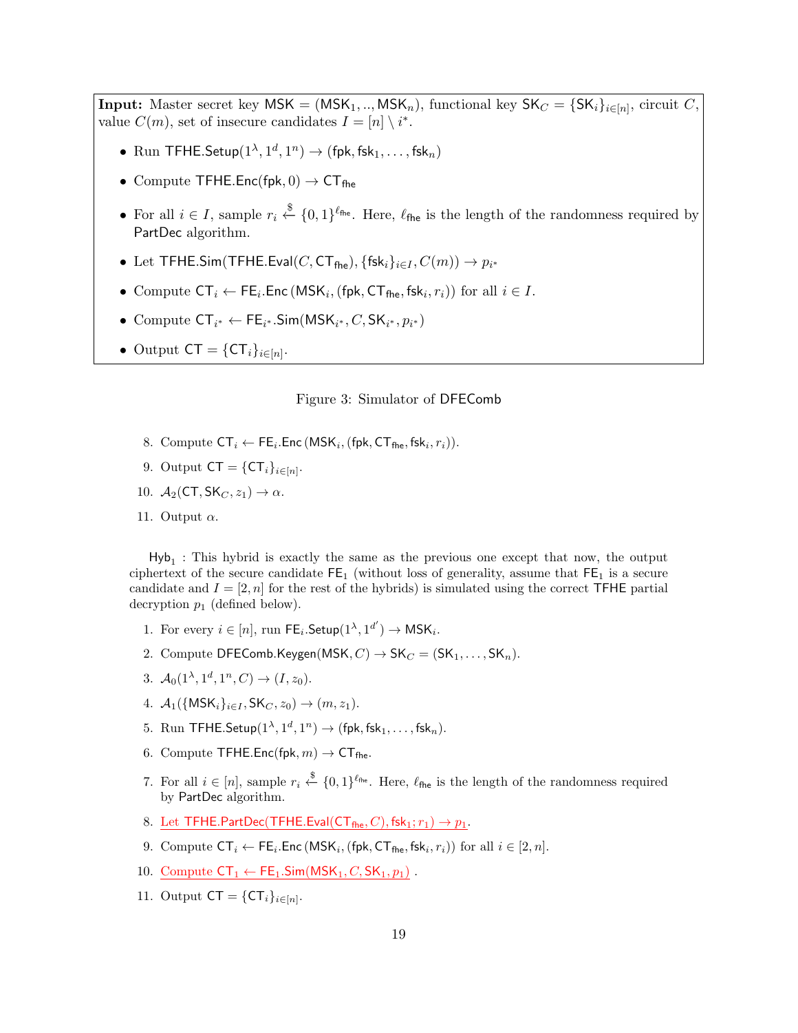**Input:** Master secret key $\mathsf{MSK} = (\mathsf{MSK}_1, .., \mathsf{MSK}_n)$, functional key $\mathsf{SK}_C = \{\mathsf{SK}_i\}_{i \in [n]}$, circuit $C$, value $C(m)$, set of insecure candidates $I = [n] \setminus i^*$.

- Run $\mathsf{TFHE.Setup}(1^\lambda, 1^d, 1^n) \to (\mathsf{fpk}, \mathsf{fsk}_1, \ldots, \mathsf{fsk}_n)$
- Compute $\mathsf{TFHE.Enc}(\mathsf{fpk}, 0) \to \mathsf{CT}_{\mathsf{fhe}}$
- For all $i \in I$, sample $r_i \xleftarrow{\$} \{0,1\}^{\ell_{\mathsf{fhe}}}$. Here, $\ell_{\mathsf{fhe}}$ is the length of the randomness required by $\mathsf{PartDec}$ algorithm.
- Let $\mathsf{TFHE.Sim}(\mathsf{TFHE.Eval}(C, \mathsf{CT}_{\mathsf{fhe}}), \{\mathsf{fsk}_i\}_{i \in I}, C(m)) \to p_{i^*}$
- Compute $\mathsf{CT}_i \leftarrow \mathsf{FE}_i.\mathsf{Enc}(\mathsf{MSK}_i, (\mathsf{fpk}, \mathsf{CT}_{\mathsf{fhe}}, \mathsf{fsk}_i, r_i))$ for all $i \in I$.
- Compute $\mathsf{CT}_{i^*} \leftarrow \mathsf{FE}_{i^*}.\mathsf{Sim}(\mathsf{MSK}_{i^*}, C, \mathsf{SK}_{i^*}, p_{i^*})$
- Output $\mathsf{CT} = \{\mathsf{CT}_i\}_{i \in [n]}$.

Figure 3: Simulator of $\mathsf{DFEComb}$

8. Compute $\mathsf{CT}_i \leftarrow \mathsf{FE}_i.\mathsf{Enc}(\mathsf{MSK}_i, (\mathsf{fpk}, \mathsf{CT}_{\mathsf{fhe}}, \mathsf{fsk}_i, r_i))$.
9. Output $\mathsf{CT} = \{\mathsf{CT}_i\}_{i \in [n]}$.
10. $\mathcal{A}_2(\mathsf{CT}, \mathsf{SK}_C, z_1) \to \alpha$.
11. Output $\alpha$.

$\mathsf{Hyb}_1$ : This hybrid is exactly the same as the previous one except that now, the output ciphertext of the secure candidate $\mathsf{FE}_1$ (without loss of generality, assume that $\mathsf{FE}_1$ is a secure candidate and $I = [2, n]$ for the rest of the hybrids) is simulated using the correct $\mathsf{TFHE}$ partial decryption $p_1$ (defined below).

1. For every $i \in [n]$, run $\mathsf{FE}_i.\mathsf{Setup}(1^\lambda, 1^{d'}) \to \mathsf{MSK}_i$.
2. Compute $\mathsf{DFEComb.Keygen}(\mathsf{MSK}, C) \to \mathsf{SK}_C = (\mathsf{SK}_1, \ldots, \mathsf{SK}_n)$.
3. $\mathcal{A}_0(1^\lambda, 1^d, 1^n, C) \to (I, z_0)$.
4. $\mathcal{A}_1(\{\mathsf{MSK}_i\}_{i \in I}, \mathsf{SK}_C, z_0) \to (m, z_1)$.
5. Run $\mathsf{TFHE.Setup}(1^\lambda, 1^d, 1^n) \to (\mathsf{fpk}, \mathsf{fsk}_1, \ldots, \mathsf{fsk}_n)$.
6. Compute $\mathsf{TFHE.Enc}(\mathsf{fpk}, m) \to \mathsf{CT}_{\mathsf{fhe}}$.
7. For all $i \in [n]$, sample $r_i \xleftarrow{\$} \{0,1\}^{\ell_{\mathsf{fhe}}}$. Here, $\ell_{\mathsf{fhe}}$ is the length of the randomness required by $\mathsf{PartDec}$ algorithm.
8. Let $\mathsf{TFHE.PartDec}(\mathsf{TFHE.Eval}(\mathsf{CT}_{\mathsf{fhe}}, C), \mathsf{fsk}_1; r_1) \to p_1$.
9. Compute $\mathsf{CT}_i \leftarrow \mathsf{FE}_i.\mathsf{Enc}(\mathsf{MSK}_i, (\mathsf{fpk}, \mathsf{CT}_{\mathsf{fhe}}, \mathsf{fsk}_i, r_i))$ for all $i \in [2, n]$.
10. Compute $\mathsf{CT}_1 \leftarrow \mathsf{FE}_1.\mathsf{Sim}(\mathsf{MSK}_1, C, \mathsf{SK}_1, p_1)$ .
11. Output $\mathsf{CT} = \{\mathsf{CT}_i\}_{i \in [n]}$.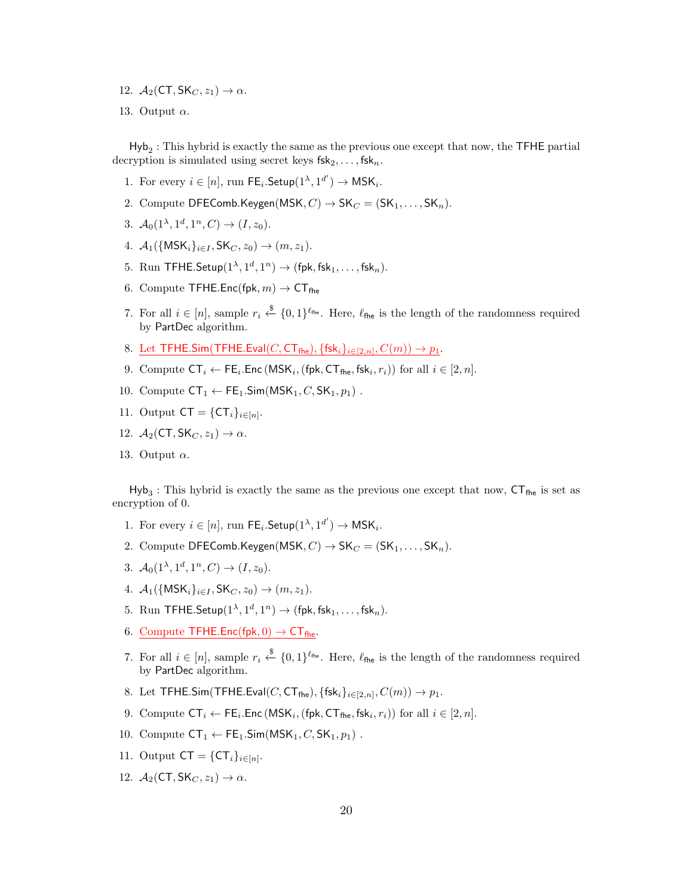12. $\mathcal{A}_2(\mathsf{CT}, \mathsf{SK}_C, z_1) \to \alpha$.
13. Output $\alpha$.

$\mathsf{Hyb}_2$ : This hybrid is exactly the same as the previous one except that now, the $\mathsf{TFHE}$ partial decryption is simulated using secret keys $\mathsf{fsk}_2, \ldots, \mathsf{fsk}_n$.

1. For every $i \in [n]$, run $\mathsf{FE}_i.\mathsf{Setup}(1^\lambda, 1^{d'}) \to \mathsf{MSK}_i$.
2. Compute $\mathsf{DFEComb.Keygen}(\mathsf{MSK}, C) \to \mathsf{SK}_C = (\mathsf{SK}_1, \ldots, \mathsf{SK}_n)$.
3. $\mathcal{A}_0(1^\lambda, 1^d, 1^n, C) \to (I, z_0)$.
4. $\mathcal{A}_1(\{\mathsf{MSK}_i\}_{i \in I}, \mathsf{SK}_C, z_0) \to (m, z_1)$.
5. Run $\mathsf{TFHE.Setup}(1^\lambda, 1^d, 1^n) \to (\mathsf{fpk}, \mathsf{fsk}_1, \ldots, \mathsf{fsk}_n)$.
6. Compute $\mathsf{TFHE.Enc}(\mathsf{fpk}, m) \to \mathsf{CT}_{\mathsf{fhe}}$
7. For all $i \in [n]$, sample $r_i \xleftarrow{\$} \{0,1\}^{\ell_{\mathsf{fhe}}}$. Here, $\ell_{\mathsf{fhe}}$ is the length of the randomness required by $\mathsf{PartDec}$ algorithm.
8. Let $\mathsf{TFHE.Sim}(\mathsf{TFHE.Eval}(C, \mathsf{CT}_{\mathsf{fhe}}), \{\mathsf{fsk}_i\}_{i \in [2,n]}, C(m)) \to p_1$.
9. Compute $\mathsf{CT}_i \leftarrow \mathsf{FE}_i.\mathsf{Enc}(\mathsf{MSK}_i, (\mathsf{fpk}, \mathsf{CT}_{\mathsf{fhe}}, \mathsf{fsk}_i, r_i))$ for all $i \in [2, n]$.
10. Compute $\mathsf{CT}_1 \leftarrow \mathsf{FE}_1.\mathsf{Sim}(\mathsf{MSK}_1, C, \mathsf{SK}_1, p_1)$ .
11. Output $\mathsf{CT} = \{\mathsf{CT}_i\}_{i \in [n]}$.
12. $\mathcal{A}_2(\mathsf{CT}, \mathsf{SK}_C, z_1) \to \alpha$.
13. Output $\alpha$.

$\mathsf{Hyb}_3$ : This hybrid is exactly the same as the previous one except that now, $\mathsf{CT}_{\mathsf{fhe}}$ is set as encryption of 0.

1. For every $i \in [n]$, run $\mathsf{FE}_i.\mathsf{Setup}(1^\lambda, 1^{d'}) \to \mathsf{MSK}_i$.
2. Compute $\mathsf{DFEComb.Keygen}(\mathsf{MSK}, C) \to \mathsf{SK}_C = (\mathsf{SK}_1, \ldots, \mathsf{SK}_n)$.
3. $\mathcal{A}_0(1^\lambda, 1^d, 1^n, C) \to (I, z_0)$.
4. $\mathcal{A}_1(\{\mathsf{MSK}_i\}_{i \in I}, \mathsf{SK}_C, z_0) \to (m, z_1)$.
5. Run $\mathsf{TFHE.Setup}(1^\lambda, 1^d, 1^n) \to (\mathsf{fpk}, \mathsf{fsk}_1, \ldots, \mathsf{fsk}_n)$.
6. Compute $\mathsf{TFHE.Enc}(\mathsf{fpk}, 0) \to \mathsf{CT}_{\mathsf{fhe}}$.
7. For all $i \in [n]$, sample $r_i \xleftarrow{\$} \{0,1\}^{\ell_{\mathsf{fhe}}}$. Here, $\ell_{\mathsf{fhe}}$ is the length of the randomness required by $\mathsf{PartDec}$ algorithm.
8. Let $\mathsf{TFHE.Sim}(\mathsf{TFHE.Eval}(C, \mathsf{CT}_{\mathsf{fhe}}), \{\mathsf{fsk}_i\}_{i \in [2,n]}, C(m)) \to p_1$.
9. Compute $\mathsf{CT}_i \leftarrow \mathsf{FE}_i.\mathsf{Enc}(\mathsf{MSK}_i, (\mathsf{fpk}, \mathsf{CT}_{\mathsf{fhe}}, \mathsf{fsk}_i, r_i))$ for all $i \in [2, n]$.
10. Compute $\mathsf{CT}_1 \leftarrow \mathsf{FE}_1.\mathsf{Sim}(\mathsf{MSK}_1, C, \mathsf{SK}_1, p_1)$ .
11. Output $\mathsf{CT} = \{\mathsf{CT}_i\}_{i \in [n]}$.
12. $\mathcal{A}_2(\mathsf{CT}, \mathsf{SK}_C, z_1) \to \alpha$.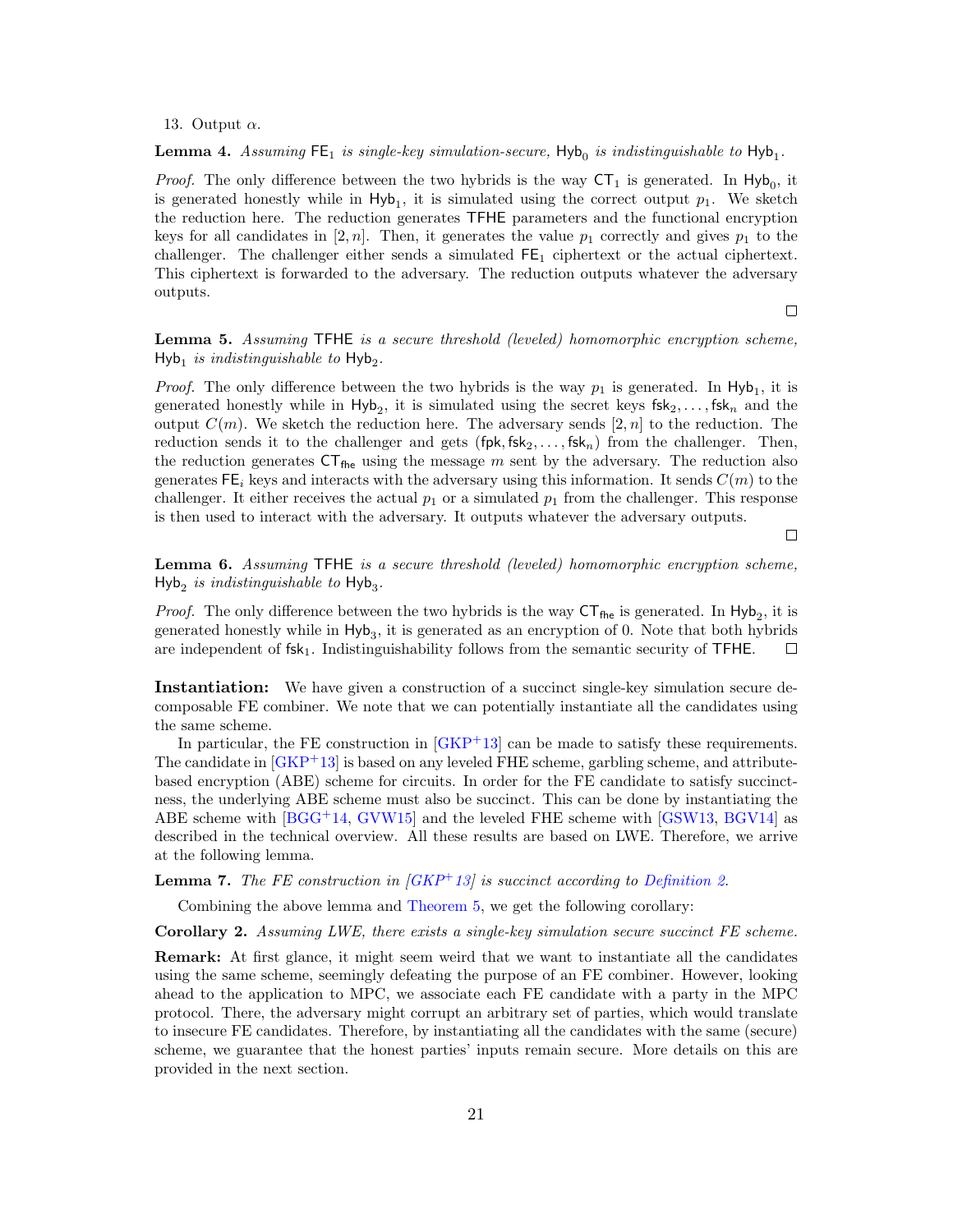13. Output $\alpha$.

**Lemma 4.** *Assuming* $\mathsf{FE}_1$ *is single-key simulation-secure,* $\mathsf{Hyb}_0$ *is indistinguishable to* $\mathsf{Hyb}_1$*.*

*Proof.* The only difference between the two hybrids is the way $\mathsf{CT}_1$ is generated. In $\mathsf{Hyb}_0$, it is generated honestly while in $\mathsf{Hyb}_1$, it is simulated using the correct output $p_1$. We sketch the reduction here. The reduction generates TFHE parameters and the functional encryption keys for all candidates in $[2, n]$. Then, it generates the value $p_1$ correctly and gives $p_1$ to the challenger. The challenger either sends a simulated $\mathsf{FE}_1$ ciphertext or the actual ciphertext. This ciphertext is forwarded to the adversary. The reduction outputs whatever the adversary outputs. □

**Lemma 5.** *Assuming* TFHE *is a secure threshold (leveled) homomorphic encryption scheme,* $\mathsf{Hyb}_1$ *is indistinguishable to* $\mathsf{Hyb}_2$*.*

*Proof.* The only difference between the two hybrids is the way $p_1$ is generated. In $\mathsf{Hyb}_1$, it is generated honestly while in $\mathsf{Hyb}_2$, it is simulated using the secret keys $\mathsf{fsk}_2, \ldots, \mathsf{fsk}_n$ and the output $C(m)$. We sketch the reduction here. The adversary sends $[2, n]$ to the reduction. The reduction sends it to the challenger and gets $(\mathsf{fpk}, \mathsf{fsk}_2, \ldots, \mathsf{fsk}_n)$ from the challenger. Then, the reduction generates $\mathsf{CT}_{\mathsf{fhe}}$ using the message $m$ sent by the adversary. The reduction also generates $\mathsf{FE}_i$ keys and interacts with the adversary using this information. It sends $C(m)$ to the challenger. It either receives the actual $p_1$ or a simulated $p_1$ from the challenger. This response is then used to interact with the adversary. It outputs whatever the adversary outputs. □

**Lemma 6.** *Assuming* TFHE *is a secure threshold (leveled) homomorphic encryption scheme,* $\mathsf{Hyb}_2$ *is indistinguishable to* $\mathsf{Hyb}_3$*.*

*Proof.* The only difference between the two hybrids is the way $\mathsf{CT}_{\mathsf{fhe}}$ is generated. In $\mathsf{Hyb}_2$, it is generated honestly while in $\mathsf{Hyb}_3$, it is generated as an encryption of 0. Note that both hybrids are independent of $\mathsf{fsk}_1$. Indistinguishability follows from the semantic security of TFHE. □

**Instantiation:** We have given a construction of a succinct single-key simulation secure decomposable FE combiner. We note that we can potentially instantiate all the candidates using the same scheme.

In particular, the FE construction in [GKP+13] can be made to satisfy these requirements. The candidate in [GKP+13] is based on any leveled FHE scheme, garbling scheme, and attribute-based encryption (ABE) scheme for circuits. In order for the FE candidate to satisfy succinctness, the underlying ABE scheme must also be succinct. This can be done by instantiating the ABE scheme with [BGG+14, GVW15] and the leveled FHE scheme with [GSW13, BGV14] as described in the technical overview. All these results are based on LWE. Therefore, we arrive at the following lemma.

**Lemma 7.** *The FE construction in [GKP+13] is succinct according to Definition 2.*

Combining the above lemma and Theorem 5, we get the following corollary:

**Corollary 2.** *Assuming LWE, there exists a single-key simulation secure succinct FE scheme.*

**Remark:** At first glance, it might seem weird that we want to instantiate all the candidates using the same scheme, seemingly defeating the purpose of an FE combiner. However, looking ahead to the application to MPC, we associate each FE candidate with a party in the MPC protocol. There, the adversary might corrupt an arbitrary set of parties, which would translate to insecure FE candidates. Therefore, by instantiating all the candidates with the same (secure) scheme, we guarantee that the honest parties' inputs remain secure. More details on this are provided in the next section.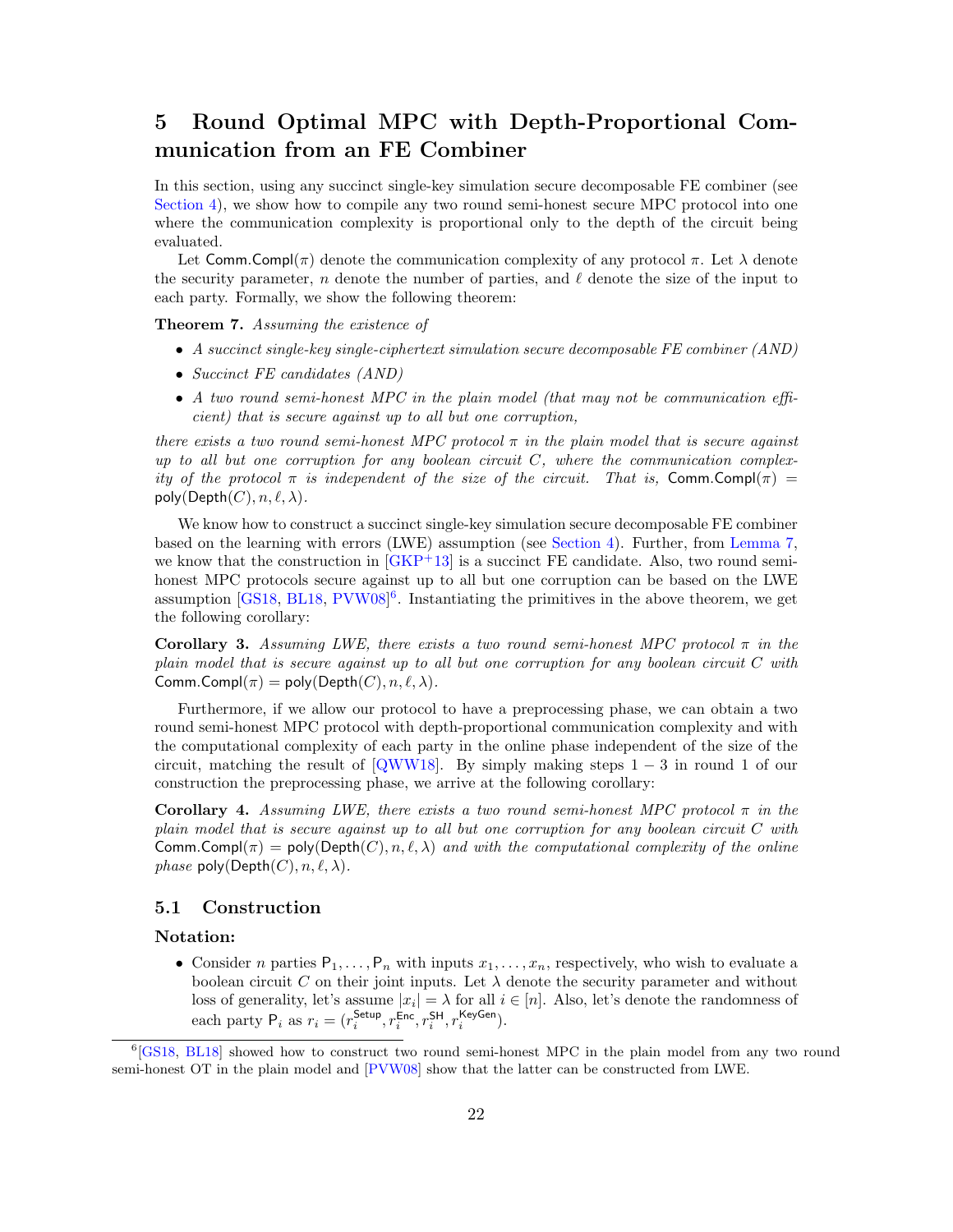# 5 Round Optimal MPC with Depth-Proportional Communication from an FE Combiner

In this section, using any succinct single-key simulation secure decomposable FE combiner (see Section 4), we show how to compile any two round semi-honest secure MPC protocol into one where the communication complexity is proportional only to the depth of the circuit being evaluated.

Let $\mathsf{Comm.Compl}(\pi)$ denote the communication complexity of any protocol $\pi$. Let $\lambda$ denote the security parameter, $n$ denote the number of parties, and $\ell$ denote the size of the input to each party. Formally, we show the following theorem:

**Theorem 7.** *Assuming the existence of*

- *A succinct single-key single-ciphertext simulation secure decomposable FE combiner (AND)*
- *Succinct FE candidates (AND)*
- *A two round semi-honest MPC in the plain model (that may not be communication efficient) that is secure against up to all but one corruption,*

*there exists a two round semi-honest MPC protocol $\pi$ in the plain model that is secure against up to all but one corruption for any boolean circuit $C$, where the communication complexity of the protocol $\pi$ is independent of the size of the circuit. That is,* $\mathsf{Comm.Compl}(\pi) = \mathsf{poly}(\mathsf{Depth}(C), n, \ell, \lambda)$.

We know how to construct a succinct single-key simulation secure decomposable FE combiner based on the learning with errors (LWE) assumption (see Section 4). Further, from Lemma 7, we know that the construction in [GKP+13] is a succinct FE candidate. Also, two round semi-honest MPC protocols secure against up to all but one corruption can be based on the LWE assumption [GS18, BL18, PVW08][6]. Instantiating the primitives in the above theorem, we get the following corollary:

**Corollary 3.** *Assuming LWE, there exists a two round semi-honest MPC protocol $\pi$ in the plain model that is secure against up to all but one corruption for any boolean circuit $C$ with* $\mathsf{Comm.Compl}(\pi) = \mathsf{poly}(\mathsf{Depth}(C), n, \ell, \lambda)$.

Furthermore, if we allow our protocol to have a preprocessing phase, we can obtain a two round semi-honest MPC protocol with depth-proportional communication complexity and with the computational complexity of each party in the online phase independent of the size of the circuit, matching the result of [QWW18]. By simply making steps $1-3$ in round 1 of our construction the preprocessing phase, we arrive at the following corollary:

**Corollary 4.** *Assuming LWE, there exists a two round semi-honest MPC protocol $\pi$ in the plain model that is secure against up to all but one corruption for any boolean circuit $C$ with* $\mathsf{Comm.Compl}(\pi) = \mathsf{poly}(\mathsf{Depth}(C), n, \ell, \lambda)$ *and with the computational complexity of the online phase* $\mathsf{poly}(\mathsf{Depth}(C), n, \ell, \lambda)$.

## 5.1 Construction

### Notation:

- Consider $n$ parties $\mathsf{P}_1, \ldots, \mathsf{P}_n$ with inputs $x_1, \ldots, x_n$, respectively, who wish to evaluate a boolean circuit $C$ on their joint inputs. Let $\lambda$ denote the security parameter and without loss of generality, let's assume $|x_i| = \lambda$ for all $i \in [n]$. Also, let's denote the randomness of each party $\mathsf{P}_i$ as $r_i = (r_i^{\mathsf{Setup}}, r_i^{\mathsf{Enc}}, r_i^{\mathsf{SH}}, r_i^{\mathsf{KeyGen}})$.

[6] [GS18, BL18] showed how to construct two round semi-honest MPC in the plain model from any two round semi-honest OT in the plain model and [PVW08] show that the latter can be constructed from LWE.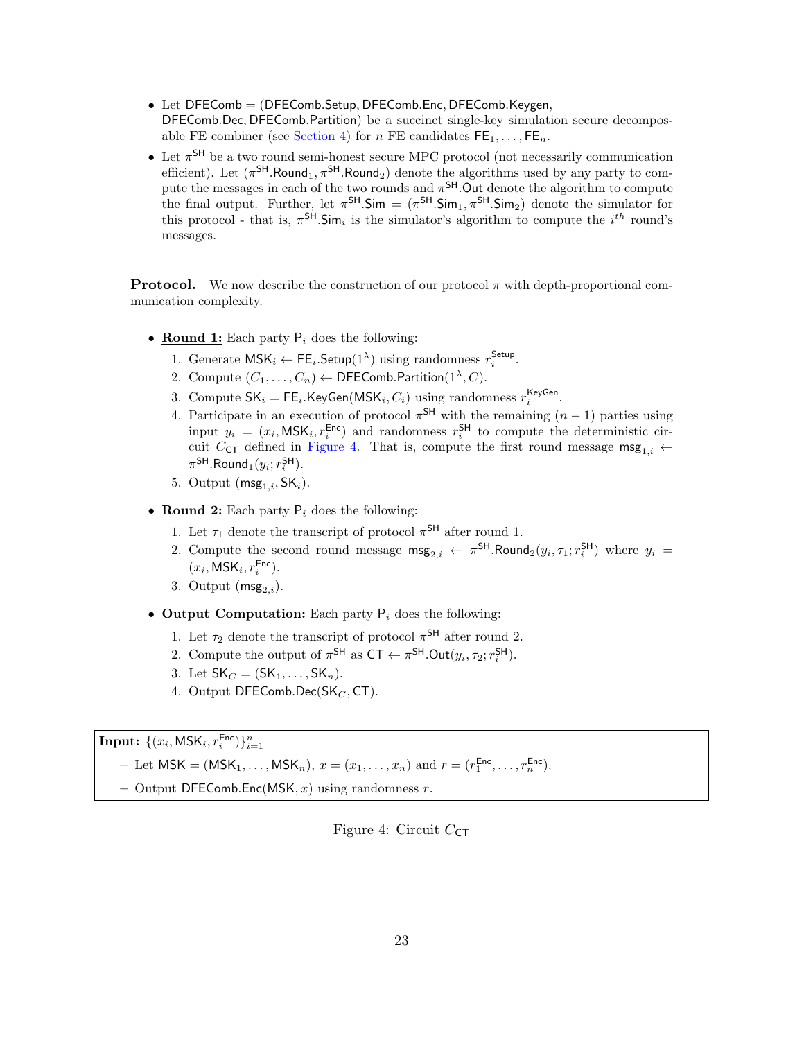- Let $\mathsf{DFEComb} = (\mathsf{DFEComb.Setup}, \mathsf{DFEComb.Enc}, \mathsf{DFEComb.Keygen}, \mathsf{DFEComb.Dec}, \mathsf{DFEComb.Partition})$ be a succinct single-key simulation secure decomposable FE combiner (see Section 4) for $n$ FE candidates $\mathsf{FE}_1, \ldots, \mathsf{FE}_n$.
- Let $\pi^{\mathsf{SH}}$ be a two round semi-honest secure MPC protocol (not necessarily communication efficient). Let $(\pi^{\mathsf{SH}}.\mathsf{Round}_1, \pi^{\mathsf{SH}}.\mathsf{Round}_2)$ denote the algorithms used by any party to compute the messages in each of the two rounds and $\pi^{\mathsf{SH}}.\mathsf{Out}$ denote the algorithm to compute the final output. Further, let $\pi^{\mathsf{SH}}.\mathsf{Sim} = (\pi^{\mathsf{SH}}.\mathsf{Sim}_1, \pi^{\mathsf{SH}}.\mathsf{Sim}_2)$ denote the simulator for this protocol - that is, $\pi^{\mathsf{SH}}.\mathsf{Sim}_i$ is the simulator's algorithm to compute the $i^{th}$ round's messages.

**Protocol.** We now describe the construction of our protocol $\pi$ with depth-proportional communication complexity.

- **Round 1:** Each party $\mathsf{P}_i$ does the following:
  1. Generate $\mathsf{MSK}_i \leftarrow \mathsf{FE}_i.\mathsf{Setup}(1^\lambda)$ using randomness $r_i^{\mathsf{Setup}}$.
  2. Compute $(C_1, \ldots, C_n) \leftarrow \mathsf{DFEComb.Partition}(1^\lambda, C)$.
  3. Compute $\mathsf{SK}_i = \mathsf{FE}_i.\mathsf{KeyGen}(\mathsf{MSK}_i, C_i)$ using randomness $r_i^{\mathsf{KeyGen}}$.
  4. Participate in an execution of protocol $\pi^{\mathsf{SH}}$ with the remaining $(n-1)$ parties using input $y_i = (x_i, \mathsf{MSK}_i, r_i^{\mathsf{Enc}})$ and randomness $r_i^{\mathsf{SH}}$ to compute the deterministic circuit $C_{\mathsf{CT}}$ defined in Figure 4. That is, compute the first round message $\mathsf{msg}_{1,i} \leftarrow \pi^{\mathsf{SH}}.\mathsf{Round}_1(y_i; r_i^{\mathsf{SH}})$.
  5. Output $(\mathsf{msg}_{1,i}, \mathsf{SK}_i)$.
- **Round 2:** Each party $\mathsf{P}_i$ does the following:
  1. Let $\tau_1$ denote the transcript of protocol $\pi^{\mathsf{SH}}$ after round 1.
  2. Compute the second round message $\mathsf{msg}_{2,i} \leftarrow \pi^{\mathsf{SH}}.\mathsf{Round}_2(y_i, \tau_1; r_i^{\mathsf{SH}})$ where $y_i = (x_i, \mathsf{MSK}_i, r_i^{\mathsf{Enc}})$.
  3. Output $(\mathsf{msg}_{2,i})$.
- **Output Computation:** Each party $\mathsf{P}_i$ does the following:
  1. Let $\tau_2$ denote the transcript of protocol $\pi^{\mathsf{SH}}$ after round 2.
  2. Compute the output of $\pi^{\mathsf{SH}}$ as $\mathsf{CT} \leftarrow \pi^{\mathsf{SH}}.\mathsf{Out}(y_i, \tau_2; r_i^{\mathsf{SH}})$.
  3. Let $\mathsf{SK}_C = (\mathsf{SK}_1, \ldots, \mathsf{SK}_n)$.
  4. Output $\mathsf{DFEComb.Dec}(\mathsf{SK}_C, \mathsf{CT})$.

**Input:** $\{(x_i, \mathsf{MSK}_i, r_i^{\mathsf{Enc}})\}_{i=1}^n$

- Let $\mathsf{MSK} = (\mathsf{MSK}_1, \ldots, \mathsf{MSK}_n)$, $x = (x_1, \ldots, x_n)$ and $r = (r_1^{\mathsf{Enc}}, \ldots, r_n^{\mathsf{Enc}})$.
- Output $\mathsf{DFEComb.Enc}(\mathsf{MSK}, x)$ using randomness $r$.

Figure 4: Circuit $C_{\mathsf{CT}}$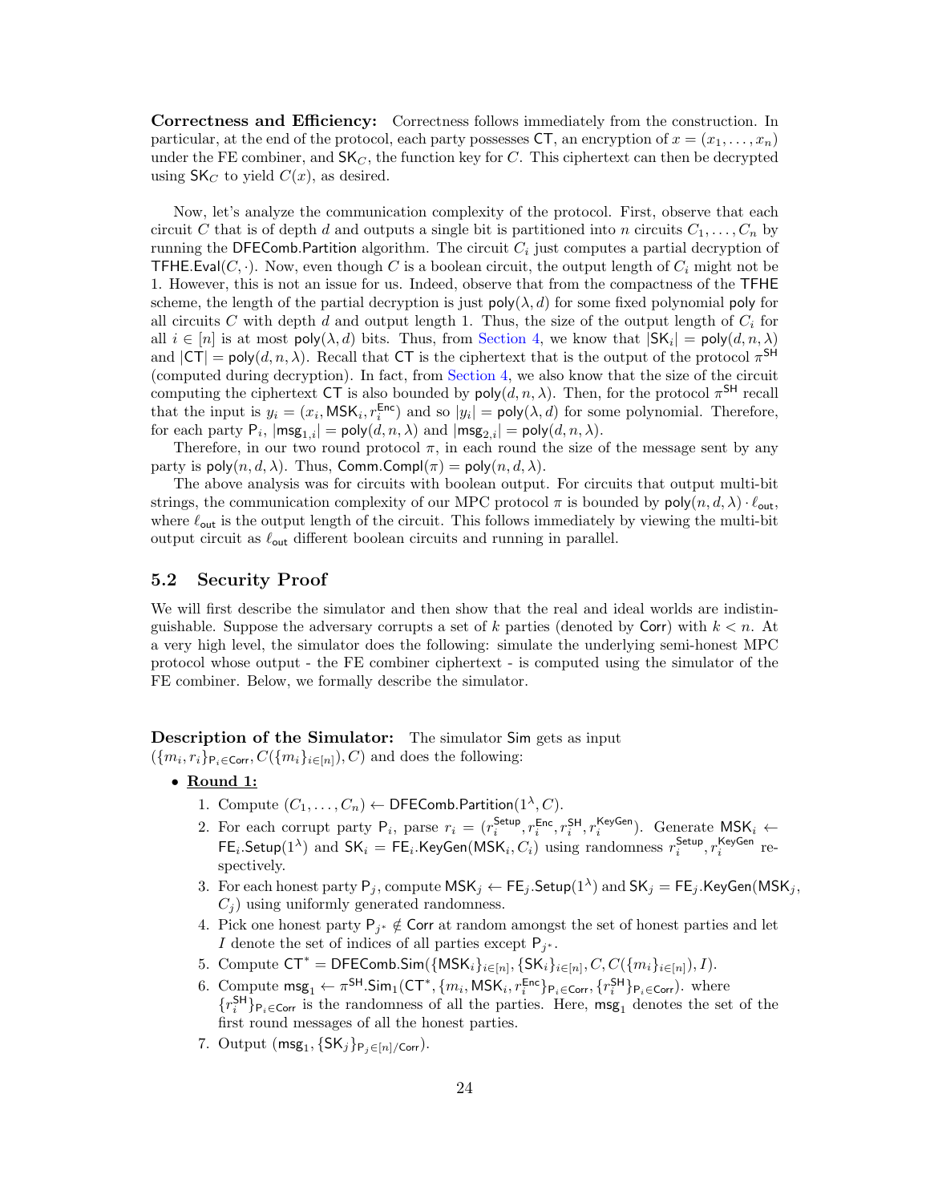**Correctness and Efficiency:** Correctness follows immediately from the construction. In particular, at the end of the protocol, each party possesses $\mathsf{CT}$, an encryption of $x = (x_1, \ldots, x_n)$ under the FE combiner, and $\mathsf{SK}_C$, the function key for $C$. This ciphertext can then be decrypted using $\mathsf{SK}_C$ to yield $C(x)$, as desired.

Now, let's analyze the communication complexity of the protocol. First, observe that each circuit $C$ that is of depth $d$ and outputs a single bit is partitioned into $n$ circuits $C_1, \ldots, C_n$ by running the $\mathsf{DFEComb.Partition}$ algorithm. The circuit $C_i$ just computes a partial decryption of $\mathsf{TFHE.Eval}(C, \cdot)$. Now, even though $C$ is a boolean circuit, the output length of $C_i$ might not be 1. However, this is not an issue for us. Indeed, observe that from the compactness of the $\mathsf{TFHE}$ scheme, the length of the partial decryption is just $\mathsf{poly}(\lambda, d)$ for some fixed polynomial $\mathsf{poly}$ for all circuits $C$ with depth $d$ and output length 1. Thus, the size of the output length of $C_i$ for all $i \in [n]$ is at most $\mathsf{poly}(\lambda, d)$ bits. Thus, from Section 4, we know that $|\mathsf{SK}_i| = \mathsf{poly}(d, n, \lambda)$ and $|\mathsf{CT}| = \mathsf{poly}(d, n, \lambda)$. Recall that $\mathsf{CT}$ is the ciphertext that is the output of the protocol $\pi^{\mathsf{SH}}$ (computed during decryption). In fact, from Section 4, we also know that the size of the circuit computing the ciphertext $\mathsf{CT}$ is also bounded by $\mathsf{poly}(d, n, \lambda)$. Then, for the protocol $\pi^{\mathsf{SH}}$ recall that the input is $y_i = (x_i, \mathsf{MSK}_i, r_i^{\mathsf{Enc}})$ and so $|y_i| = \mathsf{poly}(\lambda, d)$ for some polynomial. Therefore, for each party $\mathsf{P}_i$, $|\mathsf{msg}_{1,i}| = \mathsf{poly}(d, n, \lambda)$ and $|\mathsf{msg}_{2,i}| = \mathsf{poly}(d, n, \lambda)$.

Therefore, in our two round protocol $\pi$, in each round the size of the message sent by any party is $\mathsf{poly}(n, d, \lambda)$. Thus, $\mathsf{Comm.Compl}(\pi) = \mathsf{poly}(n, d, \lambda)$.

The above analysis was for circuits with boolean output. For circuits that output multi-bit strings, the communication complexity of our MPC protocol $\pi$ is bounded by $\mathsf{poly}(n, d, \lambda) \cdot \ell_{\mathsf{out}}$, where $\ell_{\mathsf{out}}$ is the output length of the circuit. This follows immediately by viewing the multi-bit output circuit as $\ell_{\mathsf{out}}$ different boolean circuits and running in parallel.

## 5.2 Security Proof

We will first describe the simulator and then show that the real and ideal worlds are indistinguishable. Suppose the adversary corrupts a set of $k$ parties (denoted by $\mathsf{Corr}$) with $k < n$. At a very high level, the simulator does the following: simulate the underlying semi-honest MPC protocol whose output - the FE combiner ciphertext - is computed using the simulator of the FE combiner. Below, we formally describe the simulator.

**Description of the Simulator:** The simulator $\mathsf{Sim}$ gets as input $(\{m_i, r_i\}_{\mathsf{P}_i \in \mathsf{Corr}}, C(\{m_i\}_{i \in [n]}), C)$ and does the following:

- **Round 1:**
  1. Compute $(C_1, \ldots, C_n) \leftarrow \mathsf{DFEComb.Partition}(1^\lambda, C)$.
  2. For each corrupt party $\mathsf{P}_i$, parse $r_i = (r_i^{\mathsf{Setup}}, r_i^{\mathsf{Enc}}, r_i^{\mathsf{SH}}, r_i^{\mathsf{KeyGen}})$. Generate $\mathsf{MSK}_i \leftarrow \mathsf{FE}_i.\mathsf{Setup}(1^\lambda)$ and $\mathsf{SK}_i = \mathsf{FE}_i.\mathsf{KeyGen}(\mathsf{MSK}_i, C_i)$ using randomness $r_i^{\mathsf{Setup}}, r_i^{\mathsf{KeyGen}}$ respectively.
  3. For each honest party $\mathsf{P}_j$, compute $\mathsf{MSK}_j \leftarrow \mathsf{FE}_j.\mathsf{Setup}(1^\lambda)$ and $\mathsf{SK}_j = \mathsf{FE}_j.\mathsf{KeyGen}(\mathsf{MSK}_j, C_j)$ using uniformly generated randomness.
  4. Pick one honest party $\mathsf{P}_{j^*} \notin \mathsf{Corr}$ at random amongst the set of honest parties and let $I$ denote the set of indices of all parties except $\mathsf{P}_{j^*}$.
  5. Compute $\mathsf{CT}^* = \mathsf{DFEComb.Sim}(\{\mathsf{MSK}_i\}_{i \in [n]}, \{\mathsf{SK}_i\}_{i \in [n]}, C, C(\{m_i\}_{i \in [n]}), I)$.
  6. Compute $\mathsf{msg}_1 \leftarrow \pi^{\mathsf{SH}}.\mathsf{Sim}_1(\mathsf{CT}^*, \{m_i, \mathsf{MSK}_i, r_i^{\mathsf{Enc}}\}_{\mathsf{P}_i \in \mathsf{Corr}}, \{r_i^{\mathsf{SH}}\}_{\mathsf{P}_i \in \mathsf{Corr}})$. where $\{r_i^{\mathsf{SH}}\}_{\mathsf{P}_i \in \mathsf{Corr}}$ is the randomness of all the parties. Here, $\mathsf{msg}_1$ denotes the set of the first round messages of all the honest parties.
  7. Output $(\mathsf{msg}_1, \{\mathsf{SK}_j\}_{\mathsf{P}_j \in [n]/\mathsf{Corr}})$.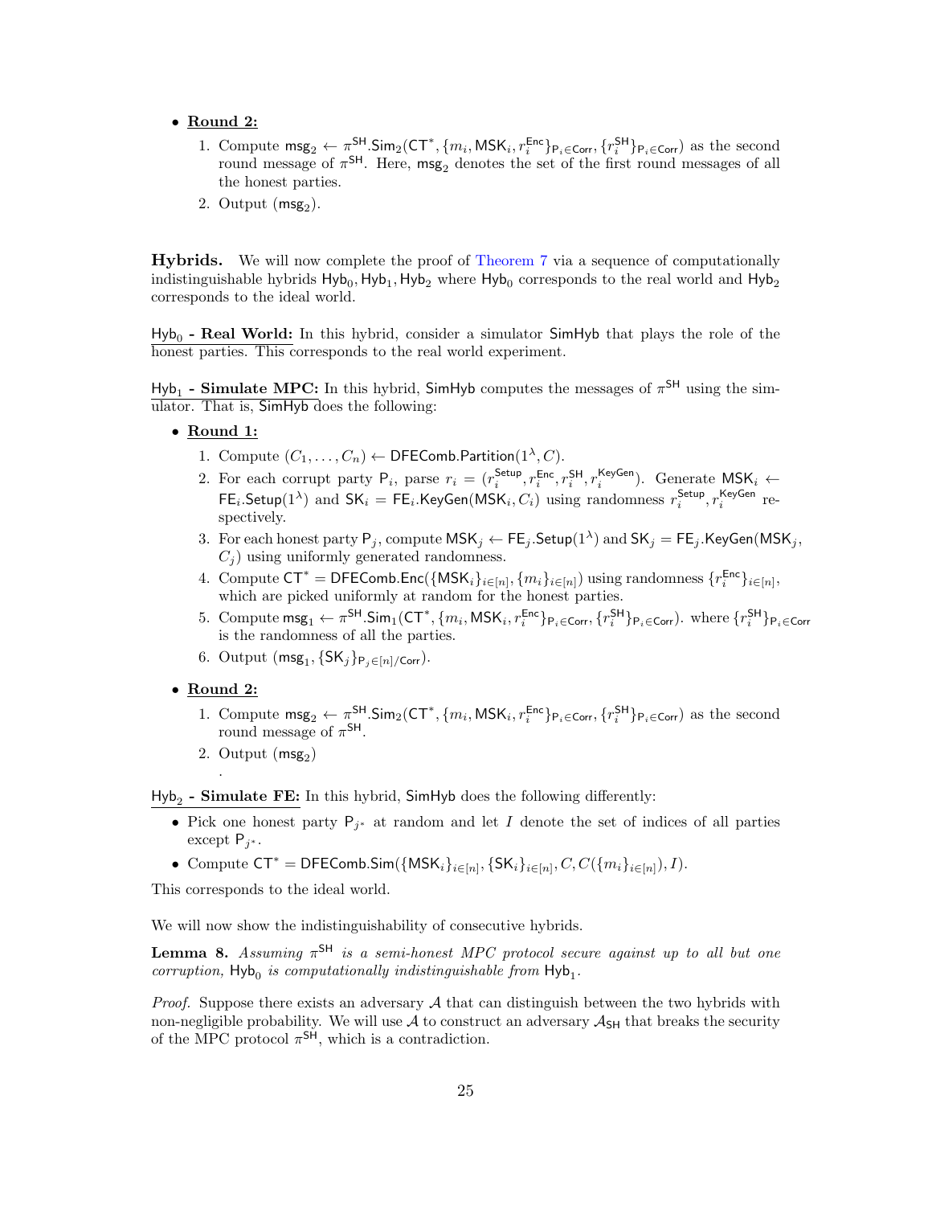- **Round 2:**
  1. Compute $\mathsf{msg}_2 \leftarrow \pi^{\mathsf{SH}}.\mathsf{Sim}_2(\mathsf{CT}^*, \{m_i, \mathsf{MSK}_i, r_i^{\mathsf{Enc}}\}_{\mathsf{P}_i \in \mathsf{Corr}}, \{r_i^{\mathsf{SH}}\}_{\mathsf{P}_i \in \mathsf{Corr}})$ as the second round message of $\pi^{\mathsf{SH}}$. Here, $\mathsf{msg}_2$ denotes the set of the first round messages of all the honest parties.
  2. Output $(\mathsf{msg}_2)$.

**Hybrids.** We will now complete the proof of Theorem 7 via a sequence of computationally indistinguishable hybrids $\mathsf{Hyb}_0, \mathsf{Hyb}_1, \mathsf{Hyb}_2$ where $\mathsf{Hyb}_0$ corresponds to the real world and $\mathsf{Hyb}_2$ corresponds to the ideal world.

$\mathsf{Hyb}_0$ **- Real World:** In this hybrid, consider a simulator $\mathsf{SimHyb}$ that plays the role of the honest parties. This corresponds to the real world experiment.

$\mathsf{Hyb}_1$ **- Simulate MPC:** In this hybrid, $\mathsf{SimHyb}$ computes the messages of $\pi^{\mathsf{SH}}$ using the simulator. That is, $\mathsf{SimHyb}$ does the following:

- **Round 1:**
  1. Compute $(C_1, \ldots, C_n) \leftarrow \mathsf{DFEComb.Partition}(1^\lambda, C)$.
  2. For each corrupt party $\mathsf{P}_i$, parse $r_i = (r_i^{\mathsf{Setup}}, r_i^{\mathsf{Enc}}, r_i^{\mathsf{SH}}, r_i^{\mathsf{KeyGen}})$. Generate $\mathsf{MSK}_i \leftarrow \mathsf{FE}_i.\mathsf{Setup}(1^\lambda)$ and $\mathsf{SK}_i = \mathsf{FE}_i.\mathsf{KeyGen}(\mathsf{MSK}_i, C_i)$ using randomness $r_i^{\mathsf{Setup}}, r_i^{\mathsf{KeyGen}}$ respectively.
  3. For each honest party $\mathsf{P}_j$, compute $\mathsf{MSK}_j \leftarrow \mathsf{FE}_j.\mathsf{Setup}(1^\lambda)$ and $\mathsf{SK}_j = \mathsf{FE}_j.\mathsf{KeyGen}(\mathsf{MSK}_j, C_j)$ using uniformly generated randomness.
  4. Compute $\mathsf{CT}^* = \mathsf{DFEComb.Enc}(\{\mathsf{MSK}_i\}_{i \in [n]}, \{m_i\}_{i \in [n]})$ using randomness $\{r_i^{\mathsf{Enc}}\}_{i \in [n]}$, which are picked uniformly at random for the honest parties.
  5. Compute $\mathsf{msg}_1 \leftarrow \pi^{\mathsf{SH}}.\mathsf{Sim}_1(\mathsf{CT}^*, \{m_i, \mathsf{MSK}_i, r_i^{\mathsf{Enc}}\}_{\mathsf{P}_i \in \mathsf{Corr}}, \{r_i^{\mathsf{SH}}\}_{\mathsf{P}_i \in \mathsf{Corr}})$. where $\{r_i^{\mathsf{SH}}\}_{\mathsf{P}_i \in \mathsf{Corr}}$ is the randomness of all the parties.
  6. Output $(\mathsf{msg}_1, \{\mathsf{SK}_j\}_{\mathsf{P}_j \in [n]/\mathsf{Corr}})$.
- **Round 2:**
  1. Compute $\mathsf{msg}_2 \leftarrow \pi^{\mathsf{SH}}.\mathsf{Sim}_2(\mathsf{CT}^*, \{m_i, \mathsf{MSK}_i, r_i^{\mathsf{Enc}}\}_{\mathsf{P}_i \in \mathsf{Corr}}, \{r_i^{\mathsf{SH}}\}_{\mathsf{P}_i \in \mathsf{Corr}})$ as the second round message of $\pi^{\mathsf{SH}}$.
  2. Output $(\mathsf{msg}_2)$

.

$\mathsf{Hyb}_2$ **- Simulate FE:** In this hybrid, $\mathsf{SimHyb}$ does the following differently:

- Pick one honest party $\mathsf{P}_{j^*}$ at random and let $I$ denote the set of indices of all parties except $\mathsf{P}_{j^*}$.
- Compute $\mathsf{CT}^* = \mathsf{DFEComb.Sim}(\{\mathsf{MSK}_i\}_{i \in [n]}, \{\mathsf{SK}_i\}_{i \in [n]}, C, C(\{m_i\}_{i \in [n]}), I)$.

This corresponds to the ideal world.

We will now show the indistinguishability of consecutive hybrids.

**Lemma 8.** *Assuming $\pi^{\mathsf{SH}}$ is a semi-honest MPC protocol secure against up to all but one corruption, $\mathsf{Hyb}_0$ is computationally indistinguishable from $\mathsf{Hyb}_1$.*

*Proof.* Suppose there exists an adversary $\mathcal{A}$ that can distinguish between the two hybrids with non-negligible probability. We will use $\mathcal{A}$ to construct an adversary $\mathcal{A}_{\mathsf{SH}}$ that breaks the security of the MPC protocol $\pi^{\mathsf{SH}}$, which is a contradiction.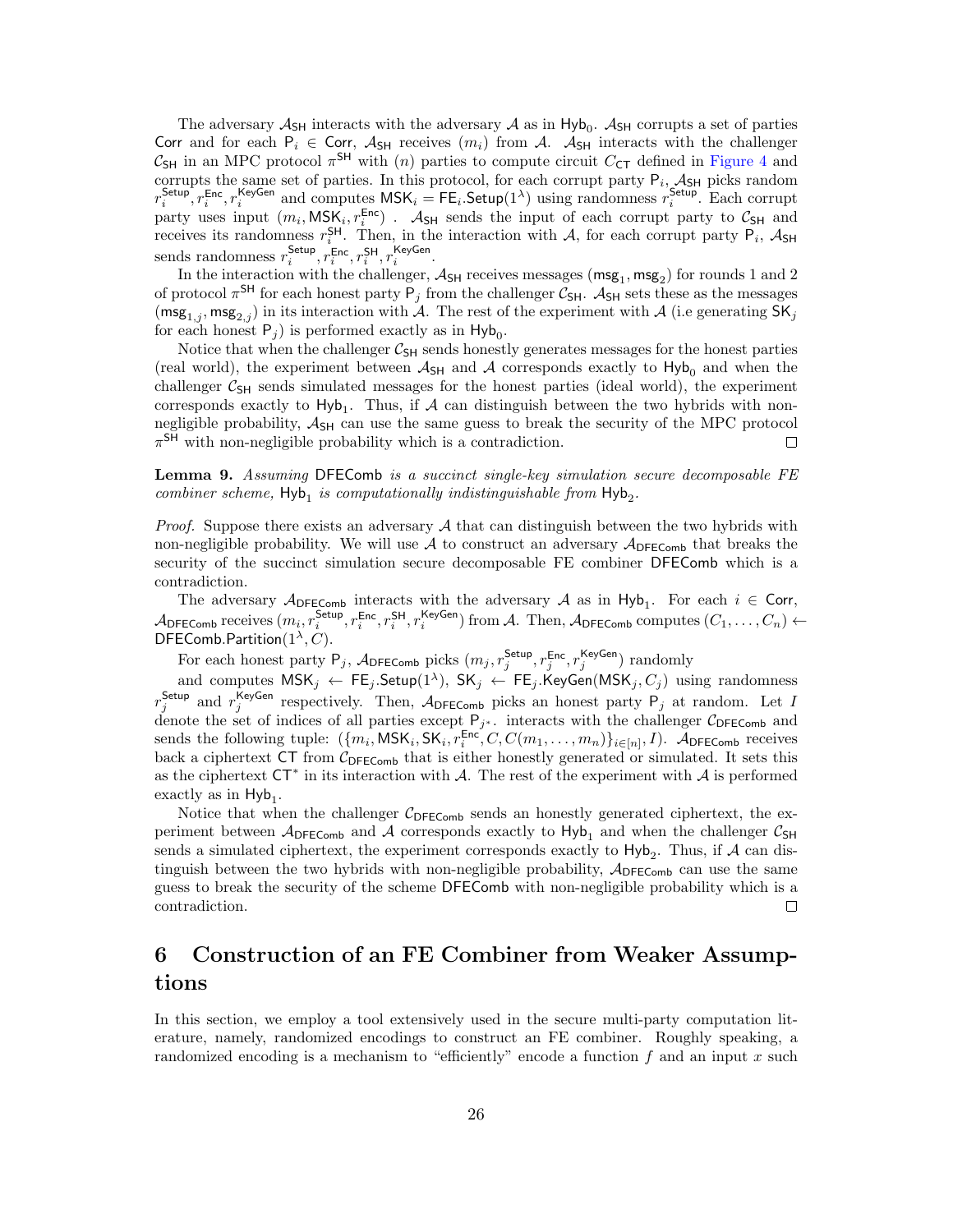The adversary $\mathcal{A}_{\mathsf{SH}}$ interacts with the adversary $\mathcal{A}$ as in $\mathsf{Hyb}_0$. $\mathcal{A}_{\mathsf{SH}}$ corrupts a set of parties $\mathsf{Corr}$ and for each $\mathsf{P}_i \in \mathsf{Corr}$, $\mathcal{A}_{\mathsf{SH}}$ receives $(m_i)$ from $\mathcal{A}$. $\mathcal{A}_{\mathsf{SH}}$ interacts with the challenger $\mathcal{C}_{\mathsf{SH}}$ in an MPC protocol $\pi^{\mathsf{SH}}$ with $(n)$ parties to compute circuit $C_{\mathsf{CT}}$ defined in Figure 4 and corrupts the same set of parties. In this protocol, for each corrupt party $\mathsf{P}_i$, $\mathcal{A}_{\mathsf{SH}}$ picks random $r_i^{\mathsf{Setup}}, r_i^{\mathsf{Enc}}, r_i^{\mathsf{KeyGen}}$ and computes $\mathsf{MSK}_i = \mathsf{FE}_i.\mathsf{Setup}(1^\lambda)$ using randomness $r_i^{\mathsf{Setup}}$. Each corrupt party uses input $(m_i, \mathsf{MSK}_i, r_i^{\mathsf{Enc}})$ . $\mathcal{A}_{\mathsf{SH}}$ sends the input of each corrupt party to $\mathcal{C}_{\mathsf{SH}}$ and receives its randomness $r_i^{\mathsf{SH}}$. Then, in the interaction with $\mathcal{A}$, for each corrupt party $\mathsf{P}_i$, $\mathcal{A}_{\mathsf{SH}}$ sends randomness $r_i^{\mathsf{Setup}}, r_i^{\mathsf{Enc}}, r_i^{\mathsf{SH}}, r_i^{\mathsf{KeyGen}}$.

In the interaction with the challenger, $\mathcal{A}_{\mathsf{SH}}$ receives messages $(\mathsf{msg}_1, \mathsf{msg}_2)$ for rounds 1 and 2 of protocol $\pi^{\mathsf{SH}}$ for each honest party $\mathsf{P}_j$ from the challenger $\mathcal{C}_{\mathsf{SH}}$. $\mathcal{A}_{\mathsf{SH}}$ sets these as the messages $(\mathsf{msg}_{1,j}, \mathsf{msg}_{2,j})$ in its interaction with $\mathcal{A}$. The rest of the experiment with $\mathcal{A}$ (i.e generating $\mathsf{SK}_j$ for each honest $\mathsf{P}_j$) is performed exactly as in $\mathsf{Hyb}_0$.

Notice that when the challenger $\mathcal{C}_{\mathsf{SH}}$ sends honestly generates messages for the honest parties (real world), the experiment between $\mathcal{A}_{\mathsf{SH}}$ and $\mathcal{A}$ corresponds exactly to $\mathsf{Hyb}_0$ and when the challenger $\mathcal{C}_{\mathsf{SH}}$ sends simulated messages for the honest parties (ideal world), the experiment corresponds exactly to $\mathsf{Hyb}_1$. Thus, if $\mathcal{A}$ can distinguish between the two hybrids with non-negligible probability, $\mathcal{A}_{\mathsf{SH}}$ can use the same guess to break the security of the MPC protocol $\pi^{\mathsf{SH}}$ with non-negligible probability which is a contradiction. □

**Lemma 9.** *Assuming* $\mathsf{DFEComb}$ *is a succinct single-key simulation secure decomposable FE combiner scheme,* $\mathsf{Hyb}_1$ *is computationally indistinguishable from* $\mathsf{Hyb}_2$*.*

*Proof.* Suppose there exists an adversary $\mathcal{A}$ that can distinguish between the two hybrids with non-negligible probability. We will use $\mathcal{A}$ to construct an adversary $\mathcal{A}_{\mathsf{DFEComb}}$ that breaks the security of the succinct simulation secure decomposable FE combiner $\mathsf{DFEComb}$ which is a contradiction.

The adversary $\mathcal{A}_{\mathsf{DFEComb}}$ interacts with the adversary $\mathcal{A}$ as in $\mathsf{Hyb}_1$. For each $i \in \mathsf{Corr}$, $\mathcal{A}_{\mathsf{DFEComb}}$ receives $(m_i, r_i^{\mathsf{Setup}}, r_i^{\mathsf{Enc}}, r_i^{\mathsf{SH}}, r_i^{\mathsf{KeyGen}})$ from $\mathcal{A}$. Then, $\mathcal{A}_{\mathsf{DFEComb}}$ computes $(C_1, \ldots, C_n) \leftarrow \mathsf{DFEComb}.\mathsf{Partition}(1^\lambda, C)$.

For each honest party $\mathsf{P}_j$, $\mathcal{A}_{\mathsf{DFEComb}}$ picks $(m_j, r_j^{\mathsf{Setup}}, r_j^{\mathsf{Enc}}, r_j^{\mathsf{KeyGen}})$ randomly

and computes $\mathsf{MSK}_j \leftarrow \mathsf{FE}_j.\mathsf{Setup}(1^\lambda)$, $\mathsf{SK}_j \leftarrow \mathsf{FE}_j.\mathsf{KeyGen}(\mathsf{MSK}_j, C_j)$ using randomness $r_j^{\mathsf{Setup}}$ and $r_j^{\mathsf{KeyGen}}$ respectively. Then, $\mathcal{A}_{\mathsf{DFEComb}}$ picks an honest party $\mathsf{P}_j$ at random. Let $I$ denote the set of indices of all parties except $\mathsf{P}_{j^*}$. interacts with the challenger $\mathcal{C}_{\mathsf{DFEComb}}$ and sends the following tuple: $(\{m_i, \mathsf{MSK}_i, \mathsf{SK}_i, r_i^{\mathsf{Enc}}, C, C(m_1, \ldots, m_n)\}_{i \in [n]}, I)$. $\mathcal{A}_{\mathsf{DFEComb}}$ receives back a ciphertext $\mathsf{CT}$ from $\mathcal{C}_{\mathsf{DFEComb}}$ that is either honestly generated or simulated. It sets this as the ciphertext $\mathsf{CT}^*$ in its interaction with $\mathcal{A}$. The rest of the experiment with $\mathcal{A}$ is performed exactly as in $\mathsf{Hyb}_1$.

Notice that when the challenger $\mathcal{C}_{\mathsf{DFEComb}}$ sends an honestly generated ciphertext, the experiment between $\mathcal{A}_{\mathsf{DFEComb}}$ and $\mathcal{A}$ corresponds exactly to $\mathsf{Hyb}_1$ and when the challenger $\mathcal{C}_{\mathsf{SH}}$ sends a simulated ciphertext, the experiment corresponds exactly to $\mathsf{Hyb}_2$. Thus, if $\mathcal{A}$ can distinguish between the two hybrids with non-negligible probability, $\mathcal{A}_{\mathsf{DFEComb}}$ can use the same guess to break the security of the scheme $\mathsf{DFEComb}$ with non-negligible probability which is a contradiction. □

# 6 Construction of an FE Combiner from Weaker Assumptions

In this section, we employ a tool extensively used in the secure multi-party computation literature, namely, randomized encodings to construct an FE combiner. Roughly speaking, a randomized encoding is a mechanism to "efficiently" encode a function $f$ and an input $x$ such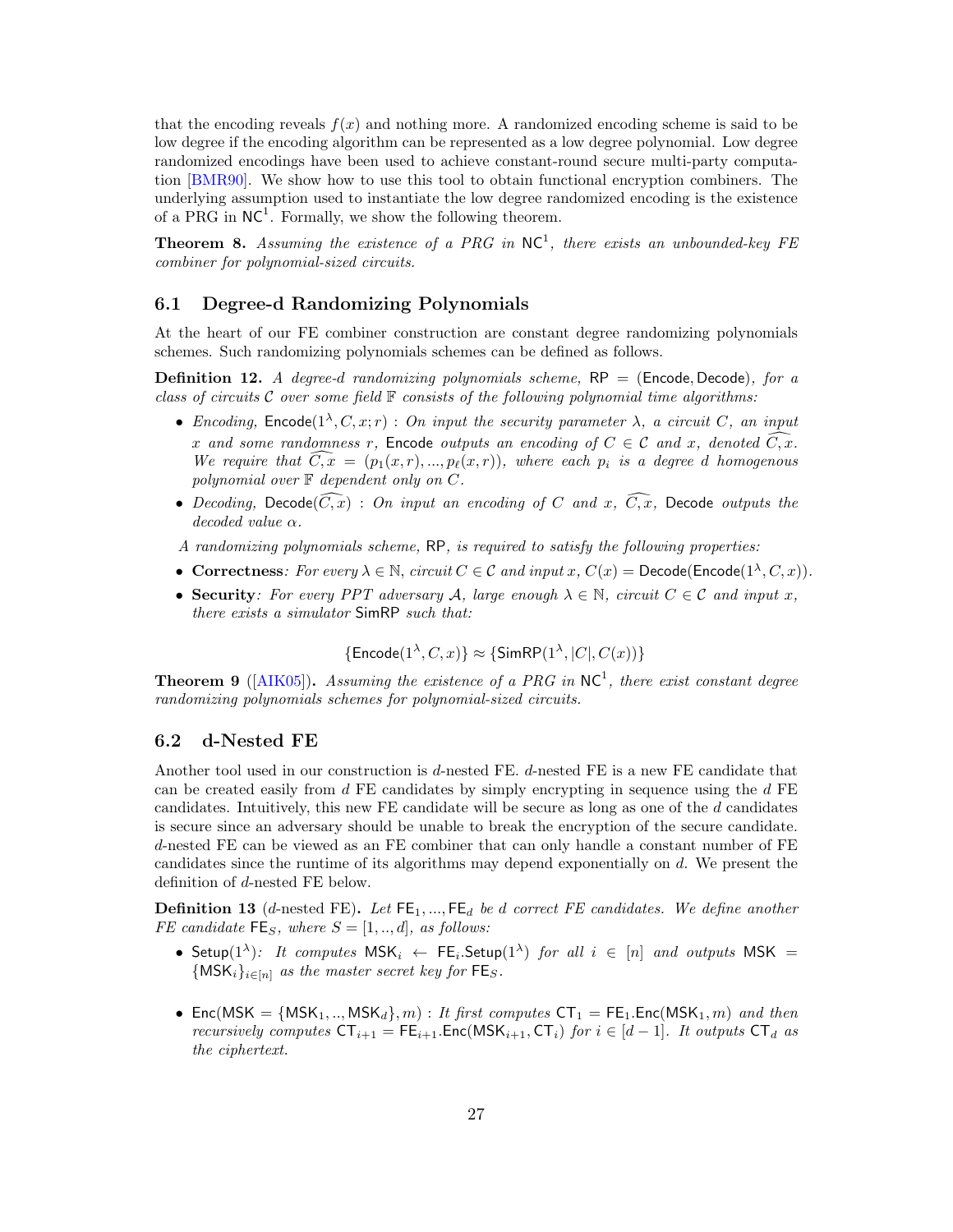that the encoding reveals $f(x)$ and nothing more. A randomized encoding scheme is said to be low degree if the encoding algorithm can be represented as a low degree polynomial. Low degree randomized encodings have been used to achieve constant-round secure multi-party computation [BMR90]. We show how to use this tool to obtain functional encryption combiners. The underlying assumption used to instantiate the low degree randomized encoding is the existence of a PRG in $\mathsf{NC}^1$. Formally, we show the following theorem.

**Theorem 8.** *Assuming the existence of a PRG in $\mathsf{NC}^1$, there exists an unbounded-key FE combiner for polynomial-sized circuits.*

## 6.1 Degree-d Randomizing Polynomials

At the heart of our FE combiner construction are constant degree randomizing polynomials schemes. Such randomizing polynomials schemes can be defined as follows.

**Definition 12.** *A degree-d randomizing polynomials scheme, $\mathsf{RP} = (\mathsf{Encode}, \mathsf{Decode})$, for a class of circuits $\mathcal{C}$ over some field $\mathbb{F}$ consists of the following polynomial time algorithms:*

- *Encoding,* $\mathsf{Encode}(1^\lambda, C, x; r)$ *: On input the security parameter $\lambda$, a circuit $C$, an input $x$ and some randomness $r$, $\mathsf{Encode}$ outputs an encoding of $C \in \mathcal{C}$ and $x$, denoted $\widehat{C,x}$. We require that $\widehat{C,x} = (p_1(x,r), ..., p_\ell(x,r))$, where each $p_i$ is a degree $d$ homogenous polynomial over $\mathbb{F}$ dependent only on $C$.*
- *Decoding,* $\mathsf{Decode}(\widehat{C,x})$ *: On input an encoding of $C$ and $x$, $\widehat{C,x}$, $\mathsf{Decode}$ outputs the decoded value $\alpha$.*

*A randomizing polynomials scheme, $\mathsf{RP}$, is required to satisfy the following properties:*

- **Correctness***: For every $\lambda \in \mathbb{N}$, circuit $C \in \mathcal{C}$ and input $x$, $C(x) = \mathsf{Decode}(\mathsf{Encode}(1^\lambda, C, x))$.*
- **Security***: For every PPT adversary $\mathcal{A}$, large enough $\lambda \in \mathbb{N}$, circuit $C \in \mathcal{C}$ and input $x$, there exists a simulator $\mathsf{SimRP}$ such that:*

$$\{\mathsf{Encode}(1^\lambda, C, x)\} \approx \{\mathsf{SimRP}(1^\lambda, |C|, C(x))\}$$

**Theorem 9** ([AIK05])**.** *Assuming the existence of a PRG in $\mathsf{NC}^1$, there exist constant degree randomizing polynomials schemes for polynomial-sized circuits.*

## 6.2 d-Nested FE

Another tool used in our construction is $d$-nested FE. $d$-nested FE is a new FE candidate that can be created easily from $d$ FE candidates by simply encrypting in sequence using the $d$ FE candidates. Intuitively, this new FE candidate will be secure as long as one of the $d$ candidates is secure since an adversary should be unable to break the encryption of the secure candidate. $d$-nested FE can be viewed as an FE combiner that can only handle a constant number of FE candidates since the runtime of its algorithms may depend exponentially on $d$. We present the definition of $d$-nested FE below.

**Definition 13** ($d$-nested FE)**.** *Let $\mathsf{FE}_1, ..., \mathsf{FE}_d$ be $d$ correct FE candidates. We define another FE candidate $\mathsf{FE}_S$, where $S = [1, .., d]$, as follows:*

- $\mathsf{Setup}(1^\lambda)$*: It computes $\mathsf{MSK}_i \leftarrow \mathsf{FE}_i.\mathsf{Setup}(1^\lambda)$ for all $i \in [n]$ and outputs $\mathsf{MSK} = \{\mathsf{MSK}_i\}_{i \in [n]}$ as the master secret key for $\mathsf{FE}_S$.*

- $\mathsf{Enc}(\mathsf{MSK} = \{\mathsf{MSK}_1, .., \mathsf{MSK}_d\}, m)$ *: It first computes $\mathsf{CT}_1 = \mathsf{FE}_1.\mathsf{Enc}(\mathsf{MSK}_1, m)$ and then recursively computes $\mathsf{CT}_{i+1} = \mathsf{FE}_{i+1}.\mathsf{Enc}(\mathsf{MSK}_{i+1}, \mathsf{CT}_i)$ for $i \in [d-1]$. It outputs $\mathsf{CT}_d$ as the ciphertext.*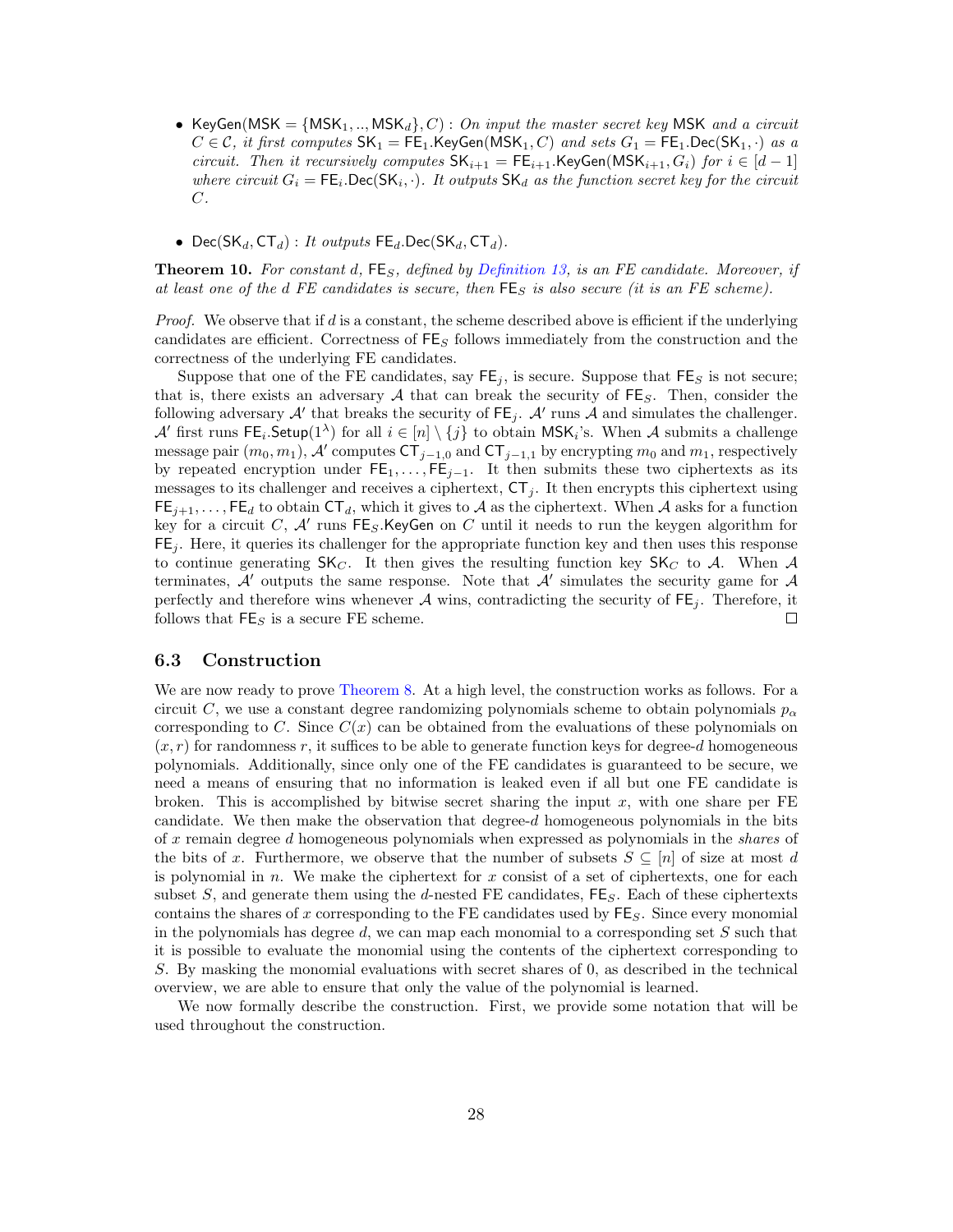- $\mathsf{KeyGen}(\mathsf{MSK} = \{\mathsf{MSK}_1, .., \mathsf{MSK}_d\}, C)$ : *On input the master secret key* $\mathsf{MSK}$ *and a circuit* $C \in \mathcal{C}$*, it first computes* $\mathsf{SK}_1 = \mathsf{FE}_1.\mathsf{KeyGen}(\mathsf{MSK}_1, C)$ *and sets* $G_1 = \mathsf{FE}_1.\mathsf{Dec}(\mathsf{SK}_1, \cdot)$ *as a circuit. Then it recursively computes* $\mathsf{SK}_{i+1} = \mathsf{FE}_{i+1}.\mathsf{KeyGen}(\mathsf{MSK}_{i+1}, G_i)$ *for* $i \in [d-1]$ *where circuit* $G_i = \mathsf{FE}_i.\mathsf{Dec}(\mathsf{SK}_i, \cdot)$*. It outputs* $\mathsf{SK}_d$ *as the function secret key for the circuit* $C$*.*

- $\mathsf{Dec}(\mathsf{SK}_d, \mathsf{CT}_d)$ : *It outputs* $\mathsf{FE}_d.\mathsf{Dec}(\mathsf{SK}_d, \mathsf{CT}_d)$*.*

**Theorem 10.** *For constant* $d$*,* $\mathsf{FE}_S$*, defined by Definition 13, is an FE candidate. Moreover, if at least one of the* $d$ *FE candidates is secure, then* $\mathsf{FE}_S$ *is also secure (it is an FE scheme).*

*Proof.* We observe that if $d$ is a constant, the scheme described above is efficient if the underlying candidates are efficient. Correctness of $\mathsf{FE}_S$ follows immediately from the construction and the correctness of the underlying FE candidates.

Suppose that one of the FE candidates, say $\mathsf{FE}_j$, is secure. Suppose that $\mathsf{FE}_S$ is not secure; that is, there exists an adversary $\mathcal{A}$ that can break the security of $\mathsf{FE}_S$. Then, consider the following adversary $\mathcal{A}'$ that breaks the security of $\mathsf{FE}_j$. $\mathcal{A}'$ runs $\mathcal{A}$ and simulates the challenger. $\mathcal{A}'$ first runs $\mathsf{FE}_i.\mathsf{Setup}(1^\lambda)$ for all $i \in [n] \setminus \{j\}$ to obtain $\mathsf{MSK}_i$'s. When $\mathcal{A}$ submits a challenge message pair $(m_0, m_1)$, $\mathcal{A}'$ computes $\mathsf{CT}_{j-1,0}$ and $\mathsf{CT}_{j-1,1}$ by encrypting $m_0$ and $m_1$, respectively by repeated encryption under $\mathsf{FE}_1, \ldots, \mathsf{FE}_{j-1}$. It then submits these two ciphertexts as its messages to its challenger and receives a ciphertext, $\mathsf{CT}_j$. It then encrypts this ciphertext using $\mathsf{FE}_{j+1}, \ldots, \mathsf{FE}_d$ to obtain $\mathsf{CT}_d$, which it gives to $\mathcal{A}$ as the ciphertext. When $\mathcal{A}$ asks for a function key for a circuit $C$, $\mathcal{A}'$ runs $\mathsf{FE}_S.\mathsf{KeyGen}$ on $C$ until it needs to run the keygen algorithm for $\mathsf{FE}_j$. Here, it queries its challenger for the appropriate function key and then uses this response to continue generating $\mathsf{SK}_C$. It then gives the resulting function key $\mathsf{SK}_C$ to $\mathcal{A}$. When $\mathcal{A}$ terminates, $\mathcal{A}'$ outputs the same response. Note that $\mathcal{A}'$ simulates the security game for $\mathcal{A}$ perfectly and therefore wins whenever $\mathcal{A}$ wins, contradicting the security of $\mathsf{FE}_j$. Therefore, it follows that $\mathsf{FE}_S$ is a secure FE scheme. □

### 6.3 Construction

We are now ready to prove Theorem 8. At a high level, the construction works as follows. For a circuit $C$, we use a constant degree randomizing polynomials scheme to obtain polynomials $p_\alpha$ corresponding to $C$. Since $C(x)$ can be obtained from the evaluations of these polynomials on $(x, r)$ for randomness $r$, it suffices to be able to generate function keys for degree-$d$ homogeneous polynomials. Additionally, since only one of the FE candidates is guaranteed to be secure, we need a means of ensuring that no information is leaked even if all but one FE candidate is broken. This is accomplished by bitwise secret sharing the input $x$, with one share per FE candidate. We then make the observation that degree-$d$ homogeneous polynomials in the bits of $x$ remain degree $d$ homogeneous polynomials when expressed as polynomials in the *shares* of the bits of $x$. Furthermore, we observe that the number of subsets $S \subseteq [n]$ of size at most $d$ is polynomial in $n$. We make the ciphertext for $x$ consist of a set of ciphertexts, one for each subset $S$, and generate them using the $d$-nested FE candidates, $\mathsf{FE}_S$. Each of these ciphertexts contains the shares of $x$ corresponding to the FE candidates used by $\mathsf{FE}_S$. Since every monomial in the polynomials has degree $d$, we can map each monomial to a corresponding set $S$ such that it is possible to evaluate the monomial using the contents of the ciphertext corresponding to $S$. By masking the monomial evaluations with secret shares of 0, as described in the technical overview, we are able to ensure that only the value of the polynomial is learned.

We now formally describe the construction. First, we provide some notation that will be used throughout the construction.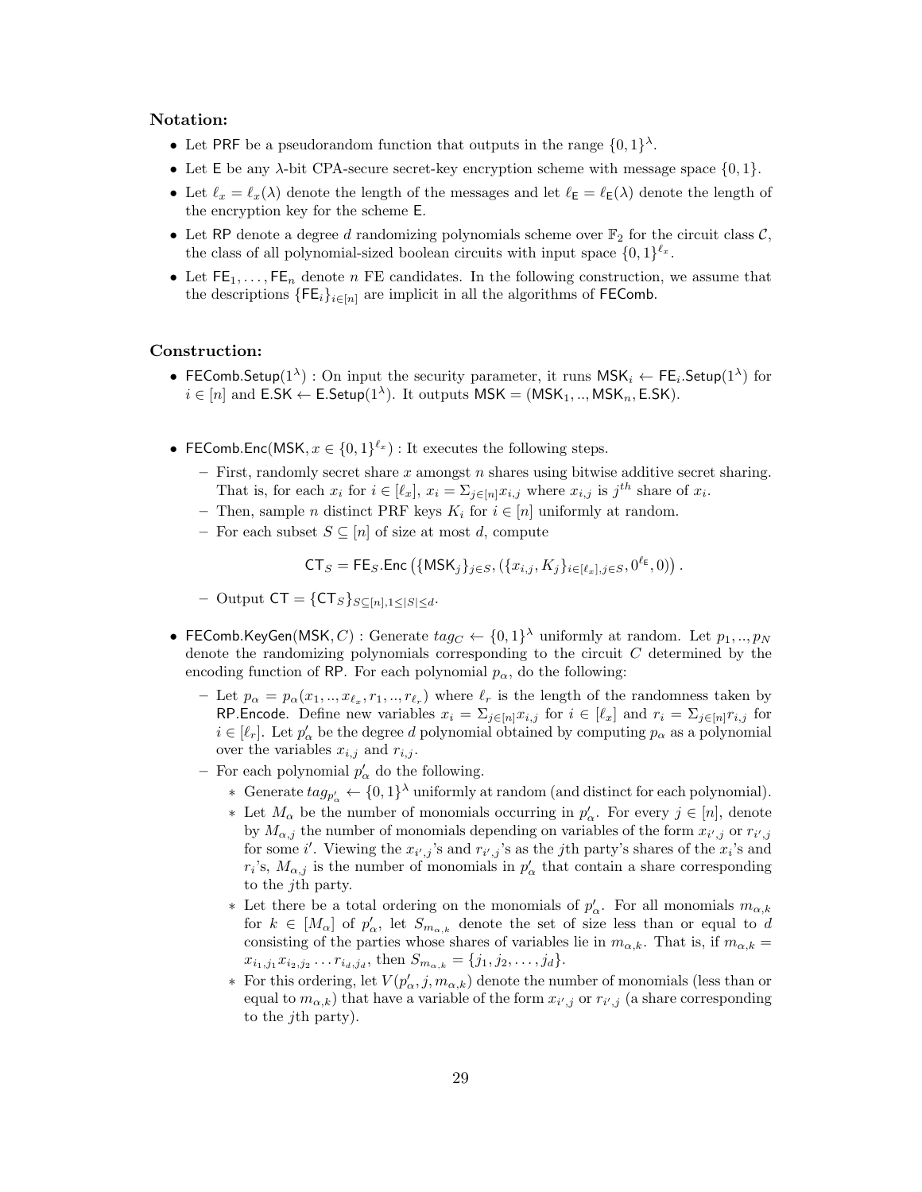**Notation:**

- Let $\mathsf{PRF}$ be a pseudorandom function that outputs in the range $\{0,1\}^\lambda$.
- Let $\mathsf{E}$ be any $\lambda$-bit CPA-secure secret-key encryption scheme with message space $\{0,1\}$.
- Let $\ell_x = \ell_x(\lambda)$ denote the length of the messages and let $\ell_{\mathsf{E}} = \ell_{\mathsf{E}}(\lambda)$ denote the length of the encryption key for the scheme $\mathsf{E}$.
- Let $\mathsf{RP}$ denote a degree $d$ randomizing polynomials scheme over $\mathbb{F}_2$ for the circuit class $\mathcal{C}$, the class of all polynomial-sized boolean circuits with input space $\{0,1\}^{\ell_x}$.
- Let $\mathsf{FE}_1, \ldots, \mathsf{FE}_n$ denote $n$ FE candidates. In the following construction, we assume that the descriptions $\{\mathsf{FE}_i\}_{i\in[n]}$ are implicit in all the algorithms of $\mathsf{FEComb}$.

**Construction:**

- $\mathsf{FEComb.Setup}(1^\lambda)$ : On input the security parameter, it runs $\mathsf{MSK}_i \leftarrow \mathsf{FE}_i.\mathsf{Setup}(1^\lambda)$ for $i \in [n]$ and $\mathsf{E.SK} \leftarrow \mathsf{E.Setup}(1^\lambda)$. It outputs $\mathsf{MSK} = (\mathsf{MSK}_1, .., \mathsf{MSK}_n, \mathsf{E.SK})$.

- $\mathsf{FEComb.Enc}(\mathsf{MSK}, x \in \{0,1\}^{\ell_x})$ : It executes the following steps.
  - First, randomly secret share $x$ amongst $n$ shares using bitwise additive secret sharing. That is, for each $x_i$ for $i \in [\ell_x]$, $x_i = \Sigma_{j\in[n]} x_{i,j}$ where $x_{i,j}$ is $j^{th}$ share of $x_i$.
  - Then, sample $n$ distinct PRF keys $K_i$ for $i \in [n]$ uniformly at random.
  - For each subset $S \subseteq [n]$ of size at most $d$, compute

$$\mathsf{CT}_S = \mathsf{FE}_S.\mathsf{Enc}\left(\{\mathsf{MSK}_j\}_{j\in S}, (\{x_{i,j}, K_j\}_{i\in[\ell_x], j\in S}, 0^{\ell_{\mathsf{E}}}, 0)\right).$$

  - Output $\mathsf{CT} = \{\mathsf{CT}_S\}_{S\subseteq[n], 1\leq|S|\leq d}$.

- $\mathsf{FEComb.KeyGen}(\mathsf{MSK}, C)$ : Generate $tag_C \leftarrow \{0,1\}^\lambda$ uniformly at random. Let $p_1, .., p_N$ denote the randomizing polynomials corresponding to the circuit $C$ determined by the encoding function of $\mathsf{RP}$. For each polynomial $p_\alpha$, do the following:
  - Let $p_\alpha = p_\alpha(x_1, .., x_{\ell_x}, r_1, .., r_{\ell_r})$ where $\ell_r$ is the length of the randomness taken by $\mathsf{RP.Encode}$. Define new variables $x_i = \Sigma_{j\in[n]} x_{i,j}$ for $i \in [\ell_x]$ and $r_i = \Sigma_{j\in[n]} r_{i,j}$ for $i \in [\ell_r]$. Let $p'_\alpha$ be the degree $d$ polynomial obtained by computing $p_\alpha$ as a polynomial over the variables $x_{i,j}$ and $r_{i,j}$.
  - For each polynomial $p'_\alpha$ do the following.
    - Generate $tag_{p'_\alpha} \leftarrow \{0,1\}^\lambda$ uniformly at random (and distinct for each polynomial).
    - Let $M_\alpha$ be the number of monomials occurring in $p'_\alpha$. For every $j \in [n]$, denote by $M_{\alpha,j}$ the number of monomials depending on variables of the form $x_{i',j}$ or $r_{i',j}$ for some $i'$. Viewing the $x_{i',j}$'s and $r_{i',j}$'s as the $j$th party's shares of the $x_i$'s and $r_i$'s, $M_{\alpha,j}$ is the number of monomials in $p'_\alpha$ that contain a share corresponding to the $j$th party.
    - Let there be a total ordering on the monomials of $p'_\alpha$. For all monomials $m_{\alpha,k}$ for $k \in [M_\alpha]$ of $p'_\alpha$, let $S_{m_{\alpha,k}}$ denote the set of size less than or equal to $d$ consisting of the parties whose shares of variables lie in $m_{\alpha,k}$. That is, if $m_{\alpha,k} = x_{i_1,j_1} x_{i_2,j_2} \ldots r_{i_d,j_d}$, then $S_{m_{\alpha,k}} = \{j_1, j_2, \ldots, j_d\}$.
    - For this ordering, let $V(p'_\alpha, j, m_{\alpha,k})$ denote the number of monomials (less than or equal to $m_{\alpha,k}$) that have a variable of the form $x_{i',j}$ or $r_{i',j}$ (a share corresponding to the $j$th party).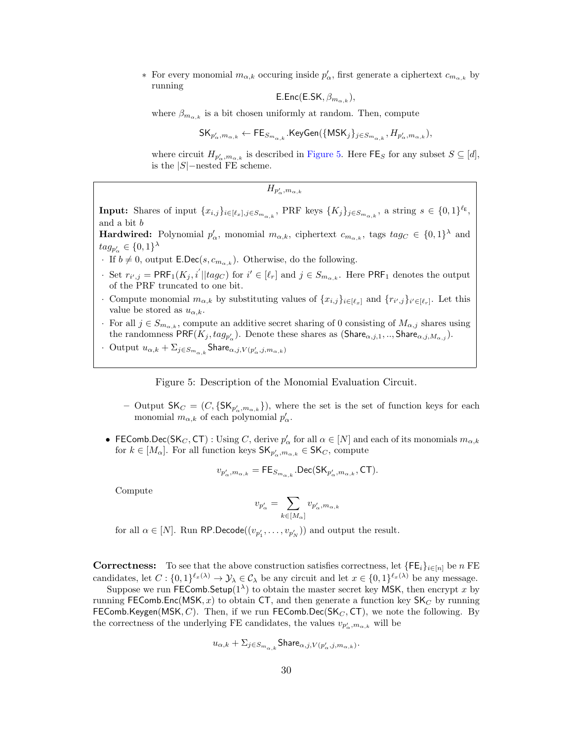* For every monomial $m_{\alpha,k}$ occuring inside $p'_\alpha$, first generate a ciphertext $c_{m_{\alpha,k}}$ by running

$$\mathsf{E.Enc}(\mathsf{E.SK}, \beta_{m_{\alpha,k}}),$$

where $\beta_{m_{\alpha,k}}$ is a bit chosen uniformly at random. Then, compute

$$\mathsf{SK}_{p'_\alpha, m_{\alpha,k}} \leftarrow \mathsf{FE}_{S_{m_{\alpha,k}}}.\mathsf{KeyGen}(\{\mathsf{MSK}_j\}_{j \in S_{m_{\alpha,k}}}, H_{p'_\alpha, m_{\alpha,k}}),$$

where circuit $H_{p'_\alpha, m_{\alpha,k}}$ is described in Figure 5. Here $\mathsf{FE}_S$ for any subset $S \subseteq [d]$, is the $|S|-$nested FE scheme.

---

$H_{p'_\alpha, m_{\alpha,k}}$

**Input:** Shares of input $\{x_{i,j}\}_{i \in [\ell_x], j \in S_{m_{\alpha,k}}}$, PRF keys $\{K_j\}_{j \in S_{m_{\alpha,k}}}$, a string $s \in \{0,1\}^{\ell_{\mathsf{E}}}$, and a bit $b$

**Hardwired:** Polynomial $p'_\alpha$, monomial $m_{\alpha,k}$, ciphertext $c_{m_{\alpha,k}}$, tags $tag_C \in \{0,1\}^\lambda$ and $tag_{p'_\alpha} \in \{0,1\}^\lambda$

- If $b \neq 0$, output $\mathsf{E.Dec}(s, c_{m_{\alpha,k}})$. Otherwise, do the following.
- Set $r_{i',j} = \mathsf{PRF}_1(K_j, i'||tag_C)$ for $i' \in [\ell_r]$ and $j \in S_{m_{\alpha,k}}$. Here $\mathsf{PRF}_1$ denotes the output of the PRF truncated to one bit.
- Compute monomial $m_{\alpha,k}$ by substituting values of $\{x_{i,j}\}_{i \in [\ell_x]}$ and $\{r_{i',j}\}_{i' \in [\ell_r]}$. Let this value be stored as $u_{\alpha,k}$.
- For all $j \in S_{m_{\alpha,k}}$, compute an additive secret sharing of 0 consisting of $M_{\alpha,j}$ shares using the randomness $\mathsf{PRF}(K_j, tag_{p'_\alpha})$. Denote these shares as $(\mathsf{Share}_{\alpha,j,1}, .., \mathsf{Share}_{\alpha,j,M_{\alpha,j}})$.
- Output $u_{\alpha,k} + \Sigma_{j \in S_{m_{\alpha,k}}} \mathsf{Share}_{\alpha,j,V(p'_\alpha, j, m_{\alpha,k})}$

---

Figure 5: Description of the Monomial Evaluation Circuit.

– Output $\mathsf{SK}_C = (C, \{\mathsf{SK}_{p'_\alpha, m_{\alpha,k}}\})$, where the set is the set of function keys for each monomial $m_{\alpha,k}$ of each polynomial $p'_\alpha$.

- $\mathsf{FEComb.Dec}(\mathsf{SK}_C, \mathsf{CT})$ : Using $C$, derive $p'_\alpha$ for all $\alpha \in [N]$ and each of its monomials $m_{\alpha,k}$ for $k \in [M_\alpha]$. For all function keys $\mathsf{SK}_{p'_\alpha, m_{\alpha,k}} \in \mathsf{SK}_C$, compute

$$v_{p'_\alpha, m_{\alpha,k}} = \mathsf{FE}_{S_{m_{\alpha,k}}}.\mathsf{Dec}(\mathsf{SK}_{p'_\alpha, m_{\alpha,k}}, \mathsf{CT}).$$

Compute

$$v_{p'_\alpha} = \sum_{k \in [M_\alpha]} v_{p'_\alpha, m_{\alpha,k}}$$

for all $\alpha \in [N]$. Run $\mathsf{RP.Decode}((v_{p'_1}, \ldots, v_{p'_N}))$ and output the result.

**Correctness:** To see that the above construction satisfies correctness, let $\{\mathsf{FE}_i\}_{i \in [n]}$ be $n$ FE candidates, let $C : \{0,1\}^{\ell_x(\lambda)} \to \mathcal{Y}_\lambda \in \mathcal{C}_\lambda$ be any circuit and let $x \in \{0,1\}^{\ell_x(\lambda)}$ be any message.

Suppose we run $\mathsf{FEComb.Setup}(1^\lambda)$ to obtain the master secret key $\mathsf{MSK}$, then encrypt $x$ by running $\mathsf{FEComb.Enc}(\mathsf{MSK}, x)$ to obtain $\mathsf{CT}$, and then generate a function key $\mathsf{SK}_C$ by running $\mathsf{FEComb.Keygen}(\mathsf{MSK}, C)$. Then, if we run $\mathsf{FEComb.Dec}(\mathsf{SK}_C, \mathsf{CT})$, we note the following. By the correctness of the underlying FE candidates, the values $v_{p'_\alpha, m_{\alpha,k}}$ will be

$$u_{\alpha,k} + \Sigma_{j \in S_{m_{\alpha,k}}} \mathsf{Share}_{\alpha,j,V(p'_\alpha, j, m_{\alpha,k})}.$$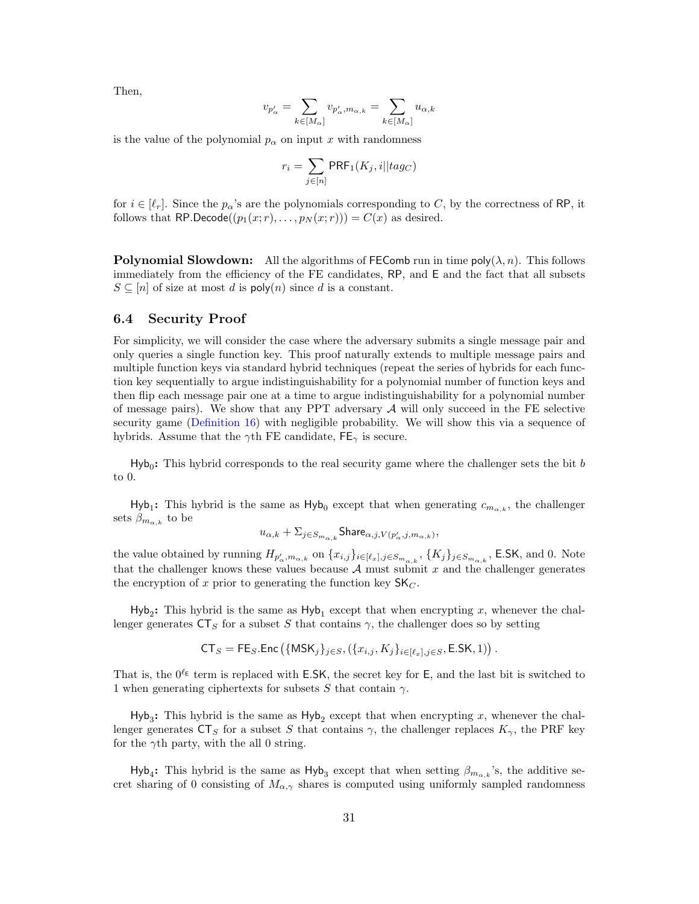Then,

$$v_{p'_\alpha} = \sum_{k \in [M_\alpha]} v_{p'_\alpha, m_{\alpha,k}} = \sum_{k \in [M_\alpha]} u_{\alpha,k}$$

is the value of the polynomial $p_\alpha$ on input $x$ with randomness

$$r_i = \sum_{j \in [n]} \mathsf{PRF}_1(K_j, i || tag_C)$$

for $i \in [\ell_r]$. Since the $p_\alpha$'s are the polynomials corresponding to $C$, by the correctness of $\mathsf{RP}$, it follows that $\mathsf{RP.Decode}((p_1(x;r), \ldots, p_N(x;r))) = C(x)$ as desired.

**Polynomial Slowdown:** All the algorithms of $\mathsf{FEComb}$ run in time $\mathsf{poly}(\lambda, n)$. This follows immediately from the efficiency of the FE candidates, $\mathsf{RP}$, and $\mathsf{E}$ and the fact that all subsets $S \subseteq [n]$ of size at most $d$ is $\mathsf{poly}(n)$ since $d$ is a constant.

### 6.4 Security Proof

For simplicity, we will consider the case where the adversary submits a single message pair and only queries a single function key. This proof naturally extends to multiple message pairs and multiple function keys via standard hybrid techniques (repeat the series of hybrids for each function key sequentially to argue indistinguishability for a polynomial number of function keys and then flip each message pair one at a time to argue indistinguishability for a polynomial number of message pairs). We show that any PPT adversary $\mathcal{A}$ will only succeed in the FE selective security game (Definition 16) with negligible probability. We will show this via a sequence of hybrids. Assume that the $\gamma$th FE candidate, $\mathsf{FE}_\gamma$ is secure.

$\mathsf{Hyb}_0$**:** This hybrid corresponds to the real security game where the challenger sets the bit $b$ to 0.

$\mathsf{Hyb}_1$**:** This hybrid is the same as $\mathsf{Hyb}_0$ except that when generating $c_{m_{\alpha,k}}$, the challenger sets $\beta_{m_{\alpha,k}}$ to be

$$u_{\alpha,k} + \Sigma_{j \in S_{m_{\alpha,k}}} \mathsf{Share}_{\alpha,j,V(p'_\alpha,j,m_{\alpha,k})},$$

the value obtained by running $H_{p'_\alpha, m_{\alpha,k}}$ on $\{x_{i,j}\}_{i \in [\ell_x], j \in S_{m_{\alpha,k}}}$, $\{K_j\}_{j \in S_{m_{\alpha,k}}}$, $\mathsf{E.SK}$, and 0. Note that the challenger knows these values because $\mathcal{A}$ must submit $x$ and the challenger generates the encryption of $x$ prior to generating the function key $\mathsf{SK}_C$.

$\mathsf{Hyb}_2$**:** This hybrid is the same as $\mathsf{Hyb}_1$ except that when encrypting $x$, whenever the challenger generates $\mathsf{CT}_S$ for a subset $S$ that contains $\gamma$, the challenger does so by setting

$$\mathsf{CT}_S = \mathsf{FE}_S.\mathsf{Enc}\left(\{\mathsf{MSK}_j\}_{j \in S}, (\{x_{i,j}, K_j\}_{i \in [\ell_x], j \in S}, \mathsf{E.SK}, 1)\right).$$

That is, the $0^{\ell_\mathsf{E}}$ term is replaced with $\mathsf{E.SK}$, the secret key for $\mathsf{E}$, and the last bit is switched to 1 when generating ciphertexts for subsets $S$ that contain $\gamma$.

$\mathsf{Hyb}_3$**:** This hybrid is the same as $\mathsf{Hyb}_2$ except that when encrypting $x$, whenever the challenger generates $\mathsf{CT}_S$ for a subset $S$ that contains $\gamma$, the challenger replaces $K_\gamma$, the PRF key for the $\gamma$th party, with the all 0 string.

$\mathsf{Hyb}_4$**:** This hybrid is the same as $\mathsf{Hyb}_3$ except that when setting $\beta_{m_{\alpha,k}}$'s, the additive secret sharing of 0 consisting of $M_{\alpha,\gamma}$ shares is computed using uniformly sampled randomness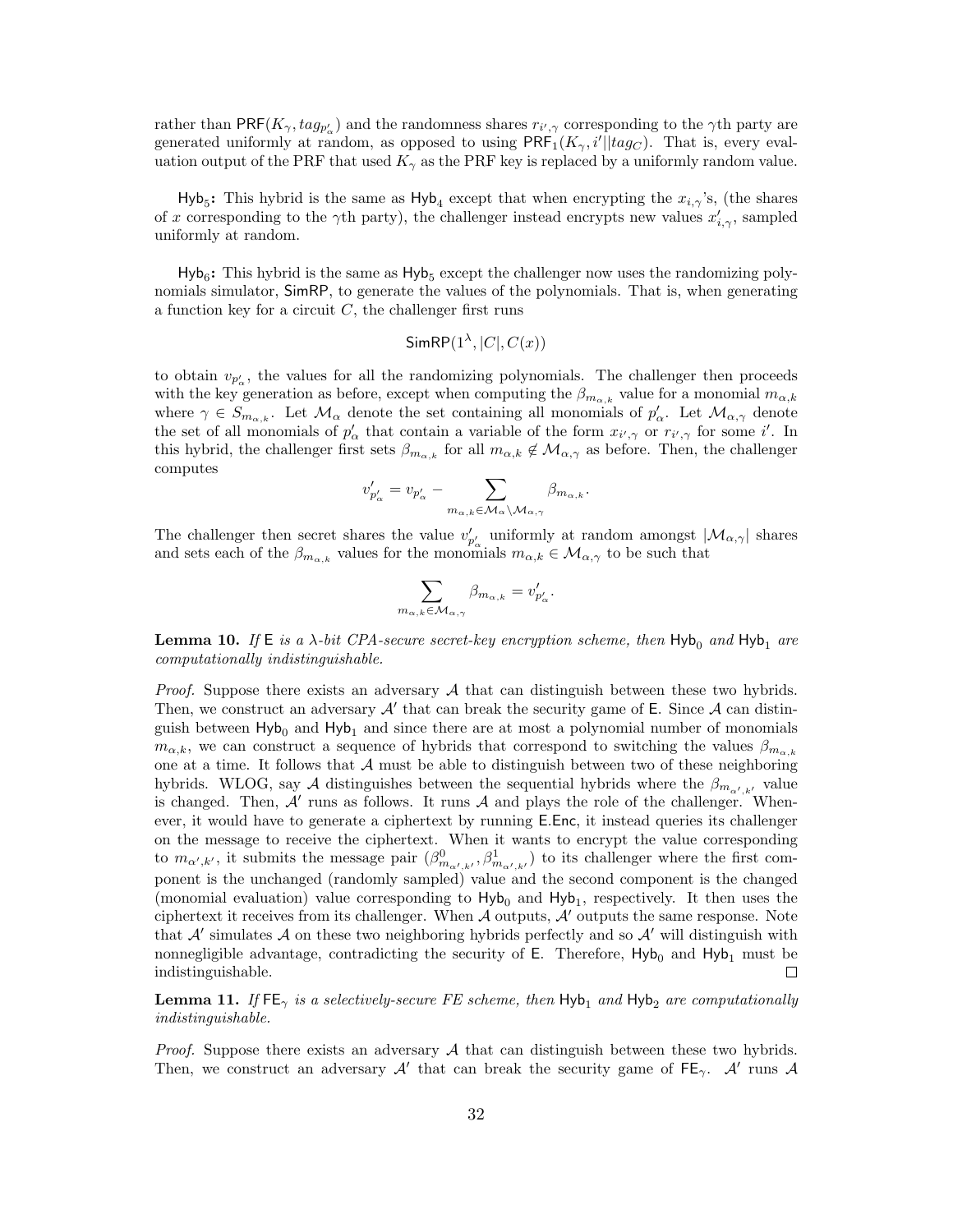rather than $\mathsf{PRF}(K_\gamma, tag_{p'_\alpha})$ and the randomness shares $r_{i',\gamma}$ corresponding to the $\gamma$th party are generated uniformly at random, as opposed to using $\mathsf{PRF}_1(K_\gamma, i'||tag_C)$. That is, every evaluation output of the PRF that used $K_\gamma$ as the PRF key is replaced by a uniformly random value.

$\mathsf{Hyb}_5$**:** This hybrid is the same as $\mathsf{Hyb}_4$ except that when encrypting the $x_{i,\gamma}$'s, (the shares of $x$ corresponding to the $\gamma$th party), the challenger instead encrypts new values $x'_{i,\gamma}$, sampled uniformly at random.

$\mathsf{Hyb}_6$**:** This hybrid is the same as $\mathsf{Hyb}_5$ except the challenger now uses the randomizing polynomials simulator, $\mathsf{SimRP}$, to generate the values of the polynomials. That is, when generating a function key for a circuit $C$, the challenger first runs

$$\mathsf{SimRP}(1^\lambda, |C|, C(x))$$

to obtain $v_{p'_\alpha}$, the values for all the randomizing polynomials. The challenger then proceeds with the key generation as before, except when computing the $\beta_{m_{\alpha,k}}$ value for a monomial $m_{\alpha,k}$ where $\gamma \in S_{m_{\alpha,k}}$. Let $\mathcal{M}_\alpha$ denote the set containing all monomials of $p'_\alpha$. Let $\mathcal{M}_{\alpha,\gamma}$ denote the set of all monomials of $p'_\alpha$ that contain a variable of the form $x_{i',\gamma}$ or $r_{i',\gamma}$ for some $i'$. In this hybrid, the challenger first sets $\beta_{m_{\alpha,k}}$ for all $m_{\alpha,k} \notin \mathcal{M}_{\alpha,\gamma}$ as before. Then, the challenger computes

$$v'_{p'_\alpha} = v_{p'_\alpha} - \sum_{m_{\alpha,k} \in \mathcal{M}_\alpha \setminus \mathcal{M}_{\alpha,\gamma}} \beta_{m_{\alpha,k}}.$$

The challenger then secret shares the value $v'_{p'_\alpha}$ uniformly at random amongst $|\mathcal{M}_{\alpha,\gamma}|$ shares and sets each of the $\beta_{m_{\alpha,k}}$ values for the monomials $m_{\alpha,k} \in \mathcal{M}_{\alpha,\gamma}$ to be such that

$$\sum_{m_{\alpha,k} \in \mathcal{M}_{\alpha,\gamma}} \beta_{m_{\alpha,k}} = v'_{p'_\alpha}.$$

**Lemma 10.** *If* $\mathsf{E}$ *is a* $\lambda$*-bit CPA-secure secret-key encryption scheme, then* $\mathsf{Hyb}_0$ *and* $\mathsf{Hyb}_1$ *are computationally indistinguishable.*

*Proof.* Suppose there exists an adversary $\mathcal{A}$ that can distinguish between these two hybrids. Then, we construct an adversary $\mathcal{A}'$ that can break the security game of $\mathsf{E}$. Since $\mathcal{A}$ can distinguish between $\mathsf{Hyb}_0$ and $\mathsf{Hyb}_1$ and since there are at most a polynomial number of monomials $m_{\alpha,k}$, we can construct a sequence of hybrids that correspond to switching the values $\beta_{m_{\alpha,k}}$ one at a time. It follows that $\mathcal{A}$ must be able to distinguish between two of these neighboring hybrids. WLOG, say $\mathcal{A}$ distinguishes between the sequential hybrids where the $\beta_{m_{\alpha',k'}}$ value is changed. Then, $\mathcal{A}'$ runs as follows. It runs $\mathcal{A}$ and plays the role of the challenger. Whenever, it would have to generate a ciphertext by running $\mathsf{E.Enc}$, it instead queries its challenger on the message to receive the ciphertext. When it wants to encrypt the value corresponding to $m_{\alpha',k'}$, it submits the message pair $(\beta^0_{m_{\alpha',k'}}, \beta^1_{m_{\alpha',k'}})$ to its challenger where the first component is the unchanged (randomly sampled) value and the second component is the changed (monomial evaluation) value corresponding to $\mathsf{Hyb}_0$ and $\mathsf{Hyb}_1$, respectively. It then uses the ciphertext it receives from its challenger. When $\mathcal{A}$ outputs, $\mathcal{A}'$ outputs the same response. Note that $\mathcal{A}'$ simulates $\mathcal{A}$ on these two neighboring hybrids perfectly and so $\mathcal{A}'$ will distinguish with nonnegligible advantage, contradicting the security of $\mathsf{E}$. Therefore, $\mathsf{Hyb}_0$ and $\mathsf{Hyb}_1$ must be indistinguishable. ◻

**Lemma 11.** *If* $\mathsf{FE}_\gamma$ *is a selectively-secure FE scheme, then* $\mathsf{Hyb}_1$ *and* $\mathsf{Hyb}_2$ *are computationally indistinguishable.*

*Proof.* Suppose there exists an adversary $\mathcal{A}$ that can distinguish between these two hybrids. Then, we construct an adversary $\mathcal{A}'$ that can break the security game of $\mathsf{FE}_\gamma$. $\mathcal{A}'$ runs $\mathcal{A}$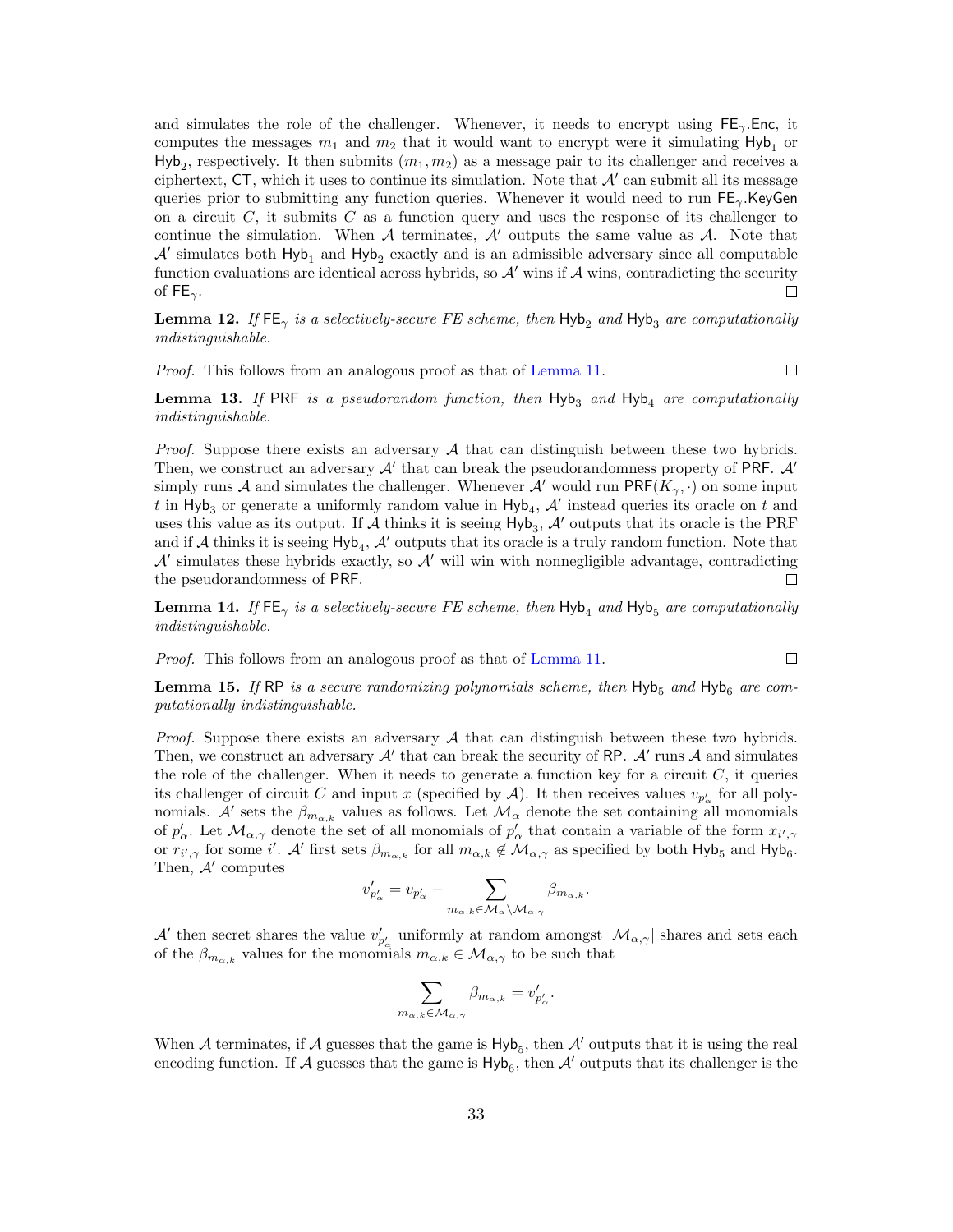and simulates the role of the challenger. Whenever, it needs to encrypt using $\mathsf{FE}_\gamma.\mathsf{Enc}$, it computes the messages $m_1$ and $m_2$ that it would want to encrypt were it simulating $\mathsf{Hyb}_1$ or $\mathsf{Hyb}_2$, respectively. It then submits $(m_1, m_2)$ as a message pair to its challenger and receives a ciphertext, $\mathsf{CT}$, which it uses to continue its simulation. Note that $\mathcal{A}'$ can submit all its message queries prior to submitting any function queries. Whenever it would need to run $\mathsf{FE}_\gamma.\mathsf{KeyGen}$ on a circuit $C$, it submits $C$ as a function query and uses the response of its challenger to continue the simulation. When $\mathcal{A}$ terminates, $\mathcal{A}'$ outputs the same value as $\mathcal{A}$. Note that $\mathcal{A}'$ simulates both $\mathsf{Hyb}_1$ and $\mathsf{Hyb}_2$ exactly and is an admissible adversary since all computable function evaluations are identical across hybrids, so $\mathcal{A}'$ wins if $\mathcal{A}$ wins, contradicting the security of $\mathsf{FE}_\gamma$. □

**Lemma 12.** *If $\mathsf{FE}_\gamma$ is a selectively-secure FE scheme, then $\mathsf{Hyb}_2$ and $\mathsf{Hyb}_3$ are computationally indistinguishable.*

*Proof.* This follows from an analogous proof as that of Lemma 11. □

**Lemma 13.** *If $\mathsf{PRF}$ is a pseudorandom function, then $\mathsf{Hyb}_3$ and $\mathsf{Hyb}_4$ are computationally indistinguishable.*

*Proof.* Suppose there exists an adversary $\mathcal{A}$ that can distinguish between these two hybrids. Then, we construct an adversary $\mathcal{A}'$ that can break the pseudorandomness property of $\mathsf{PRF}$. $\mathcal{A}'$ simply runs $\mathcal{A}$ and simulates the challenger. Whenever $\mathcal{A}'$ would run $\mathsf{PRF}(K_\gamma, \cdot)$ on some input $t$ in $\mathsf{Hyb}_3$ or generate a uniformly random value in $\mathsf{Hyb}_4$, $\mathcal{A}'$ instead queries its oracle on $t$ and uses this value as its output. If $\mathcal{A}$ thinks it is seeing $\mathsf{Hyb}_3$, $\mathcal{A}'$ outputs that its oracle is the PRF and if $\mathcal{A}$ thinks it is seeing $\mathsf{Hyb}_4$, $\mathcal{A}'$ outputs that its oracle is a truly random function. Note that $\mathcal{A}'$ simulates these hybrids exactly, so $\mathcal{A}'$ will win with nonnegligible advantage, contradicting the pseudorandomness of $\mathsf{PRF}$. □

**Lemma 14.** *If $\mathsf{FE}_\gamma$ is a selectively-secure FE scheme, then $\mathsf{Hyb}_4$ and $\mathsf{Hyb}_5$ are computationally indistinguishable.*

*Proof.* This follows from an analogous proof as that of Lemma 11. □

**Lemma 15.** *If $\mathsf{RP}$ is a secure randomizing polynomials scheme, then $\mathsf{Hyb}_5$ and $\mathsf{Hyb}_6$ are computationally indistinguishable.*

*Proof.* Suppose there exists an adversary $\mathcal{A}$ that can distinguish between these two hybrids. Then, we construct an adversary $\mathcal{A}'$ that can break the security of $\mathsf{RP}$. $\mathcal{A}'$ runs $\mathcal{A}$ and simulates the role of the challenger. When it needs to generate a function key for a circuit $C$, it queries its challenger of circuit $C$ and input $x$ (specified by $\mathcal{A}$). It then receives values $v_{p'_\alpha}$ for all polynomials. $\mathcal{A}'$ sets the $\beta_{m_{\alpha,k}}$ values as follows. Let $\mathcal{M}_\alpha$ denote the set containing all monomials of $p'_\alpha$. Let $\mathcal{M}_{\alpha,\gamma}$ denote the set of all monomials of $p'_\alpha$ that contain a variable of the form $x_{i',\gamma}$ or $r_{i',\gamma}$ for some $i'$. $\mathcal{A}'$ first sets $\beta_{m_{\alpha,k}}$ for all $m_{\alpha,k} \notin \mathcal{M}_{\alpha,\gamma}$ as specified by both $\mathsf{Hyb}_5$ and $\mathsf{Hyb}_6$. Then, $\mathcal{A}'$ computes

$$v'_{p'_\alpha} = v_{p'_\alpha} - \sum_{m_{\alpha,k} \in \mathcal{M}_\alpha \setminus \mathcal{M}_{\alpha,\gamma}} \beta_{m_{\alpha,k}}.$$

$\mathcal{A}'$ then secret shares the value $v'_{p'_\alpha}$ uniformly at random amongst $|\mathcal{M}_{\alpha,\gamma}|$ shares and sets each of the $\beta_{m_{\alpha,k}}$ values for the monomials $m_{\alpha,k} \in \mathcal{M}_{\alpha,\gamma}$ to be such that

$$\sum_{m_{\alpha,k} \in \mathcal{M}_{\alpha,\gamma}} \beta_{m_{\alpha,k}} = v'_{p'_\alpha}.$$

When $\mathcal{A}$ terminates, if $\mathcal{A}$ guesses that the game is $\mathsf{Hyb}_5$, then $\mathcal{A}'$ outputs that it is using the real encoding function. If $\mathcal{A}$ guesses that the game is $\mathsf{Hyb}_6$, then $\mathcal{A}'$ outputs that its challenger is the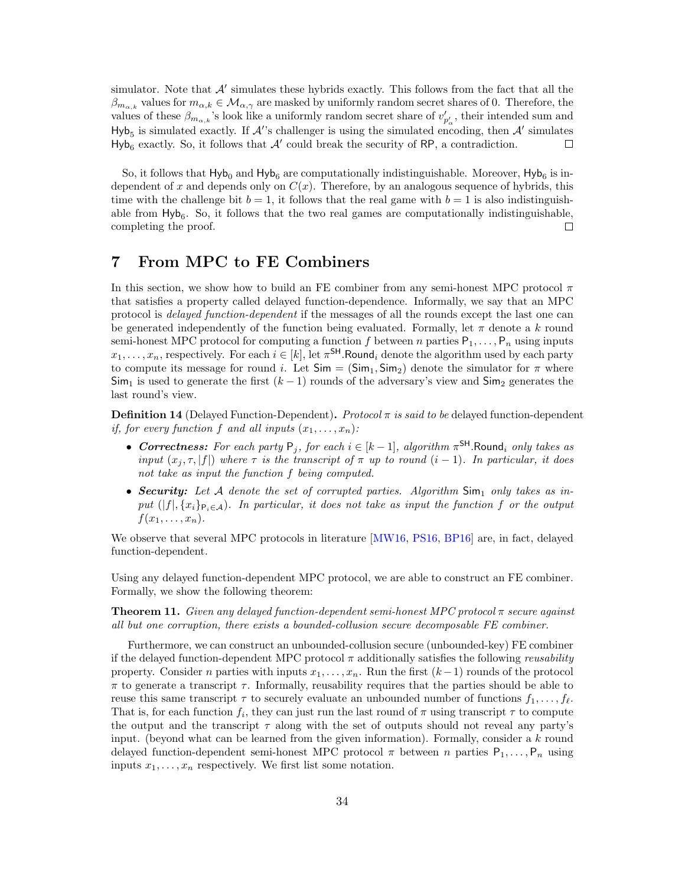simulator. Note that $\mathcal{A}'$ simulates these hybrids exactly. This follows from the fact that all the $\beta_{m_{\alpha,k}}$ values for $m_{\alpha,k} \in \mathcal{M}_{\alpha,\gamma}$ are masked by uniformly random secret shares of 0. Therefore, the values of these $\beta_{m_{\alpha,k}}$'s look like a uniformly random secret share of $v'_{p'_\alpha}$, their intended sum and $\mathsf{Hyb}_5$ is simulated exactly. If $\mathcal{A}'$'s challenger is using the simulated encoding, then $\mathcal{A}'$ simulates $\mathsf{Hyb}_6$ exactly. So, it follows that $\mathcal{A}'$ could break the security of $\mathsf{RP}$, a contradiction. □

So, it follows that $\mathsf{Hyb}_0$ and $\mathsf{Hyb}_6$ are computationally indistinguishable. Moreover, $\mathsf{Hyb}_6$ is independent of $x$ and depends only on $C(x)$. Therefore, by an analogous sequence of hybrids, this time with the challenge bit $b = 1$, it follows that the real game with $b = 1$ is also indistinguishable from $\mathsf{Hyb}_6$. So, it follows that the two real games are computationally indistinguishable, completing the proof. □

# 7 From MPC to FE Combiners

In this section, we show how to build an FE combiner from any semi-honest MPC protocol $\pi$ that satisfies a property called delayed function-dependence. Informally, we say that an MPC protocol is *delayed function-dependent* if the messages of all the rounds except the last one can be generated independently of the function being evaluated. Formally, let $\pi$ denote a $k$ round semi-honest MPC protocol for computing a function $f$ between $n$ parties $\mathsf{P}_1, \ldots, \mathsf{P}_n$ using inputs $x_1, \ldots, x_n$, respectively. For each $i \in [k]$, let $\pi^{\mathsf{SH}}.\mathsf{Round}_i$ denote the algorithm used by each party to compute its message for round $i$. Let $\mathsf{Sim} = (\mathsf{Sim}_1, \mathsf{Sim}_2)$ denote the simulator for $\pi$ where $\mathsf{Sim}_1$ is used to generate the first $(k-1)$ rounds of the adversary's view and $\mathsf{Sim}_2$ generates the last round's view.

**Definition 14** (Delayed Function-Dependent)**.** *Protocol $\pi$ is said to be* delayed function-dependent *if, for every function $f$ and all inputs $(x_1, \ldots, x_n)$:*

- ***Correctness:*** *For each party $\mathsf{P}_j$, for each $i \in [k-1]$, algorithm $\pi^{\mathsf{SH}}.\mathsf{Round}_i$ only takes as input $(x_j, \tau, |f|)$ where $\tau$ is the transcript of $\pi$ up to round $(i-1)$. In particular, it does not take as input the function $f$ being computed.*
- ***Security:*** *Let $\mathcal{A}$ denote the set of corrupted parties. Algorithm $\mathsf{Sim}_1$ only takes as input $(|f|, \{x_i\}_{\mathsf{P}_i \in \mathcal{A}})$. In particular, it does not take as input the function $f$ or the output $f(x_1, \ldots, x_n)$.*

We observe that several MPC protocols in literature [MW16, PS16, BP16] are, in fact, delayed function-dependent.

Using any delayed function-dependent MPC protocol, we are able to construct an FE combiner. Formally, we show the following theorem:

**Theorem 11.** *Given any delayed function-dependent semi-honest MPC protocol $\pi$ secure against all but one corruption, there exists a bounded-collusion secure decomposable FE combiner.*

Furthermore, we can construct an unbounded-collusion secure (unbounded-key) FE combiner if the delayed function-dependent MPC protocol $\pi$ additionally satisfies the following *reusability* property. Consider $n$ parties with inputs $x_1, \ldots, x_n$. Run the first $(k-1)$ rounds of the protocol $\pi$ to generate a transcript $\tau$. Informally, reusability requires that the parties should be able to reuse this same transcript $\tau$ to securely evaluate an unbounded number of functions $f_1, \ldots, f_\ell$. That is, for each function $f_i$, they can just run the last round of $\pi$ using transcript $\tau$ to compute the output and the transcript $\tau$ along with the set of outputs should not reveal any party's input. (beyond what can be learned from the given information). Formally, consider a $k$ round delayed function-dependent semi-honest MPC protocol $\pi$ between $n$ parties $\mathsf{P}_1, \ldots, \mathsf{P}_n$ using inputs $x_1, \ldots, x_n$ respectively. We first list some notation.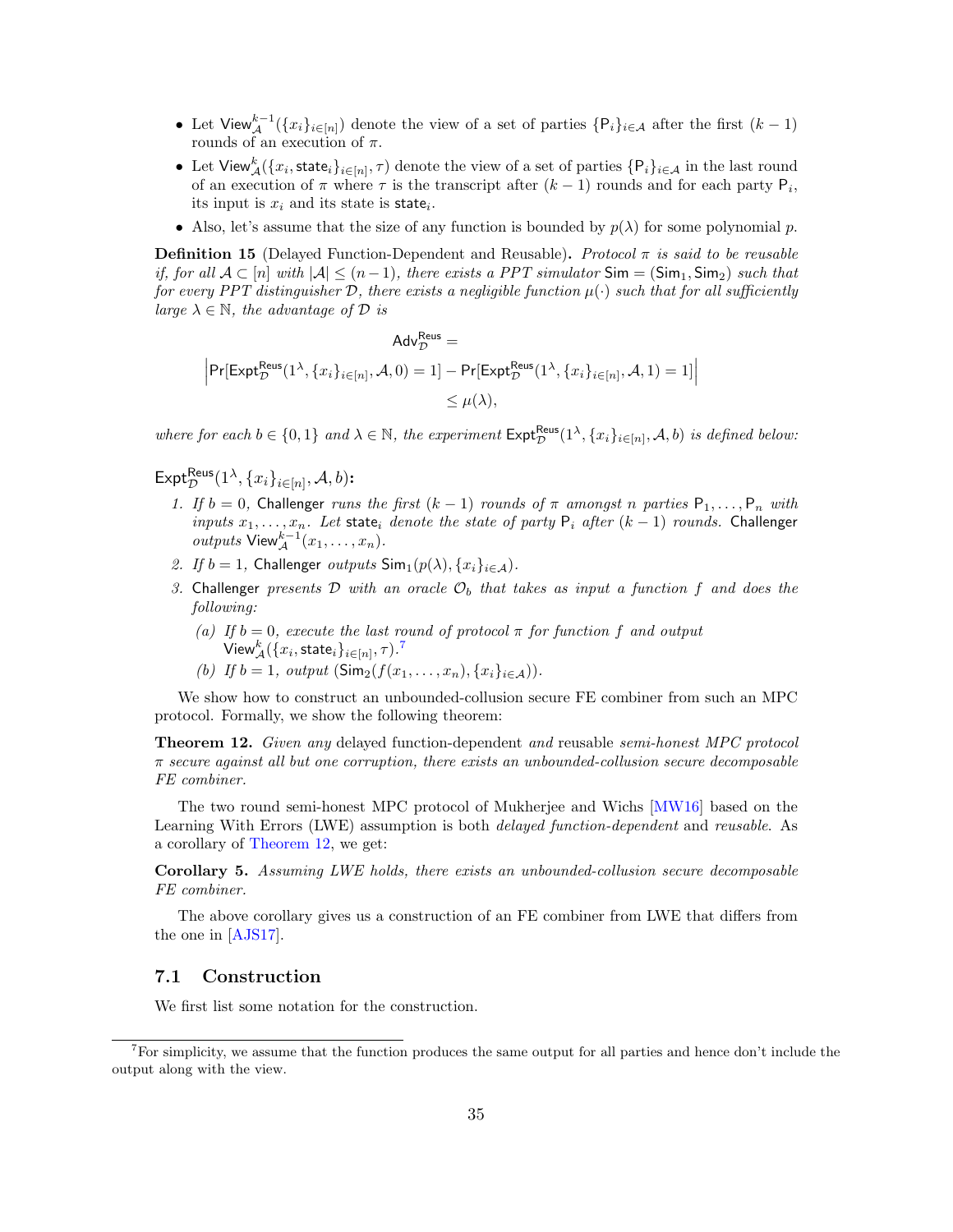- Let $\mathsf{View}^{k-1}_{\mathcal{A}}(\{x_i\}_{i\in[n]})$ denote the view of a set of parties $\{\mathsf{P}_i\}_{i\in\mathcal{A}}$ after the first $(k-1)$ rounds of an execution of $\pi$.
- Let $\mathsf{View}^{k}_{\mathcal{A}}(\{x_i, \mathsf{state}_i\}_{i\in[n]}, \tau)$ denote the view of a set of parties $\{\mathsf{P}_i\}_{i\in\mathcal{A}}$ in the last round of an execution of $\pi$ where $\tau$ is the transcript after $(k-1)$ rounds and for each party $\mathsf{P}_i$, its input is $x_i$ and its state is $\mathsf{state}_i$.
- Also, let's assume that the size of any function is bounded by $p(\lambda)$ for some polynomial $p$.

**Definition 15** (Delayed Function-Dependent and Reusable)**.** *Protocol $\pi$ is said to be reusable if, for all $\mathcal{A} \subset [n]$ with $|\mathcal{A}| \leq (n-1)$, there exists a PPT simulator $\mathsf{Sim} = (\mathsf{Sim}_1, \mathsf{Sim}_2)$ such that for every PPT distinguisher $\mathcal{D}$, there exists a negligible function $\mu(\cdot)$ such that for all sufficiently large $\lambda \in \mathbb{N}$, the advantage of $\mathcal{D}$ is*

$$\mathsf{Adv}^{\mathsf{Reus}}_{\mathcal{D}} =$$
$$\left|\Pr[\mathsf{Expt}^{\mathsf{Reus}}_{\mathcal{D}}(1^\lambda, \{x_i\}_{i\in[n]}, \mathcal{A}, 0) = 1] - \Pr[\mathsf{Expt}^{\mathsf{Reus}}_{\mathcal{D}}(1^\lambda, \{x_i\}_{i\in[n]}, \mathcal{A}, 1) = 1]\right|$$
$$\leq \mu(\lambda),$$

*where for each $b \in \{0,1\}$ and $\lambda \in \mathbb{N}$, the experiment $\mathsf{Expt}^{\mathsf{Reus}}_{\mathcal{D}}(1^\lambda, \{x_i\}_{i\in[n]}, \mathcal{A}, b)$ is defined below:*

$\mathsf{Expt}^{\mathsf{Reus}}_{\mathcal{D}}(1^\lambda, \{x_i\}_{i\in[n]}, \mathcal{A}, b)$**:**

1. *If $b = 0$,* Challenger *runs the first $(k-1)$ rounds of $\pi$ amongst $n$ parties $\mathsf{P}_1, \ldots, \mathsf{P}_n$ with inputs $x_1, \ldots, x_n$. Let $\mathsf{state}_i$ denote the state of party $\mathsf{P}_i$ after $(k-1)$ rounds.* Challenger *outputs $\mathsf{View}^{k-1}_{\mathcal{A}}(x_1, \ldots, x_n)$.*
2. *If $b = 1$,* Challenger *outputs $\mathsf{Sim}_1(p(\lambda), \{x_i\}_{i\in\mathcal{A}})$.*
3. Challenger *presents $\mathcal{D}$ with an oracle $\mathcal{O}_b$ that takes as input a function $f$ and does the following:*
   - *(a) If $b = 0$, execute the last round of protocol $\pi$ for function $f$ and output $\mathsf{View}^{k}_{\mathcal{A}}(\{x_i, \mathsf{state}_i\}_{i\in[n]}, \tau)$.[7]*
   - *(b) If $b = 1$, output $(\mathsf{Sim}_2(f(x_1, \ldots, x_n), \{x_i\}_{i\in\mathcal{A}}))$.*

We show how to construct an unbounded-collusion secure FE combiner from such an MPC protocol. Formally, we show the following theorem:

**Theorem 12.** *Given any* delayed function-dependent *and* reusable *semi-honest MPC protocol $\pi$ secure against all but one corruption, there exists an unbounded-collusion secure decomposable FE combiner.*

The two round semi-honest MPC protocol of Mukherjee and Wichs [MW16] based on the Learning With Errors (LWE) assumption is both *delayed function-dependent* and *reusable*. As a corollary of Theorem 12, we get:

**Corollary 5.** *Assuming LWE holds, there exists an unbounded-collusion secure decomposable FE combiner.*

The above corollary gives us a construction of an FE combiner from LWE that differs from the one in [AJS17].

## 7.1 Construction

We first list some notation for the construction.

[7] For simplicity, we assume that the function produces the same output for all parties and hence don't include the output along with the view.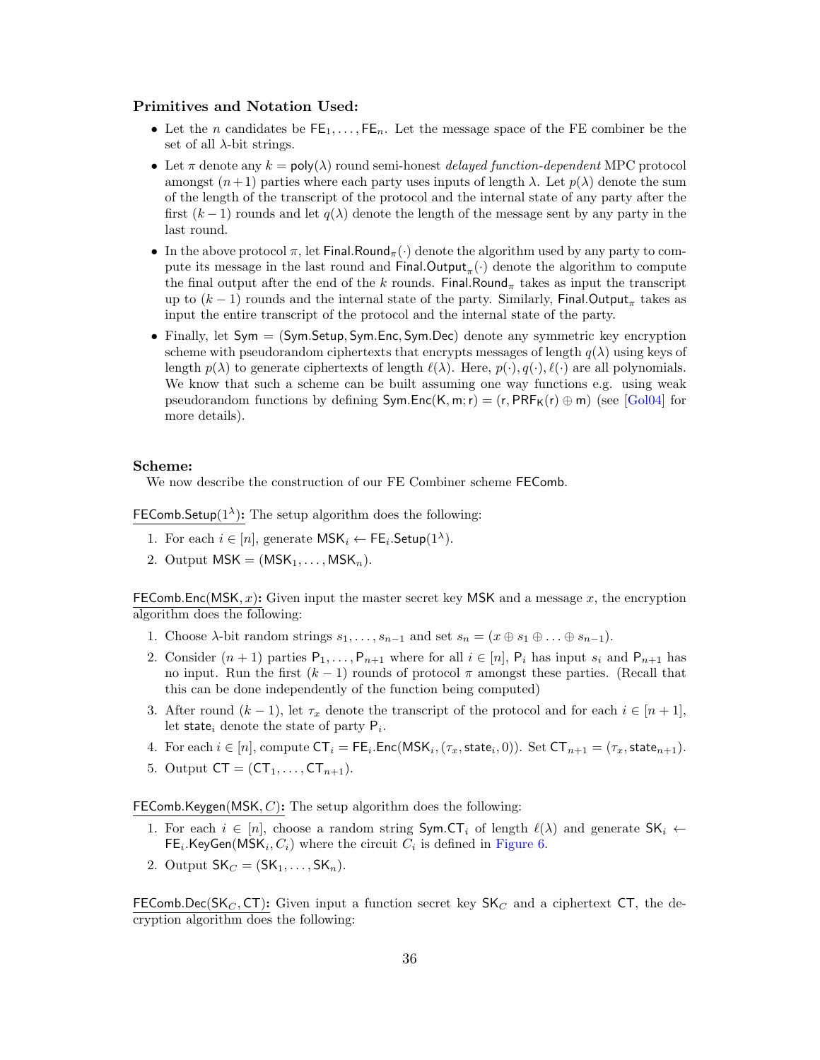**Primitives and Notation Used:**

- Let the $n$ candidates be $\mathsf{FE}_1, \ldots, \mathsf{FE}_n$. Let the message space of the FE combiner be the set of all $\lambda$-bit strings.
- Let $\pi$ denote any $k = \mathsf{poly}(\lambda)$ round semi-honest *delayed function-dependent* MPC protocol amongst $(n+1)$ parties where each party uses inputs of length $\lambda$. Let $p(\lambda)$ denote the sum of the length of the transcript of the protocol and the internal state of any party after the first $(k-1)$ rounds and let $q(\lambda)$ denote the length of the message sent by any party in the last round.
- In the above protocol $\pi$, let $\mathsf{Final.Round}_\pi(\cdot)$ denote the algorithm used by any party to compute its message in the last round and $\mathsf{Final.Output}_\pi(\cdot)$ denote the algorithm to compute the final output after the end of the $k$ rounds. $\mathsf{Final.Round}_\pi$ takes as input the transcript up to $(k-1)$ rounds and the internal state of the party. Similarly, $\mathsf{Final.Output}_\pi$ takes as input the entire transcript of the protocol and the internal state of the party.
- Finally, let $\mathsf{Sym} = (\mathsf{Sym.Setup}, \mathsf{Sym.Enc}, \mathsf{Sym.Dec})$ denote any symmetric key encryption scheme with pseudorandom ciphertexts that encrypts messages of length $q(\lambda)$ using keys of length $p(\lambda)$ to generate ciphertexts of length $\ell(\lambda)$. Here, $p(\cdot), q(\cdot), \ell(\cdot)$ are all polynomials. We know that such a scheme can be built assuming one way functions e.g. using weak pseudorandom functions by defining $\mathsf{Sym.Enc}(\mathsf{K}, \mathsf{m}; \mathsf{r}) = (\mathsf{r}, \mathsf{PRF}_\mathsf{K}(\mathsf{r}) \oplus \mathsf{m})$ (see [Gol04] for more details).

**Scheme:**

We now describe the construction of our FE Combiner scheme $\mathsf{FEComb}$.

$\mathsf{FEComb.Setup}(1^\lambda)$**:** The setup algorithm does the following:

1. For each $i \in [n]$, generate $\mathsf{MSK}_i \leftarrow \mathsf{FE}_i.\mathsf{Setup}(1^\lambda)$.
2. Output $\mathsf{MSK} = (\mathsf{MSK}_1, \ldots, \mathsf{MSK}_n)$.

$\mathsf{FEComb.Enc}(\mathsf{MSK}, x)$**:** Given input the master secret key $\mathsf{MSK}$ and a message $x$, the encryption algorithm does the following:

1. Choose $\lambda$-bit random strings $s_1, \ldots, s_{n-1}$ and set $s_n = (x \oplus s_1 \oplus \ldots \oplus s_{n-1})$.
2. Consider $(n+1)$ parties $\mathsf{P}_1, \ldots, \mathsf{P}_{n+1}$ where for all $i \in [n]$, $\mathsf{P}_i$ has input $s_i$ and $\mathsf{P}_{n+1}$ has no input. Run the first $(k-1)$ rounds of protocol $\pi$ amongst these parties. (Recall that this can be done independently of the function being computed)
3. After round $(k-1)$, let $\tau_x$ denote the transcript of the protocol and for each $i \in [n+1]$, let $\mathsf{state}_i$ denote the state of party $\mathsf{P}_i$.
4. For each $i \in [n]$, compute $\mathsf{CT}_i = \mathsf{FE}_i.\mathsf{Enc}(\mathsf{MSK}_i, (\tau_x, \mathsf{state}_i, 0))$. Set $\mathsf{CT}_{n+1} = (\tau_x, \mathsf{state}_{n+1})$.
5. Output $\mathsf{CT} = (\mathsf{CT}_1, \ldots, \mathsf{CT}_{n+1})$.

$\mathsf{FEComb.Keygen}(\mathsf{MSK}, C)$**:** The setup algorithm does the following:

1. For each $i \in [n]$, choose a random string $\mathsf{Sym.CT}_i$ of length $\ell(\lambda)$ and generate $\mathsf{SK}_i \leftarrow \mathsf{FE}_i.\mathsf{KeyGen}(\mathsf{MSK}_i, C_i)$ where the circuit $C_i$ is defined in Figure 6.
2. Output $\mathsf{SK}_C = (\mathsf{SK}_1, \ldots, \mathsf{SK}_n)$.

$\mathsf{FEComb.Dec}(\mathsf{SK}_C, \mathsf{CT})$**:** Given input a function secret key $\mathsf{SK}_C$ and a ciphertext $\mathsf{CT}$, the decryption algorithm does the following: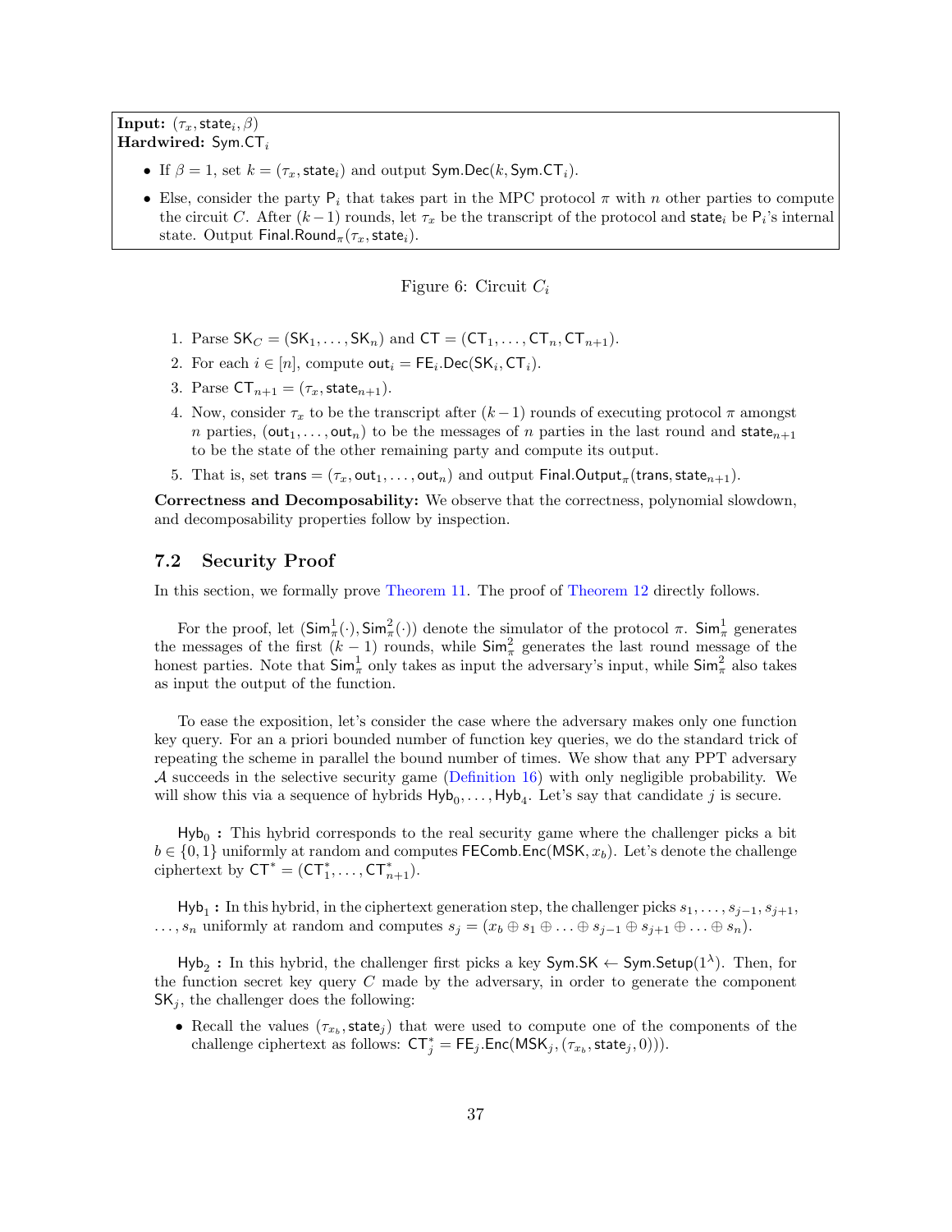**Input:** $(\tau_x, \mathsf{state}_i, \beta)$
**Hardwired:** $\mathsf{Sym.CT}_i$

- If $\beta = 1$, set $k = (\tau_x, \mathsf{state}_i)$ and output $\mathsf{Sym.Dec}(k, \mathsf{Sym.CT}_i)$.
- Else, consider the party $\mathsf{P}_i$ that takes part in the MPC protocol $\pi$ with $n$ other parties to compute the circuit $C$. After $(k-1)$ rounds, let $\tau_x$ be the transcript of the protocol and $\mathsf{state}_i$ be $\mathsf{P}_i$'s internal state. Output $\mathsf{Final.Round}_\pi(\tau_x, \mathsf{state}_i)$.

Figure 6: Circuit $C_i$

1. Parse $\mathsf{SK}_C = (\mathsf{SK}_1, \ldots, \mathsf{SK}_n)$ and $\mathsf{CT} = (\mathsf{CT}_1, \ldots, \mathsf{CT}_n, \mathsf{CT}_{n+1})$.
2. For each $i \in [n]$, compute $\mathsf{out}_i = \mathsf{FE}_i.\mathsf{Dec}(\mathsf{SK}_i, \mathsf{CT}_i)$.
3. Parse $\mathsf{CT}_{n+1} = (\tau_x, \mathsf{state}_{n+1})$.
4. Now, consider $\tau_x$ to be the transcript after $(k-1)$ rounds of executing protocol $\pi$ amongst $n$ parties, $(\mathsf{out}_1, \ldots, \mathsf{out}_n)$ to be the messages of $n$ parties in the last round and $\mathsf{state}_{n+1}$ to be the state of the other remaining party and compute its output.
5. That is, set $\mathsf{trans} = (\tau_x, \mathsf{out}_1, \ldots, \mathsf{out}_n)$ and output $\mathsf{Final.Output}_\pi(\mathsf{trans}, \mathsf{state}_{n+1})$.

**Correctness and Decomposability:** We observe that the correctness, polynomial slowdown, and decomposability properties follow by inspection.

## 7.2 Security Proof

In this section, we formally prove Theorem 11. The proof of Theorem 12 directly follows.

For the proof, let $(\mathsf{Sim}^1_\pi(\cdot), \mathsf{Sim}^2_\pi(\cdot))$ denote the simulator of the protocol $\pi$. $\mathsf{Sim}^1_\pi$ generates the messages of the first $(k-1)$ rounds, while $\mathsf{Sim}^2_\pi$ generates the last round message of the honest parties. Note that $\mathsf{Sim}^1_\pi$ only takes as input the adversary's input, while $\mathsf{Sim}^2_\pi$ also takes as input the output of the function.

To ease the exposition, let's consider the case where the adversary makes only one function key query. For an a priori bounded number of function key queries, we do the standard trick of repeating the scheme in parallel the bound number of times. We show that any PPT adversary $\mathcal{A}$ succeeds in the selective security game (Definition 16) with only negligible probability. We will show this via a sequence of hybrids $\mathsf{Hyb}_0, \ldots, \mathsf{Hyb}_4$. Let's say that candidate $j$ is secure.

$\mathsf{Hyb}_0$ **:** This hybrid corresponds to the real security game where the challenger picks a bit $b \in \{0,1\}$ uniformly at random and computes $\mathsf{FEComb.Enc}(\mathsf{MSK}, x_b)$. Let's denote the challenge ciphertext by $\mathsf{CT}^* = (\mathsf{CT}^*_1, \ldots, \mathsf{CT}^*_{n+1})$.

$\mathsf{Hyb}_1$ **:** In this hybrid, in the ciphertext generation step, the challenger picks $s_1, \ldots, s_{j-1}, s_{j+1}, \ldots, s_n$ uniformly at random and computes $s_j = (x_b \oplus s_1 \oplus \ldots \oplus s_{j-1} \oplus s_{j+1} \oplus \ldots \oplus s_n)$.

$\mathsf{Hyb}_2$ **:** In this hybrid, the challenger first picks a key $\mathsf{Sym.SK} \leftarrow \mathsf{Sym.Setup}(1^\lambda)$. Then, for the function secret key query $C$ made by the adversary, in order to generate the component $\mathsf{SK}_j$, the challenger does the following:

- Recall the values $(\tau_{x_b}, \mathsf{state}_j)$ that were used to compute one of the components of the challenge ciphertext as follows: $\mathsf{CT}^*_j = \mathsf{FE}_j.\mathsf{Enc}(\mathsf{MSK}_j, (\tau_{x_b}, \mathsf{state}_j, 0)))$.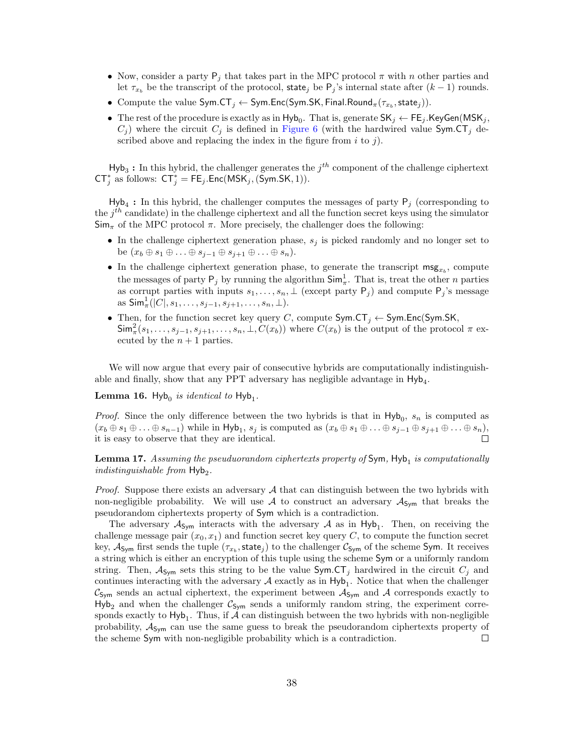- Now, consider a party $\mathsf{P}_j$ that takes part in the MPC protocol $\pi$ with $n$ other parties and let $\tau_{x_b}$ be the transcript of the protocol, $\mathsf{state}_j$ be $\mathsf{P}_j$'s internal state after $(k-1)$ rounds.
- Compute the value $\mathsf{Sym.CT}_j \leftarrow \mathsf{Sym.Enc}(\mathsf{Sym.SK}, \mathsf{Final.Round}_\pi(\tau_{x_b}, \mathsf{state}_j))$.
- The rest of the procedure is exactly as in $\mathsf{Hyb}_0$. That is, generate $\mathsf{SK}_j \leftarrow \mathsf{FE}_j.\mathsf{KeyGen}(\mathsf{MSK}_j, C_j)$ where the circuit $C_j$ is defined in Figure 6 (with the hardwired value $\mathsf{Sym.CT}_j$ described above and replacing the index in the figure from $i$ to $j$).

$\mathsf{Hyb}_3$ **:** In this hybrid, the challenger generates the $j^{th}$ component of the challenge ciphertext $\mathsf{CT}^*_j$ as follows: $\mathsf{CT}^*_j = \mathsf{FE}_j.\mathsf{Enc}(\mathsf{MSK}_j, (\mathsf{Sym.SK}, 1))$.

$\mathsf{Hyb}_4$ **:** In this hybrid, the challenger computes the messages of party $\mathsf{P}_j$ (corresponding to the $j^{th}$ candidate) in the challenge ciphertext and all the function secret keys using the simulator $\mathsf{Sim}_\pi$ of the MPC protocol $\pi$. More precisely, the challenger does the following:

- In the challenge ciphertext generation phase, $s_j$ is picked randomly and no longer set to be $(x_b \oplus s_1 \oplus \ldots \oplus s_{j-1} \oplus s_{j+1} \oplus \ldots \oplus s_n)$.
- In the challenge ciphertext generation phase, to generate the transcript $\mathsf{msg}_{x_b}$, compute the messages of party $\mathsf{P}_j$ by running the algorithm $\mathsf{Sim}^1_\pi$. That is, treat the other $n$ parties as corrupt parties with inputs $s_1, \ldots, s_n, \perp$ (except party $\mathsf{P}_j$) and compute $\mathsf{P}_j$'s message as $\mathsf{Sim}^1_\pi(|C|, s_1, \ldots, s_{j-1}, s_{j+1}, \ldots, s_n, \perp)$.
- Then, for the function secret key query $C$, compute $\mathsf{Sym.CT}_j \leftarrow \mathsf{Sym.Enc}(\mathsf{Sym.SK}, \mathsf{Sim}^2_\pi(s_1, \ldots, s_{j-1}, s_{j+1}, \ldots, s_n, \perp, C(x_b))$ where $C(x_b)$ is the output of the protocol $\pi$ executed by the $n+1$ parties.

We will now argue that every pair of consecutive hybrids are computationally indistinguishable and finally, show that any PPT adversary has negligible advantage in $\mathsf{Hyb}_4$.

**Lemma 16.** *$\mathsf{Hyb}_0$ is identical to $\mathsf{Hyb}_1$.*

*Proof.* Since the only difference between the two hybrids is that in $\mathsf{Hyb}_0$, $s_n$ is computed as $(x_b \oplus s_1 \oplus \ldots \oplus s_{n-1})$ while in $\mathsf{Hyb}_1$, $s_j$ is computed as $(x_b \oplus s_1 \oplus \ldots \oplus s_{j-1} \oplus s_{j+1} \oplus \ldots \oplus s_n)$, it is easy to observe that they are identical. $\square$

**Lemma 17.** *Assuming the pseudorandom ciphertexts property of* $\mathsf{Sym}$*, $\mathsf{Hyb}_1$ is computationally indistinguishable from $\mathsf{Hyb}_2$.*

*Proof.* Suppose there exists an adversary $\mathcal{A}$ that can distinguish between the two hybrids with non-negligible probability. We will use $\mathcal{A}$ to construct an adversary $\mathcal{A}_{\mathsf{Sym}}$ that breaks the pseudorandom ciphertexts property of $\mathsf{Sym}$ which is a contradiction.

The adversary $\mathcal{A}_{\mathsf{Sym}}$ interacts with the adversary $\mathcal{A}$ as in $\mathsf{Hyb}_1$. Then, on receiving the challenge message pair $(x_0, x_1)$ and function secret key query $C$, to compute the function secret key, $\mathcal{A}_{\mathsf{Sym}}$ first sends the tuple $(\tau_{x_b}, \mathsf{state}_j)$ to the challenger $\mathcal{C}_{\mathsf{Sym}}$ of the scheme $\mathsf{Sym}$. It receives a string which is either an encryption of this tuple using the scheme $\mathsf{Sym}$ or a uniformly random string. Then, $\mathcal{A}_{\mathsf{Sym}}$ sets this string to be the value $\mathsf{Sym.CT}_j$ hardwired in the circuit $C_j$ and continues interacting with the adversary $\mathcal{A}$ exactly as in $\mathsf{Hyb}_1$. Notice that when the challenger $\mathcal{C}_{\mathsf{Sym}}$ sends an actual ciphertext, the experiment between $\mathcal{A}_{\mathsf{Sym}}$ and $\mathcal{A}$ corresponds exactly to $\mathsf{Hyb}_2$ and when the challenger $\mathcal{C}_{\mathsf{Sym}}$ sends a uniformly random string, the experiment corresponds exactly to $\mathsf{Hyb}_1$. Thus, if $\mathcal{A}$ can distinguish between the two hybrids with non-negligible probability, $\mathcal{A}_{\mathsf{Sym}}$ can use the same guess to break the pseudorandom ciphertexts property of the scheme $\mathsf{Sym}$ with non-negligible probability which is a contradiction. $\square$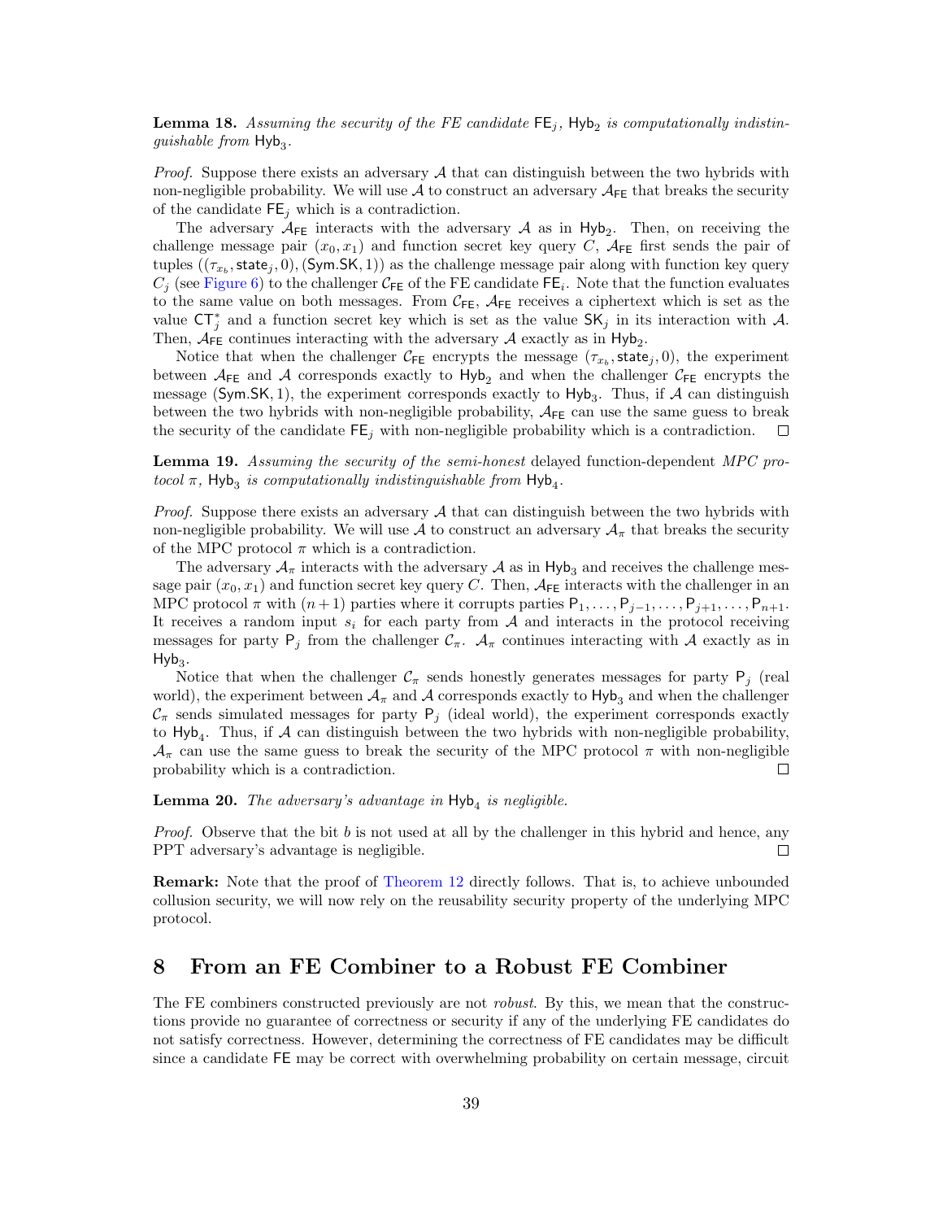**Lemma 18.** *Assuming the security of the FE candidate* $\mathsf{FE}_j$*,* $\mathsf{Hyb}_2$ *is computationally indistinguishable from* $\mathsf{Hyb}_3$*.*

*Proof.* Suppose there exists an adversary $\mathcal{A}$ that can distinguish between the two hybrids with non-negligible probability. We will use $\mathcal{A}$ to construct an adversary $\mathcal{A}_{\mathsf{FE}}$ that breaks the security of the candidate $\mathsf{FE}_j$ which is a contradiction.

The adversary $\mathcal{A}_{\mathsf{FE}}$ interacts with the adversary $\mathcal{A}$ as in $\mathsf{Hyb}_2$. Then, on receiving the challenge message pair $(x_0, x_1)$ and function secret key query $C$, $\mathcal{A}_{\mathsf{FE}}$ first sends the pair of tuples $((\tau_{x_b}, \mathsf{state}_j, 0), (\mathsf{Sym.SK}, 1))$ as the challenge message pair along with function key query $C_j$ (see Figure 6) to the challenger $\mathcal{C}_{\mathsf{FE}}$ of the FE candidate $\mathsf{FE}_i$. Note that the function evaluates to the same value on both messages. From $\mathcal{C}_{\mathsf{FE}}$, $\mathcal{A}_{\mathsf{FE}}$ receives a ciphertext which is set as the value $\mathsf{CT}^*_j$ and a function secret key which is set as the value $\mathsf{SK}_j$ in its interaction with $\mathcal{A}$. Then, $\mathcal{A}_{\mathsf{FE}}$ continues interacting with the adversary $\mathcal{A}$ exactly as in $\mathsf{Hyb}_2$.

Notice that when the challenger $\mathcal{C}_{\mathsf{FE}}$ encrypts the message $(\tau_{x_b}, \mathsf{state}_j, 0)$, the experiment between $\mathcal{A}_{\mathsf{FE}}$ and $\mathcal{A}$ corresponds exactly to $\mathsf{Hyb}_2$ and when the challenger $\mathcal{C}_{\mathsf{FE}}$ encrypts the message $(\mathsf{Sym.SK}, 1)$, the experiment corresponds exactly to $\mathsf{Hyb}_3$. Thus, if $\mathcal{A}$ can distinguish between the two hybrids with non-negligible probability, $\mathcal{A}_{\mathsf{FE}}$ can use the same guess to break the security of the candidate $\mathsf{FE}_j$ with non-negligible probability which is a contradiction. □

**Lemma 19.** *Assuming the security of the semi-honest* delayed function-dependent *MPC protocol* $\pi$*,* $\mathsf{Hyb}_3$ *is computationally indistinguishable from* $\mathsf{Hyb}_4$*.*

*Proof.* Suppose there exists an adversary $\mathcal{A}$ that can distinguish between the two hybrids with non-negligible probability. We will use $\mathcal{A}$ to construct an adversary $\mathcal{A}_\pi$ that breaks the security of the MPC protocol $\pi$ which is a contradiction.

The adversary $\mathcal{A}_\pi$ interacts with the adversary $\mathcal{A}$ as in $\mathsf{Hyb}_3$ and receives the challenge message pair $(x_0, x_1)$ and function secret key query $C$. Then, $\mathcal{A}_{\mathsf{FE}}$ interacts with the challenger in an MPC protocol $\pi$ with $(n+1)$ parties where it corrupts parties $\mathsf{P}_1, \ldots, \mathsf{P}_{j-1}, \ldots, \mathsf{P}_{j+1}, \ldots, \mathsf{P}_{n+1}$. It receives a random input $s_i$ for each party from $\mathcal{A}$ and interacts in the protocol receiving messages for party $\mathsf{P}_j$ from the challenger $\mathcal{C}_\pi$. $\mathcal{A}_\pi$ continues interacting with $\mathcal{A}$ exactly as in $\mathsf{Hyb}_3$.

Notice that when the challenger $\mathcal{C}_\pi$ sends honestly generates messages for party $\mathsf{P}_j$ (real world), the experiment between $\mathcal{A}_\pi$ and $\mathcal{A}$ corresponds exactly to $\mathsf{Hyb}_3$ and when the challenger $\mathcal{C}_\pi$ sends simulated messages for party $\mathsf{P}_j$ (ideal world), the experiment corresponds exactly to $\mathsf{Hyb}_4$. Thus, if $\mathcal{A}$ can distinguish between the two hybrids with non-negligible probability, $\mathcal{A}_\pi$ can use the same guess to break the security of the MPC protocol $\pi$ with non-negligible probability which is a contradiction. □

**Lemma 20.** *The adversary's advantage in* $\mathsf{Hyb}_4$ *is negligible.*

*Proof.* Observe that the bit $b$ is not used at all by the challenger in this hybrid and hence, any PPT adversary's advantage is negligible. □

**Remark:** Note that the proof of Theorem 12 directly follows. That is, to achieve unbounded collusion security, we will now rely on the reusability security property of the underlying MPC protocol.

# 8 From an FE Combiner to a Robust FE Combiner

The FE combiners constructed previously are not *robust*. By this, we mean that the constructions provide no guarantee of correctness or security if any of the underlying FE candidates do not satisfy correctness. However, determining the correctness of FE candidates may be difficult since a candidate FE may be correct with overwhelming probability on certain message, circuit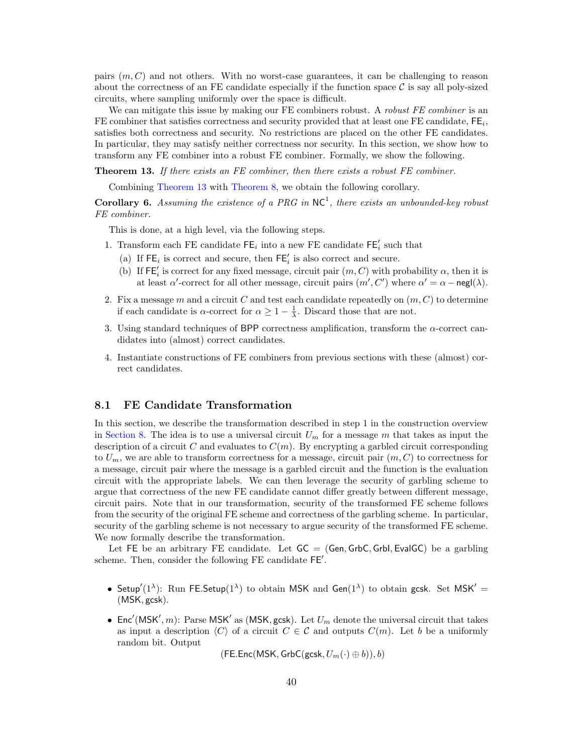pairs $(m, C)$ and not others. With no worst-case guarantees, it can be challenging to reason about the correctness of an FE candidate especially if the function space $\mathcal{C}$ is say all poly-sized circuits, where sampling uniformly over the space is difficult.

We can mitigate this issue by making our FE combiners robust. A *robust FE combiner* is an FE combiner that satisfies correctness and security provided that at least one FE candidate, $\mathsf{FE}_i$, satisfies both correctness and security. No restrictions are placed on the other FE candidates. In particular, they may satisfy neither correctness nor security. In this section, we show how to transform any FE combiner into a robust FE combiner. Formally, we show the following.

**Theorem 13.** *If there exists an FE combiner, then there exists a robust FE combiner.*

Combining Theorem 13 with Theorem 8, we obtain the following corollary.

**Corollary 6.** *Assuming the existence of a PRG in $\mathsf{NC}^1$, there exists an unbounded-key robust FE combiner.*

This is done, at a high level, via the following steps.

1. Transform each FE candidate $\mathsf{FE}_i$ into a new FE candidate $\mathsf{FE}'_i$ such that
   (a) If $\mathsf{FE}_i$ is correct and secure, then $\mathsf{FE}'_i$ is also correct and secure.
   (b) If $\mathsf{FE}'_i$ is correct for any fixed message, circuit pair $(m, C)$ with probability $\alpha$, then it is at least $\alpha'$-correct for all other message, circuit pairs $(m', C')$ where $\alpha' = \alpha - \mathsf{negl}(\lambda)$.
2. Fix a message $m$ and a circuit $C$ and test each candidate repeatedly on $(m, C)$ to determine if each candidate is $\alpha$-correct for $\alpha \geq 1 - \frac{1}{\lambda}$. Discard those that are not.
3. Using standard techniques of $\mathsf{BPP}$ correctness amplification, transform the $\alpha$-correct candidates into (almost) correct candidates.
4. Instantiate constructions of FE combiners from previous sections with these (almost) correct candidates.

## 8.1 FE Candidate Transformation

In this section, we describe the transformation described in step 1 in the construction overview in Section 8. The idea is to use a universal circuit $U_m$ for a message $m$ that takes as input the description of a circuit $C$ and evaluates to $C(m)$. By encrypting a garbled circuit corresponding to $U_m$, we are able to transform correctness for a message, circuit pair $(m, C)$ to correctness for a message, circuit pair where the message is a garbled circuit and the function is the evaluation circuit with the appropriate labels. We can then leverage the security of garbling scheme to argue that correctness of the new FE candidate cannot differ greatly between different message, circuit pairs. Note that in our transformation, security of the transformed FE scheme follows from the security of the original FE scheme and correctness of the garbling scheme. In particular, security of the garbling scheme is not necessary to argue security of the transformed FE scheme. We now formally describe the transformation.

Let $\mathsf{FE}$ be an arbitrary FE candidate. Let $\mathsf{GC} = (\mathsf{Gen}, \mathsf{GrbC}, \mathsf{GrbI}, \mathsf{EvalGC})$ be a garbling scheme. Then, consider the following FE candidate $\mathsf{FE}'$.

- $\mathsf{Setup}'(1^\lambda)$: Run $\mathsf{FE}.\mathsf{Setup}(1^\lambda)$ to obtain $\mathsf{MSK}$ and $\mathsf{Gen}(1^\lambda)$ to obtain $\mathsf{gcsk}$. Set $\mathsf{MSK}' = (\mathsf{MSK}, \mathsf{gcsk})$.
- $\mathsf{Enc}'(\mathsf{MSK}', m)$: Parse $\mathsf{MSK}'$ as $(\mathsf{MSK}, \mathsf{gcsk})$. Let $U_m$ denote the universal circuit that takes as input a description $\langle C \rangle$ of a circuit $C \in \mathcal{C}$ and outputs $C(m)$. Let $b$ be a uniformly random bit. Output

$$(\mathsf{FE}.\mathsf{Enc}(\mathsf{MSK}, \mathsf{GrbC}(\mathsf{gcsk}, U_m(\cdot) \oplus b)), b)$$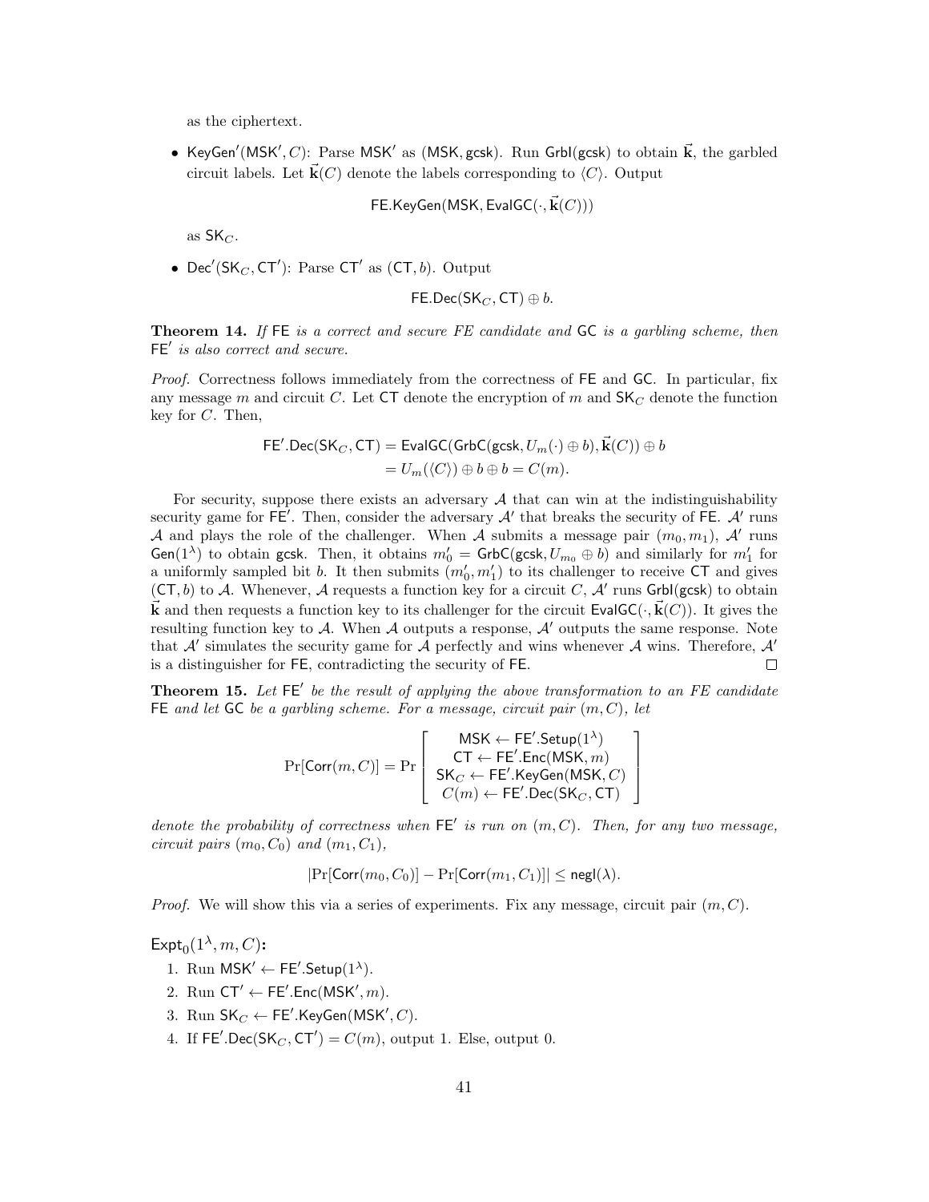as the ciphertext.

- $\mathsf{KeyGen}'(\mathsf{MSK}', C)$: Parse $\mathsf{MSK}'$ as $(\mathsf{MSK}, \mathsf{gcsk})$. Run $\mathsf{Grbl}(\mathsf{gcsk})$ to obtain $\vec{\mathbf{k}}$, the garbled circuit labels. Let $\vec{\mathbf{k}}(C)$ denote the labels corresponding to $\langle C \rangle$. Output

$$\mathsf{FE.KeyGen}(\mathsf{MSK}, \mathsf{EvalGC}(\cdot, \vec{\mathbf{k}}(C)))$$

as $\mathsf{SK}_C$.

- $\mathsf{Dec}'(\mathsf{SK}_C, \mathsf{CT}')$: Parse $\mathsf{CT}'$ as $(\mathsf{CT}, b)$. Output

$$\mathsf{FE.Dec}(\mathsf{SK}_C, \mathsf{CT}) \oplus b.$$

**Theorem 14.** *If* $\mathsf{FE}$ *is a correct and secure FE candidate and* $\mathsf{GC}$ *is a garbling scheme, then* $\mathsf{FE}'$ *is also correct and secure.*

*Proof.* Correctness follows immediately from the correctness of $\mathsf{FE}$ and $\mathsf{GC}$. In particular, fix any message $m$ and circuit $C$. Let $\mathsf{CT}$ denote the encryption of $m$ and $\mathsf{SK}_C$ denote the function key for $C$. Then,

$$\begin{aligned}\mathsf{FE}'.\mathsf{Dec}(\mathsf{SK}_C, \mathsf{CT}) &= \mathsf{EvalGC}(\mathsf{GrbC}(\mathsf{gcsk}, U_m(\cdot) \oplus b), \vec{\mathbf{k}}(C)) \oplus b \\ &= U_m(\langle C \rangle) \oplus b \oplus b = C(m).\end{aligned}$$

For security, suppose there exists an adversary $\mathcal{A}$ that can win at the indistinguishability security game for $\mathsf{FE}'$. Then, consider the adversary $\mathcal{A}'$ that breaks the security of $\mathsf{FE}$. $\mathcal{A}'$ runs $\mathcal{A}$ and plays the role of the challenger. When $\mathcal{A}$ submits a message pair $(m_0, m_1)$, $\mathcal{A}'$ runs $\mathsf{Gen}(1^\lambda)$ to obtain $\mathsf{gcsk}$. Then, it obtains $m_0' = \mathsf{GrbC}(\mathsf{gcsk}, U_{m_0} \oplus b)$ and similarly for $m_1'$ for a uniformly sampled bit $b$. It then submits $(m_0', m_1')$ to its challenger to receive $\mathsf{CT}$ and gives $(\mathsf{CT}, b)$ to $\mathcal{A}$. Whenever, $\mathcal{A}$ requests a function key for a circuit $C$, $\mathcal{A}'$ runs $\mathsf{Grbl}(\mathsf{gcsk})$ to obtain $\vec{\mathbf{k}}$ and then requests a function key to its challenger for the circuit $\mathsf{EvalGC}(\cdot, \vec{\mathbf{k}}(C))$. It gives the resulting function key to $\mathcal{A}$. When $\mathcal{A}$ outputs a response, $\mathcal{A}'$ outputs the same response. Note that $\mathcal{A}'$ simulates the security game for $\mathcal{A}$ perfectly and wins whenever $\mathcal{A}$ wins. Therefore, $\mathcal{A}'$ is a distinguisher for $\mathsf{FE}$, contradicting the security of $\mathsf{FE}$. $\square$

**Theorem 15.** *Let* $\mathsf{FE}'$ *be the result of applying the above transformation to an FE candidate* $\mathsf{FE}$ *and let* $\mathsf{GC}$ *be a garbling scheme. For a message, circuit pair* $(m, C)$*, let*

$$\Pr[\mathsf{Corr}(m, C)] = \Pr\left[\begin{array}{c}\mathsf{MSK} \leftarrow \mathsf{FE}'.\mathsf{Setup}(1^\lambda) \\ \mathsf{CT} \leftarrow \mathsf{FE}'.\mathsf{Enc}(\mathsf{MSK}, m) \\ \mathsf{SK}_C \leftarrow \mathsf{FE}'.\mathsf{KeyGen}(\mathsf{MSK}, C) \\ C(m) \leftarrow \mathsf{FE}'.\mathsf{Dec}(\mathsf{SK}_C, \mathsf{CT})\end{array}\right]$$

*denote the probability of correctness when* $\mathsf{FE}'$ *is run on* $(m, C)$*. Then, for any two message, circuit pairs* $(m_0, C_0)$ *and* $(m_1, C_1)$*,*

$$|\Pr[\mathsf{Corr}(m_0, C_0)] - \Pr[\mathsf{Corr}(m_1, C_1)]| \leq \mathsf{negl}(\lambda).$$

*Proof.* We will show this via a series of experiments. Fix any message, circuit pair $(m, C)$.

$\mathsf{Expt}_0(1^\lambda, m, C)$**:**

1. Run $\mathsf{MSK}' \leftarrow \mathsf{FE}'.\mathsf{Setup}(1^\lambda)$.
2. Run $\mathsf{CT}' \leftarrow \mathsf{FE}'.\mathsf{Enc}(\mathsf{MSK}', m)$.
3. Run $\mathsf{SK}_C \leftarrow \mathsf{FE}'.\mathsf{KeyGen}(\mathsf{MSK}', C)$.
4. If $\mathsf{FE}'.\mathsf{Dec}(\mathsf{SK}_C, \mathsf{CT}') = C(m)$, output 1. Else, output 0.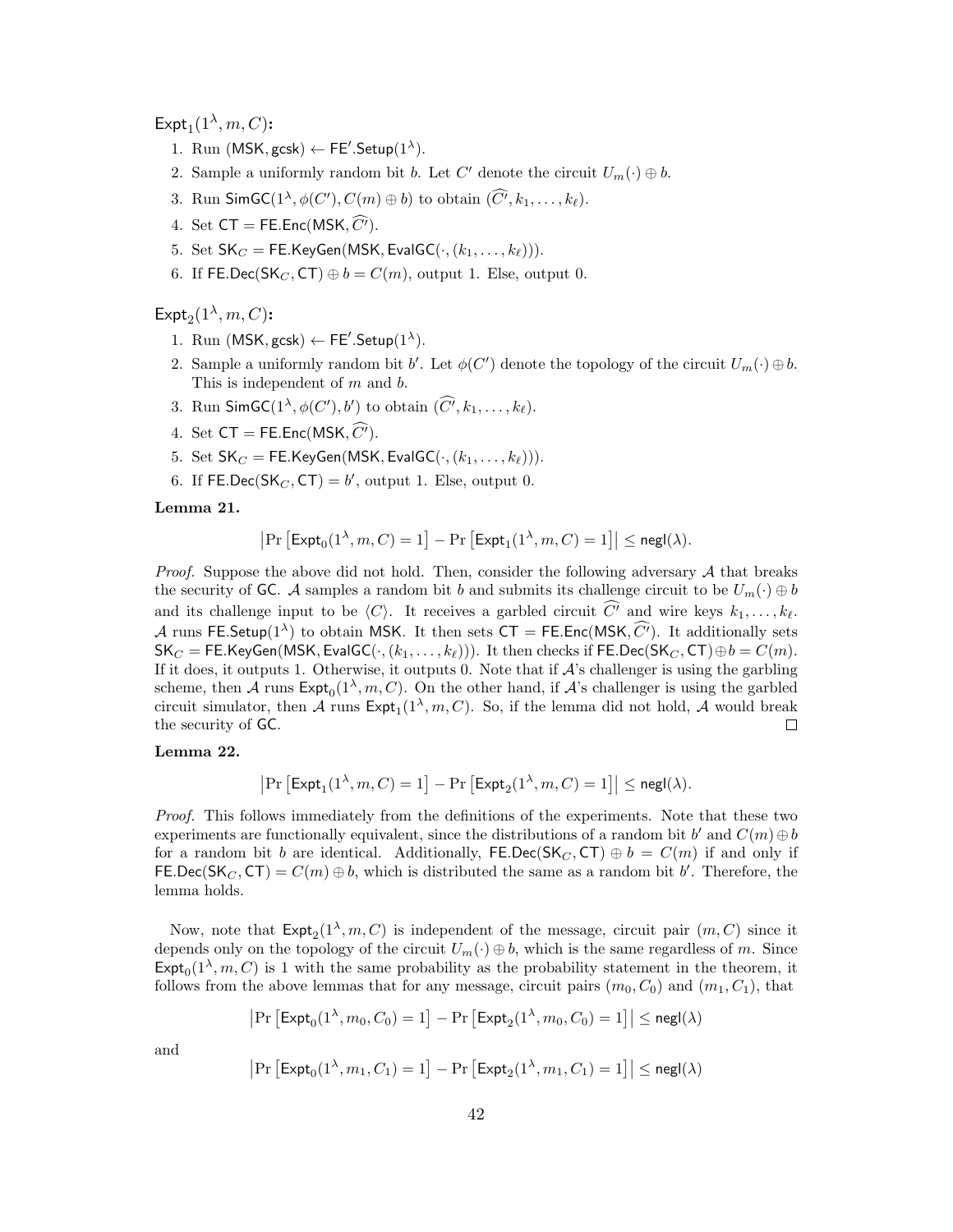$\mathsf{Expt}_1(1^\lambda, m, C)$**:**

1. Run $(\mathsf{MSK}, \mathsf{gcsk}) \leftarrow \mathsf{FE}'.\mathsf{Setup}(1^\lambda)$.
2. Sample a uniformly random bit $b$. Let $C'$ denote the circuit $U_m(\cdot) \oplus b$.
3. Run $\mathsf{SimGC}(1^\lambda, \phi(C'), C(m) \oplus b)$ to obtain $(\widehat{C'}, k_1, \ldots, k_\ell)$.
4. Set $\mathsf{CT} = \mathsf{FE}.\mathsf{Enc}(\mathsf{MSK}, \widehat{C'})$.
5. Set $\mathsf{SK}_C = \mathsf{FE}.\mathsf{KeyGen}(\mathsf{MSK}, \mathsf{EvalGC}(\cdot, (k_1, \ldots, k_\ell)))$.
6. If $\mathsf{FE}.\mathsf{Dec}(\mathsf{SK}_C, \mathsf{CT}) \oplus b = C(m)$, output 1. Else, output 0.

$\mathsf{Expt}_2(1^\lambda, m, C)$**:**

1. Run $(\mathsf{MSK}, \mathsf{gcsk}) \leftarrow \mathsf{FE}'.\mathsf{Setup}(1^\lambda)$.
2. Sample a uniformly random bit $b'$. Let $\phi(C')$ denote the topology of the circuit $U_m(\cdot) \oplus b$. This is independent of $m$ and $b$.
3. Run $\mathsf{SimGC}(1^\lambda, \phi(C'), b')$ to obtain $(\widehat{C'}, k_1, \ldots, k_\ell)$.
4. Set $\mathsf{CT} = \mathsf{FE}.\mathsf{Enc}(\mathsf{MSK}, \widehat{C'})$.
5. Set $\mathsf{SK}_C = \mathsf{FE}.\mathsf{KeyGen}(\mathsf{MSK}, \mathsf{EvalGC}(\cdot, (k_1, \ldots, k_\ell)))$.
6. If $\mathsf{FE}.\mathsf{Dec}(\mathsf{SK}_C, \mathsf{CT}) = b'$, output 1. Else, output 0.

**Lemma 21.**

$$\left|\Pr\left[\mathsf{Expt}_0(1^\lambda, m, C) = 1\right] - \Pr\left[\mathsf{Expt}_1(1^\lambda, m, C) = 1\right]\right| \leq \mathsf{negl}(\lambda).$$

*Proof.* Suppose the above did not hold. Then, consider the following adversary $\mathcal{A}$ that breaks the security of $\mathsf{GC}$. $\mathcal{A}$ samples a random bit $b$ and submits its challenge circuit to be $U_m(\cdot) \oplus b$ and its challenge input to be $\langle C \rangle$. It receives a garbled circuit $\widehat{C'}$ and wire keys $k_1, \ldots, k_\ell$. $\mathcal{A}$ runs $\mathsf{FE}.\mathsf{Setup}(1^\lambda)$ to obtain $\mathsf{MSK}$. It then sets $\mathsf{CT} = \mathsf{FE}.\mathsf{Enc}(\mathsf{MSK}, \widehat{C'})$. It additionally sets $\mathsf{SK}_C = \mathsf{FE}.\mathsf{KeyGen}(\mathsf{MSK}, \mathsf{EvalGC}(\cdot, (k_1, \ldots, k_\ell)))$. It then checks if $\mathsf{FE}.\mathsf{Dec}(\mathsf{SK}_C, \mathsf{CT}) \oplus b = C(m)$. If it does, it outputs 1. Otherwise, it outputs 0. Note that if $\mathcal{A}$'s challenger is using the garbling scheme, then $\mathcal{A}$ runs $\mathsf{Expt}_0(1^\lambda, m, C)$. On the other hand, if $\mathcal{A}$'s challenger is using the garbled circuit simulator, then $\mathcal{A}$ runs $\mathsf{Expt}_1(1^\lambda, m, C)$. So, if the lemma did not hold, $\mathcal{A}$ would break the security of $\mathsf{GC}$. $\square$

**Lemma 22.**

$$\left|\Pr\left[\mathsf{Expt}_1(1^\lambda, m, C) = 1\right] - \Pr\left[\mathsf{Expt}_2(1^\lambda, m, C) = 1\right]\right| \leq \mathsf{negl}(\lambda).$$

*Proof.* This follows immediately from the definitions of the experiments. Note that these two experiments are functionally equivalent, since the distributions of a random bit $b'$ and $C(m) \oplus b$ for a random bit $b$ are identical. Additionally, $\mathsf{FE}.\mathsf{Dec}(\mathsf{SK}_C, \mathsf{CT}) \oplus b = C(m)$ if and only if $\mathsf{FE}.\mathsf{Dec}(\mathsf{SK}_C, \mathsf{CT}) = C(m) \oplus b$, which is distributed the same as a random bit $b'$. Therefore, the lemma holds.

Now, note that $\mathsf{Expt}_2(1^\lambda, m, C)$ is independent of the message, circuit pair $(m, C)$ since it depends only on the topology of the circuit $U_m(\cdot) \oplus b$, which is the same regardless of $m$. Since $\mathsf{Expt}_0(1^\lambda, m, C)$ is 1 with the same probability as the probability statement in the theorem, it follows from the above lemmas that for any message, circuit pairs $(m_0, C_0)$ and $(m_1, C_1)$, that

$$\left|\Pr\left[\mathsf{Expt}_0(1^\lambda, m_0, C_0) = 1\right] - \Pr\left[\mathsf{Expt}_2(1^\lambda, m_0, C_0) = 1\right]\right| \leq \mathsf{negl}(\lambda)$$

and

$$\left|\Pr\left[\mathsf{Expt}_0(1^\lambda, m_1, C_1) = 1\right] - \Pr\left[\mathsf{Expt}_2(1^\lambda, m_1, C_1) = 1\right]\right| \leq \mathsf{negl}(\lambda)$$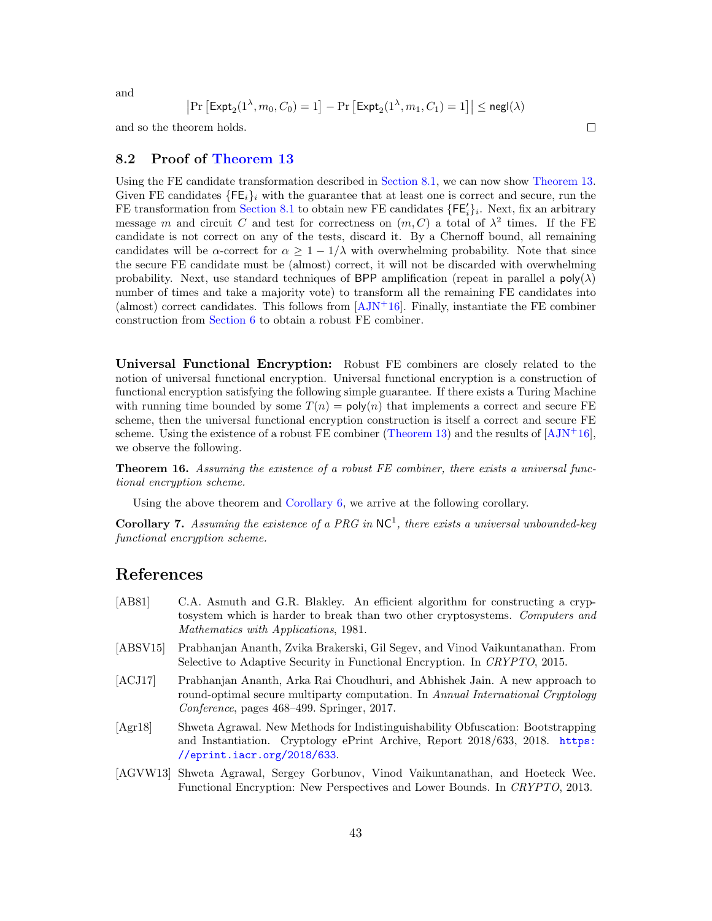and

$$\left|\Pr\left[\mathsf{Expt}_2(1^\lambda, m_0, C_0) = 1\right] - \Pr\left[\mathsf{Expt}_2(1^\lambda, m_1, C_1) = 1\right]\right| \leq \mathsf{negl}(\lambda)$$

and so the theorem holds. □

## 8.2 Proof of Theorem 13

Using the FE candidate transformation described in Section 8.1, we can now show Theorem 13. Given FE candidates $\{\mathsf{FE}_i\}_i$ with the guarantee that at least one is correct and secure, run the FE transformation from Section 8.1 to obtain new FE candidates $\{\mathsf{FE}'_i\}_i$. Next, fix an arbitrary message $m$ and circuit $C$ and test for correctness on $(m, C)$ a total of $\lambda^2$ times. If the FE candidate is not correct on any of the tests, discard it. By a Chernoff bound, all remaining candidates will be $\alpha$-correct for $\alpha \geq 1 - 1/\lambda$ with overwhelming probability. Note that since the secure FE candidate must be (almost) correct, it will not be discarded with overwhelming probability. Next, use standard techniques of $\mathsf{BPP}$ amplification (repeat in parallel a $\mathsf{poly}(\lambda)$ number of times and take a majority vote) to transform all the remaining FE candidates into (almost) correct candidates. This follows from [AJN+16]. Finally, instantiate the FE combiner construction from Section 6 to obtain a robust FE combiner.

**Universal Functional Encryption:** Robust FE combiners are closely related to the notion of universal functional encryption. Universal functional encryption is a construction of functional encryption satisfying the following simple guarantee. If there exists a Turing Machine with running time bounded by some $T(n) = \mathsf{poly}(n)$ that implements a correct and secure FE scheme, then the universal functional encryption construction is itself a correct and secure FE scheme. Using the existence of a robust FE combiner (Theorem 13) and the results of [AJN+16], we observe the following.

**Theorem 16.** *Assuming the existence of a robust FE combiner, there exists a universal functional encryption scheme.*

Using the above theorem and Corollary 6, we arrive at the following corollary.

**Corollary 7.** *Assuming the existence of a PRG in $\mathsf{NC}^1$, there exists a universal unbounded-key functional encryption scheme.*

# References

- [AB81] C.A. Asmuth and G.R. Blakley. An efficient algorithm for constructing a cryptosystem which is harder to break than two other cryptosystems. *Computers and Mathematics with Applications*, 1981.
- [ABSV15] Prabhanjan Ananth, Zvika Brakerski, Gil Segev, and Vinod Vaikuntanathan. From Selective to Adaptive Security in Functional Encryption. In *CRYPTO*, 2015.
- [ACJ17] Prabhanjan Ananth, Arka Rai Choudhuri, and Abhishek Jain. A new approach to round-optimal secure multiparty computation. In *Annual International Cryptology Conference*, pages 468–499. Springer, 2017.
- [Agr18] Shweta Agrawal. New Methods for Indistinguishability Obfuscation: Bootstrapping and Instantiation. Cryptology ePrint Archive, Report 2018/633, 2018. https://eprint.iacr.org/2018/633.
- [AGVW13] Shweta Agrawal, Sergey Gorbunov, Vinod Vaikuntanathan, and Hoeteck Wee. Functional Encryption: New Perspectives and Lower Bounds. In *CRYPTO*, 2013.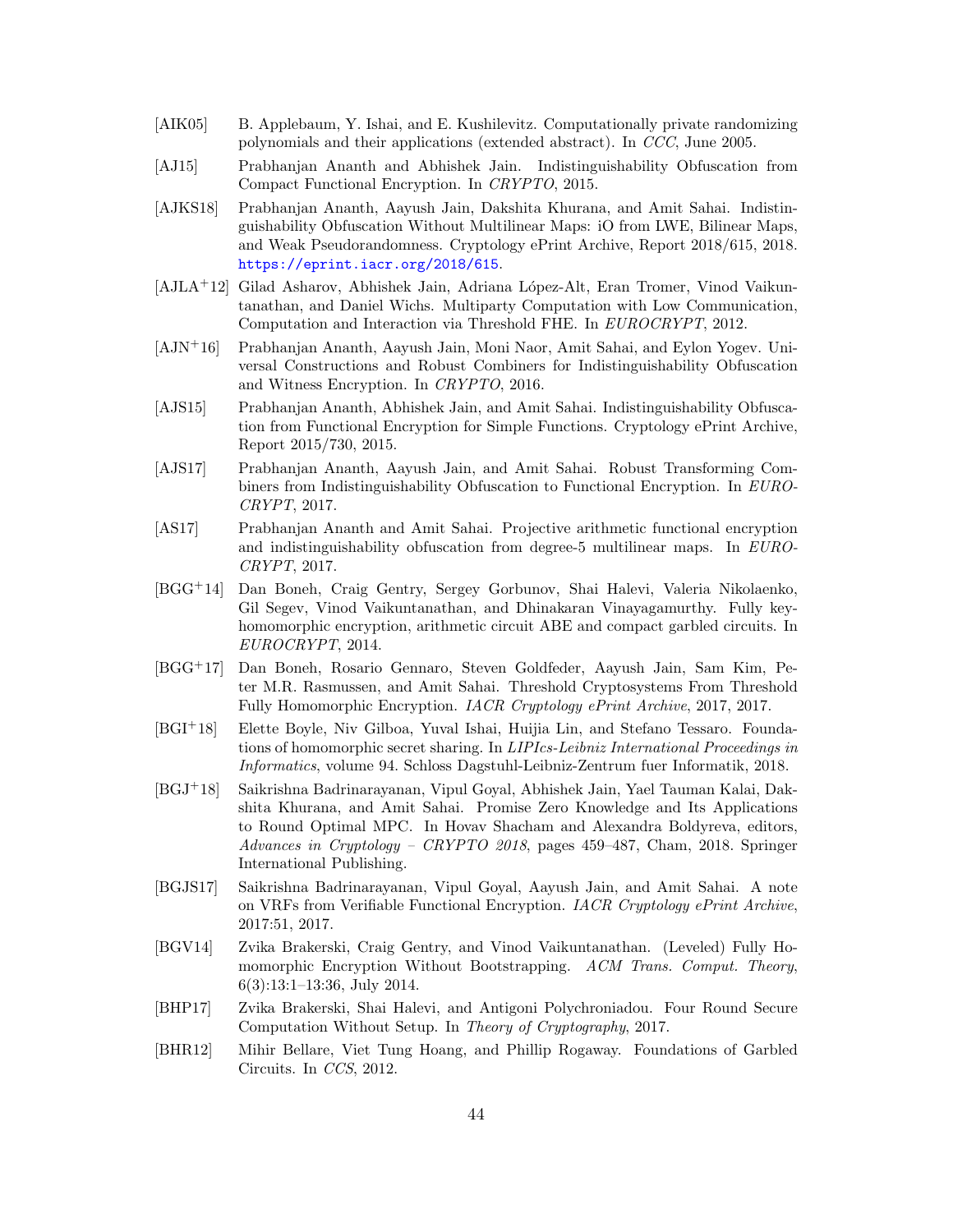[AIK05] B. Applebaum, Y. Ishai, and E. Kushilevitz. Computationally private randomizing polynomials and their applications (extended abstract). In *CCC*, June 2005.

[AJ15] Prabhanjan Ananth and Abhishek Jain. Indistinguishability Obfuscation from Compact Functional Encryption. In *CRYPTO*, 2015.

[AJKS18] Prabhanjan Ananth, Aayush Jain, Dakshita Khurana, and Amit Sahai. Indistinguishability Obfuscation Without Multilinear Maps: iO from LWE, Bilinear Maps, and Weak Pseudorandomness. Cryptology ePrint Archive, Report 2018/615, 2018. https://eprint.iacr.org/2018/615.

[AJLA+12] Gilad Asharov, Abhishek Jain, Adriana López-Alt, Eran Tromer, Vinod Vaikuntanathan, and Daniel Wichs. Multiparty Computation with Low Communication, Computation and Interaction via Threshold FHE. In *EUROCRYPT*, 2012.

[AJN+16] Prabhanjan Ananth, Aayush Jain, Moni Naor, Amit Sahai, and Eylon Yogev. Universal Constructions and Robust Combiners for Indistinguishability Obfuscation and Witness Encryption. In *CRYPTO*, 2016.

[AJS15] Prabhanjan Ananth, Abhishek Jain, and Amit Sahai. Indistinguishability Obfuscation from Functional Encryption for Simple Functions. Cryptology ePrint Archive, Report 2015/730, 2015.

[AJS17] Prabhanjan Ananth, Aayush Jain, and Amit Sahai. Robust Transforming Combiners from Indistinguishability Obfuscation to Functional Encryption. In *EUROCRYPT*, 2017.

[AS17] Prabhanjan Ananth and Amit Sahai. Projective arithmetic functional encryption and indistinguishability obfuscation from degree-5 multilinear maps. In *EUROCRYPT*, 2017.

[BGG+14] Dan Boneh, Craig Gentry, Sergey Gorbunov, Shai Halevi, Valeria Nikolaenko, Gil Segev, Vinod Vaikuntanathan, and Dhinakaran Vinayagamurthy. Fully key-homomorphic encryption, arithmetic circuit ABE and compact garbled circuits. In *EUROCRYPT*, 2014.

[BGG+17] Dan Boneh, Rosario Gennaro, Steven Goldfeder, Aayush Jain, Sam Kim, Peter M.R. Rasmussen, and Amit Sahai. Threshold Cryptosystems From Threshold Fully Homomorphic Encryption. *IACR Cryptology ePrint Archive*, 2017, 2017.

[BGI+18] Elette Boyle, Niv Gilboa, Yuval Ishai, Huijia Lin, and Stefano Tessaro. Foundations of homomorphic secret sharing. In *LIPIcs-Leibniz International Proceedings in Informatics*, volume 94. Schloss Dagstuhl-Leibniz-Zentrum fuer Informatik, 2018.

[BGJ+18] Saikrishna Badrinarayanan, Vipul Goyal, Abhishek Jain, Yael Tauman Kalai, Dakshita Khurana, and Amit Sahai. Promise Zero Knowledge and Its Applications to Round Optimal MPC. In Hovav Shacham and Alexandra Boldyreva, editors, *Advances in Cryptology – CRYPTO 2018*, pages 459–487, Cham, 2018. Springer International Publishing.

[BGJS17] Saikrishna Badrinarayanan, Vipul Goyal, Aayush Jain, and Amit Sahai. A note on VRFs from Verifiable Functional Encryption. *IACR Cryptology ePrint Archive*, 2017:51, 2017.

[BGV14] Zvika Brakerski, Craig Gentry, and Vinod Vaikuntanathan. (Leveled) Fully Homomorphic Encryption Without Bootstrapping. *ACM Trans. Comput. Theory*, 6(3):13:1–13:36, July 2014.

[BHP17] Zvika Brakerski, Shai Halevi, and Antigoni Polychroniadou. Four Round Secure Computation Without Setup. In *Theory of Cryptography*, 2017.

[BHR12] Mihir Bellare, Viet Tung Hoang, and Phillip Rogaway. Foundations of Garbled Circuits. In *CCS*, 2012.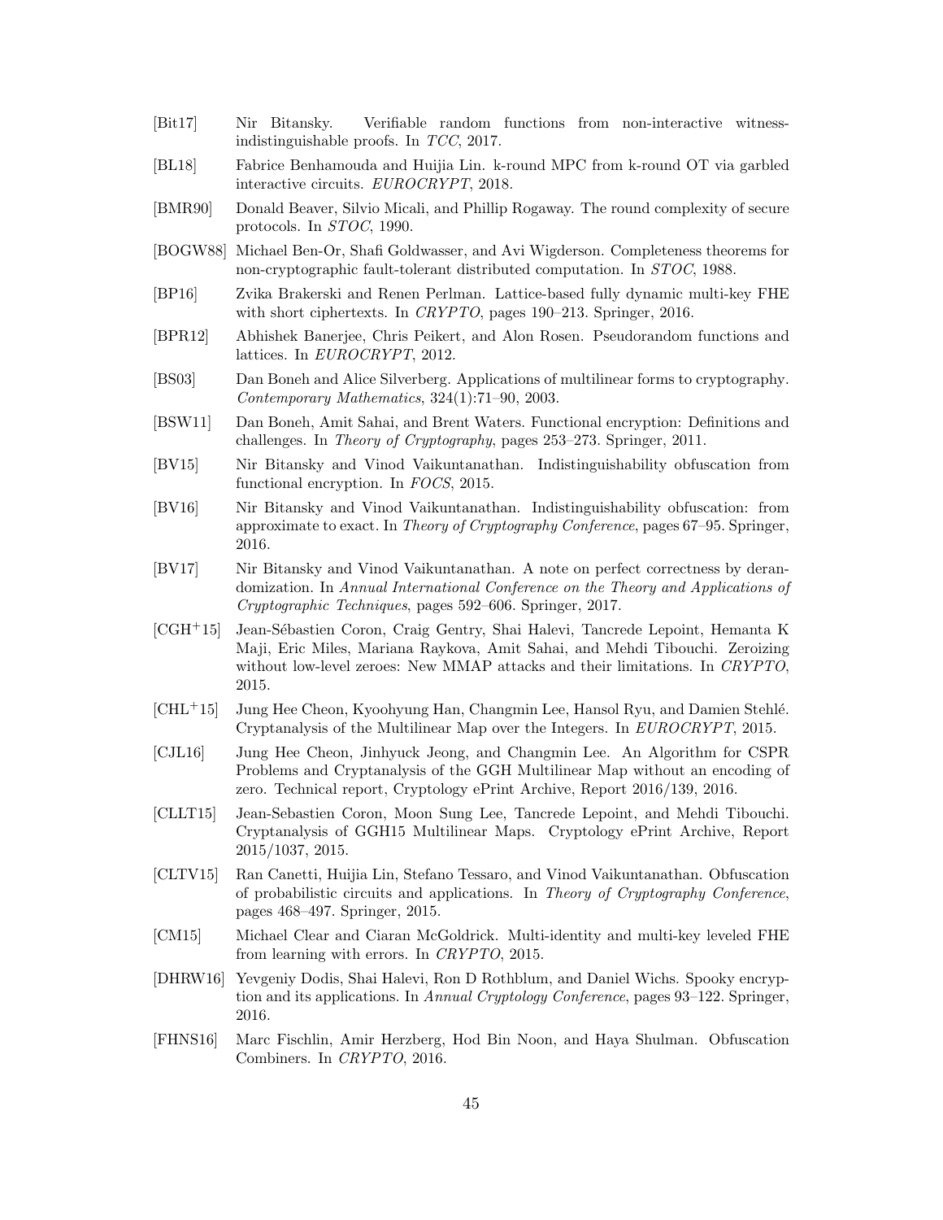[Bit17] Nir Bitansky. Verifiable random functions from non-interactive witness-indistinguishable proofs. In *TCC*, 2017.

[BL18] Fabrice Benhamouda and Huijia Lin. k-round MPC from k-round OT via garbled interactive circuits. *EUROCRYPT*, 2018.

[BMR90] Donald Beaver, Silvio Micali, and Phillip Rogaway. The round complexity of secure protocols. In *STOC*, 1990.

[BOGW88] Michael Ben-Or, Shafi Goldwasser, and Avi Wigderson. Completeness theorems for non-cryptographic fault-tolerant distributed computation. In *STOC*, 1988.

[BP16] Zvika Brakerski and Renen Perlman. Lattice-based fully dynamic multi-key FHE with short ciphertexts. In *CRYPTO*, pages 190–213. Springer, 2016.

[BPR12] Abhishek Banerjee, Chris Peikert, and Alon Rosen. Pseudorandom functions and lattices. In *EUROCRYPT*, 2012.

[BS03] Dan Boneh and Alice Silverberg. Applications of multilinear forms to cryptography. *Contemporary Mathematics*, 324(1):71–90, 2003.

[BSW11] Dan Boneh, Amit Sahai, and Brent Waters. Functional encryption: Definitions and challenges. In *Theory of Cryptography*, pages 253–273. Springer, 2011.

[BV15] Nir Bitansky and Vinod Vaikuntanathan. Indistinguishability obfuscation from functional encryption. In *FOCS*, 2015.

[BV16] Nir Bitansky and Vinod Vaikuntanathan. Indistinguishability obfuscation: from approximate to exact. In *Theory of Cryptography Conference*, pages 67–95. Springer, 2016.

[BV17] Nir Bitansky and Vinod Vaikuntanathan. A note on perfect correctness by derandomization. In *Annual International Conference on the Theory and Applications of Cryptographic Techniques*, pages 592–606. Springer, 2017.

[CGH+15] Jean-Sébastien Coron, Craig Gentry, Shai Halevi, Tancrede Lepoint, Hemanta K Maji, Eric Miles, Mariana Raykova, Amit Sahai, and Mehdi Tibouchi. Zeroizing without low-level zeroes: New MMAP attacks and their limitations. In *CRYPTO*, 2015.

[CHL+15] Jung Hee Cheon, Kyoohyung Han, Changmin Lee, Hansol Ryu, and Damien Stehlé. Cryptanalysis of the Multilinear Map over the Integers. In *EUROCRYPT*, 2015.

[CJL16] Jung Hee Cheon, Jinhyuck Jeong, and Changmin Lee. An Algorithm for CSPR Problems and Cryptanalysis of the GGH Multilinear Map without an encoding of zero. Technical report, Cryptology ePrint Archive, Report 2016/139, 2016.

[CLLT15] Jean-Sebastien Coron, Moon Sung Lee, Tancrede Lepoint, and Mehdi Tibouchi. Cryptanalysis of GGH15 Multilinear Maps. Cryptology ePrint Archive, Report 2015/1037, 2015.

[CLTV15] Ran Canetti, Huijia Lin, Stefano Tessaro, and Vinod Vaikuntanathan. Obfuscation of probabilistic circuits and applications. In *Theory of Cryptography Conference*, pages 468–497. Springer, 2015.

[CM15] Michael Clear and Ciaran McGoldrick. Multi-identity and multi-key leveled FHE from learning with errors. In *CRYPTO*, 2015.

[DHRW16] Yevgeniy Dodis, Shai Halevi, Ron D Rothblum, and Daniel Wichs. Spooky encryption and its applications. In *Annual Cryptology Conference*, pages 93–122. Springer, 2016.

[FHNS16] Marc Fischlin, Amir Herzberg, Hod Bin Noon, and Haya Shulman. Obfuscation Combiners. In *CRYPTO*, 2016.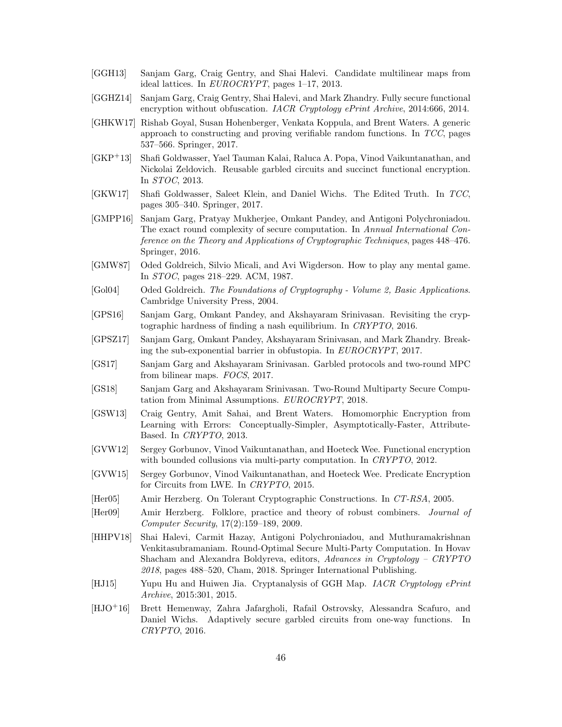[GGH13] Sanjam Garg, Craig Gentry, and Shai Halevi. Candidate multilinear maps from ideal lattices. In *EUROCRYPT*, pages 1–17, 2013.

[GGHZ14] Sanjam Garg, Craig Gentry, Shai Halevi, and Mark Zhandry. Fully secure functional encryption without obfuscation. *IACR Cryptology ePrint Archive*, 2014:666, 2014.

[GHKW17] Rishab Goyal, Susan Hohenberger, Venkata Koppula, and Brent Waters. A generic approach to constructing and proving verifiable random functions. In *TCC*, pages 537–566. Springer, 2017.

[GKP+13] Shafi Goldwasser, Yael Tauman Kalai, Raluca A. Popa, Vinod Vaikuntanathan, and Nickolai Zeldovich. Reusable garbled circuits and succinct functional encryption. In *STOC*, 2013.

[GKW17] Shafi Goldwasser, Saleet Klein, and Daniel Wichs. The Edited Truth. In *TCC*, pages 305–340. Springer, 2017.

[GMPP16] Sanjam Garg, Pratyay Mukherjee, Omkant Pandey, and Antigoni Polychroniadou. The exact round complexity of secure computation. In *Annual International Conference on the Theory and Applications of Cryptographic Techniques*, pages 448–476. Springer, 2016.

[GMW87] Oded Goldreich, Silvio Micali, and Avi Wigderson. How to play any mental game. In *STOC*, pages 218–229. ACM, 1987.

[Gol04] Oded Goldreich. *The Foundations of Cryptography - Volume 2, Basic Applications*. Cambridge University Press, 2004.

[GPS16] Sanjam Garg, Omkant Pandey, and Akshayaram Srinivasan. Revisiting the cryptographic hardness of finding a nash equilibrium. In *CRYPTO*, 2016.

[GPSZ17] Sanjam Garg, Omkant Pandey, Akshayaram Srinivasan, and Mark Zhandry. Breaking the sub-exponential barrier in obfustopia. In *EUROCRYPT*, 2017.

[GS17] Sanjam Garg and Akshayaram Srinivasan. Garbled protocols and two-round MPC from bilinear maps. *FOCS*, 2017.

[GS18] Sanjam Garg and Akshayaram Srinivasan. Two-Round Multiparty Secure Computation from Minimal Assumptions. *EUROCRYPT*, 2018.

[GSW13] Craig Gentry, Amit Sahai, and Brent Waters. Homomorphic Encryption from Learning with Errors: Conceptually-Simpler, Asymptotically-Faster, Attribute-Based. In *CRYPTO*, 2013.

[GVW12] Sergey Gorbunov, Vinod Vaikuntanathan, and Hoeteck Wee. Functional encryption with bounded collusions via multi-party computation. In *CRYPTO*, 2012.

[GVW15] Sergey Gorbunov, Vinod Vaikuntanathan, and Hoeteck Wee. Predicate Encryption for Circuits from LWE. In *CRYPTO*, 2015.

[Her05] Amir Herzberg. On Tolerant Cryptographic Constructions. In *CT-RSA*, 2005.

[Her09] Amir Herzberg. Folklore, practice and theory of robust combiners. *Journal of Computer Security*, 17(2):159–189, 2009.

[HHPV18] Shai Halevi, Carmit Hazay, Antigoni Polychroniadou, and Muthuramakrishnan Venkitasubramaniam. Round-Optimal Secure Multi-Party Computation. In Hovav Shacham and Alexandra Boldyreva, editors, *Advances in Cryptology – CRYPTO 2018*, pages 488–520, Cham, 2018. Springer International Publishing.

[HJ15] Yupu Hu and Huiwen Jia. Cryptanalysis of GGH Map. *IACR Cryptology ePrint Archive*, 2015:301, 2015.

[HJO+16] Brett Hemenway, Zahra Jafargholi, Rafail Ostrovsky, Alessandra Scafuro, and Daniel Wichs. Adaptively secure garbled circuits from one-way functions. In *CRYPTO*, 2016.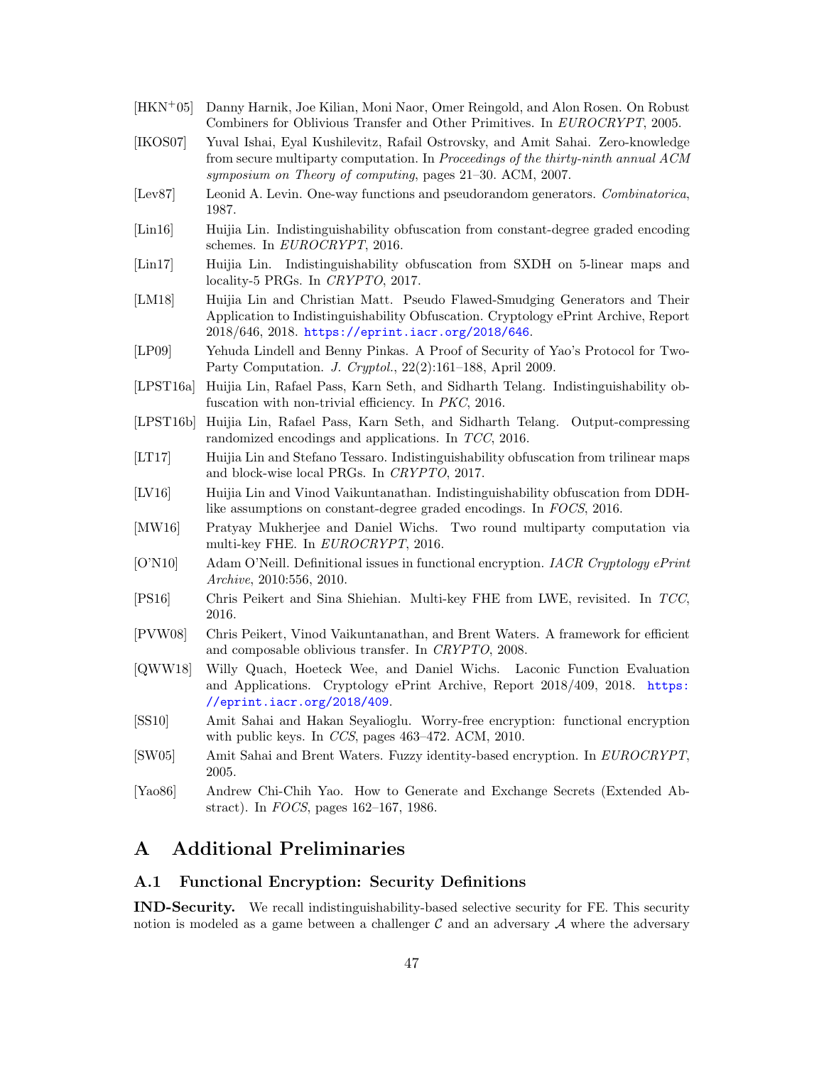[HKN+05] Danny Harnik, Joe Kilian, Moni Naor, Omer Reingold, and Alon Rosen. On Robust Combiners for Oblivious Transfer and Other Primitives. In *EUROCRYPT*, 2005.

[IKOS07] Yuval Ishai, Eyal Kushilevitz, Rafail Ostrovsky, and Amit Sahai. Zero-knowledge from secure multiparty computation. In *Proceedings of the thirty-ninth annual ACM symposium on Theory of computing*, pages 21–30. ACM, 2007.

[Lev87] Leonid A. Levin. One-way functions and pseudorandom generators. *Combinatorica*, 1987.

[Lin16] Huijia Lin. Indistinguishability obfuscation from constant-degree graded encoding schemes. In *EUROCRYPT*, 2016.

[Lin17] Huijia Lin. Indistinguishability obfuscation from SXDH on 5-linear maps and locality-5 PRGs. In *CRYPTO*, 2017.

[LM18] Huijia Lin and Christian Matt. Pseudo Flawed-Smudging Generators and Their Application to Indistinguishability Obfuscation. Cryptology ePrint Archive, Report 2018/646, 2018. https://eprint.iacr.org/2018/646.

[LP09] Yehuda Lindell and Benny Pinkas. A Proof of Security of Yao's Protocol for Two-Party Computation. *J. Cryptol.*, 22(2):161–188, April 2009.

[LPST16a] Huijia Lin, Rafael Pass, Karn Seth, and Sidharth Telang. Indistinguishability obfuscation with non-trivial efficiency. In *PKC*, 2016.

[LPST16b] Huijia Lin, Rafael Pass, Karn Seth, and Sidharth Telang. Output-compressing randomized encodings and applications. In *TCC*, 2016.

[LT17] Huijia Lin and Stefano Tessaro. Indistinguishability obfuscation from trilinear maps and block-wise local PRGs. In *CRYPTO*, 2017.

[LV16] Huijia Lin and Vinod Vaikuntanathan. Indistinguishability obfuscation from DDH-like assumptions on constant-degree graded encodings. In *FOCS*, 2016.

[MW16] Pratyay Mukherjee and Daniel Wichs. Two round multiparty computation via multi-key FHE. In *EUROCRYPT*, 2016.

[O'N10] Adam O'Neill. Definitional issues in functional encryption. *IACR Cryptology ePrint Archive*, 2010:556, 2010.

[PS16] Chris Peikert and Sina Shiehian. Multi-key FHE from LWE, revisited. In *TCC*, 2016.

[PVW08] Chris Peikert, Vinod Vaikuntanathan, and Brent Waters. A framework for efficient and composable oblivious transfer. In *CRYPTO*, 2008.

[QWW18] Willy Quach, Hoeteck Wee, and Daniel Wichs. Laconic Function Evaluation and Applications. Cryptology ePrint Archive, Report 2018/409, 2018. https://eprint.iacr.org/2018/409.

[SS10] Amit Sahai and Hakan Seyalioglu. Worry-free encryption: functional encryption with public keys. In *CCS*, pages 463–472. ACM, 2010.

[SW05] Amit Sahai and Brent Waters. Fuzzy identity-based encryption. In *EUROCRYPT*, 2005.

[Yao86] Andrew Chi-Chih Yao. How to Generate and Exchange Secrets (Extended Abstract). In *FOCS*, pages 162–167, 1986.

# A Additional Preliminaries

## A.1 Functional Encryption: Security Definitions

**IND-Security.** We recall indistinguishability-based selective security for FE. This security notion is modeled as a game between a challenger $\mathcal{C}$ and an adversary $\mathcal{A}$ where the adversary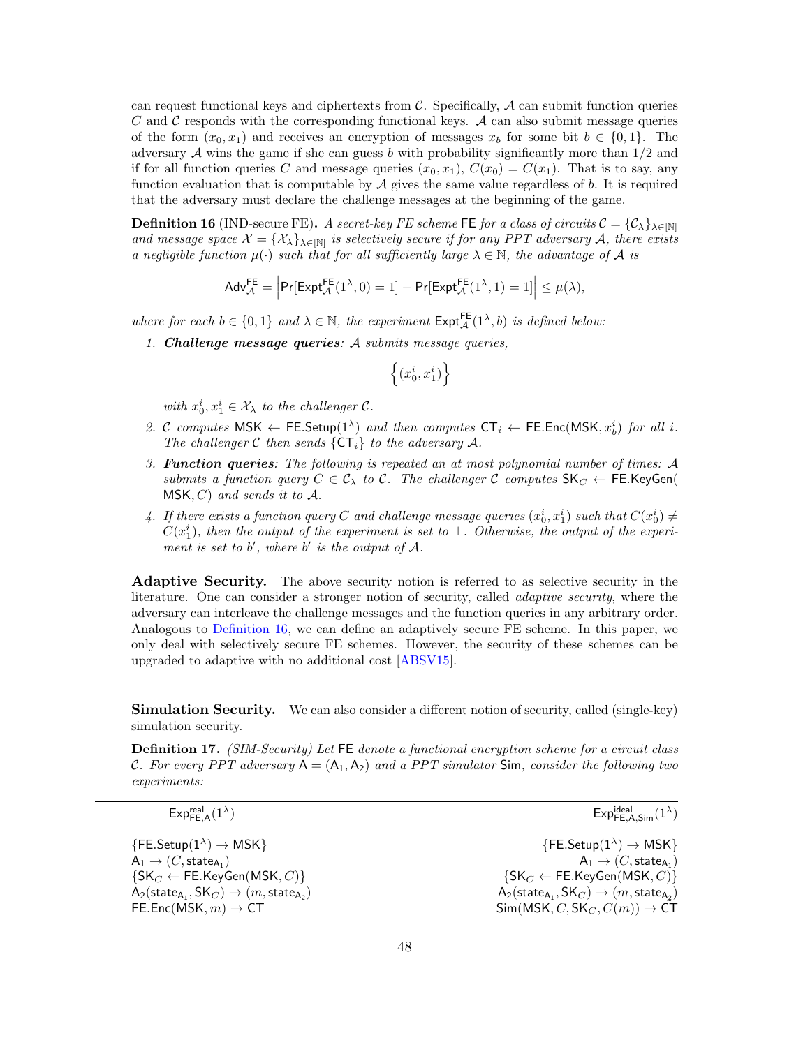can request functional keys and ciphertexts from $\mathcal{C}$. Specifically, $\mathcal{A}$ can submit function queries $C$ and $\mathcal{C}$ responds with the corresponding functional keys. $\mathcal{A}$ can also submit message queries of the form $(x_0, x_1)$ and receives an encryption of messages $x_b$ for some bit $b \in \{0,1\}$. The adversary $\mathcal{A}$ wins the game if she can guess $b$ with probability significantly more than $1/2$ and if for all function queries $C$ and message queries $(x_0, x_1)$, $C(x_0) = C(x_1)$. That is to say, any function evaluation that is computable by $\mathcal{A}$ gives the same value regardless of $b$. It is required that the adversary must declare the challenge messages at the beginning of the game.

**Definition 16** (IND-secure FE)**.** *A secret-key FE scheme* $\mathsf{FE}$ *for a class of circuits* $\mathcal{C} = \{\mathcal{C}_\lambda\}_{\lambda \in [\mathbb{N}]}$ *and message space* $\mathcal{X} = \{\mathcal{X}_\lambda\}_{\lambda \in [\mathbb{N}]}$ *is selectively secure if for any PPT adversary* $\mathcal{A}$*, there exists a negligible function* $\mu(\cdot)$ *such that for all sufficiently large* $\lambda \in \mathbb{N}$*, the advantage of* $\mathcal{A}$ *is*

$$\mathsf{Adv}_{\mathcal{A}}^{\mathsf{FE}} = \left| \Pr[\mathsf{Expt}_{\mathcal{A}}^{\mathsf{FE}}(1^\lambda, 0) = 1] - \Pr[\mathsf{Expt}_{\mathcal{A}}^{\mathsf{FE}}(1^\lambda, 1) = 1] \right| \leq \mu(\lambda),$$

*where for each* $b \in \{0,1\}$ *and* $\lambda \in \mathbb{N}$*, the experiment* $\mathsf{Expt}_{\mathcal{A}}^{\mathsf{FE}}(1^\lambda, b)$ *is defined below:*

1. ***Challenge message queries****:* $\mathcal{A}$ *submits message queries,*
$$\left\{ (x_0^i, x_1^i) \right\}$$
*with* $x_0^i, x_1^i \in \mathcal{X}_\lambda$ *to the challenger* $\mathcal{C}$*.*
2. $\mathcal{C}$ *computes* $\mathsf{MSK} \leftarrow \mathsf{FE.Setup}(1^\lambda)$ *and then computes* $\mathsf{CT}_i \leftarrow \mathsf{FE.Enc}(\mathsf{MSK}, x_b^i)$ *for all* $i$*. The challenger* $\mathcal{C}$ *then sends* $\{\mathsf{CT}_i\}$ *to the adversary* $\mathcal{A}$*.*
3. ***Function queries****: The following is repeated an at most polynomial number of times:* $\mathcal{A}$ *submits a function query* $C \in \mathcal{C}_\lambda$ *to* $\mathcal{C}$*. The challenger* $\mathcal{C}$ *computes* $\mathsf{SK}_C \leftarrow \mathsf{FE.KeyGen}(\mathsf{MSK}, C)$ *and sends it to* $\mathcal{A}$*.*
4. *If there exists a function query* $C$ *and challenge message queries* $(x_0^i, x_1^i)$ *such that* $C(x_0^i) \neq C(x_1^i)$*, then the output of the experiment is set to* $\perp$*. Otherwise, the output of the experiment is set to* $b'$*, where* $b'$ *is the output of* $\mathcal{A}$*.*

**Adaptive Security.** The above security notion is referred to as selective security in the literature. One can consider a stronger notion of security, called *adaptive security*, where the adversary can interleave the challenge messages and the function queries in any arbitrary order. Analogous to Definition 16, we can define an adaptively secure FE scheme. In this paper, we only deal with selectively secure FE schemes. However, the security of these schemes can be upgraded to adaptive with no additional cost [ABSV15].

**Simulation Security.** We can also consider a different notion of security, called (single-key) simulation security.

**Definition 17.** *(SIM-Security) Let* $\mathsf{FE}$ *denote a functional encryption scheme for a circuit class* $\mathcal{C}$*. For every PPT adversary* $\mathsf{A} = (\mathsf{A}_1, \mathsf{A}_2)$ *and a PPT simulator* $\mathsf{Sim}$*, consider the following two experiments:*

| $\mathsf{Exp}_{\mathsf{FE},\mathsf{A}}^{\mathsf{real}}(1^\lambda)$ | $\mathsf{Exp}_{\mathsf{FE},\mathsf{A},\mathsf{Sim}}^{\mathsf{ideal}}(1^\lambda)$ |
|---|---|
| $\{\mathsf{FE.Setup}(1^\lambda) \rightarrow \mathsf{MSK}\}$ | $\{\mathsf{FE.Setup}(1^\lambda) \rightarrow \mathsf{MSK}\}$ |
| $\mathsf{A}_1 \rightarrow (C, \mathsf{state}_{\mathsf{A}_1})$ | $\mathsf{A}_1 \rightarrow (C, \mathsf{state}_{\mathsf{A}_1})$ |
| $\{\mathsf{SK}_C \leftarrow \mathsf{FE.KeyGen}(\mathsf{MSK}, C)\}$ | $\{\mathsf{SK}_C \leftarrow \mathsf{FE.KeyGen}(\mathsf{MSK}, C)\}$ |
| $\mathsf{A}_2(\mathsf{state}_{\mathsf{A}_1}, \mathsf{SK}_C) \rightarrow (m, \mathsf{state}_{\mathsf{A}_2})$ | $\mathsf{A}_2(\mathsf{state}_{\mathsf{A}_1}, \mathsf{SK}_C) \rightarrow (m, \mathsf{state}_{\mathsf{A}_2})$ |
| $\mathsf{FE.Enc}(\mathsf{MSK}, m) \rightarrow \mathsf{CT}$ | $\mathsf{Sim}(\mathsf{MSK}, C, \mathsf{SK}_C, C(m)) \rightarrow \mathsf{CT}$ |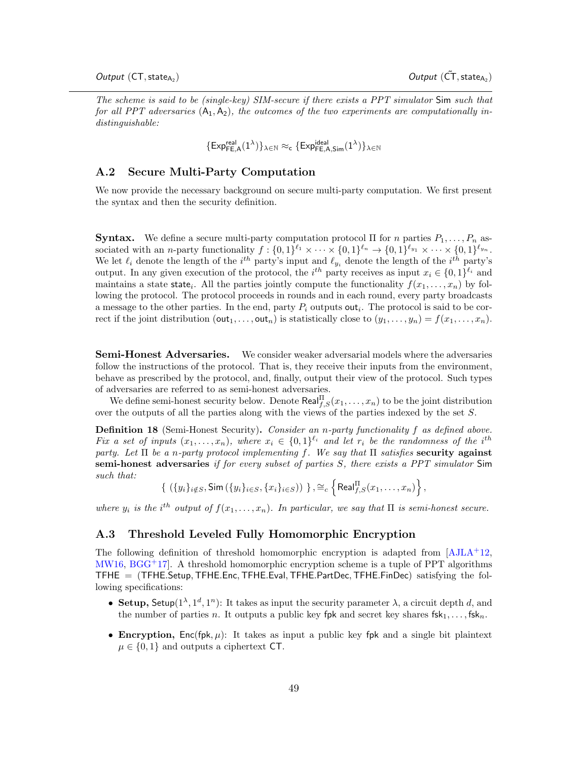*Output* $(\mathsf{CT}, \mathsf{state}_{\mathsf{A}_2})$ | *Output* $(\tilde{\mathsf{CT}}, \mathsf{state}_{\mathsf{A}_2})$

*The scheme is said to be (single-key) SIM-secure if there exists a PPT simulator* Sim *such that for all PPT adversaries* $(\mathsf{A}_1, \mathsf{A}_2)$*, the outcomes of the two experiments are computationally indistinguishable:*

$$\{\mathsf{Exp}^{\mathsf{real}}_{\mathsf{FE},\mathsf{A}}(1^\lambda)\}_{\lambda\in\mathbb{N}} \approx_{\mathsf{c}} \{\mathsf{Exp}^{\mathsf{ideal}}_{\mathsf{FE},\mathsf{A},\mathsf{Sim}}(1^\lambda)\}_{\lambda\in\mathbb{N}}$$

## A.2 Secure Multi-Party Computation

We now provide the necessary background on secure multi-party computation. We first present the syntax and then the security definition.

**Syntax.** We define a secure multi-party computation protocol $\Pi$ for $n$ parties $P_1, \ldots, P_n$ associated with an $n$-party functionality $f : \{0,1\}^{\ell_1} \times \cdots \times \{0,1\}^{\ell_n} \to \{0,1\}^{\ell_{y_1}} \times \cdots \times \{0,1\}^{\ell_{y_n}}$. We let $\ell_i$ denote the length of the $i^{th}$ party's input and $\ell_{y_i}$ denote the length of the $i^{th}$ party's output. In any given execution of the protocol, the $i^{th}$ party receives as input $x_i \in \{0,1\}^{\ell_i}$ and maintains a state $\mathsf{state}_i$. All the parties jointly compute the functionality $f(x_1, \ldots, x_n)$ by following the protocol. The protocol proceeds in rounds and in each round, every party broadcasts a message to the other parties. In the end, party $P_i$ outputs $\mathsf{out}_i$. The protocol is said to be correct if the joint distribution $(\mathsf{out}_1, \ldots, \mathsf{out}_n)$ is statistically close to $(y_1, \ldots, y_n) = f(x_1, \ldots, x_n)$.

**Semi-Honest Adversaries.** We consider weaker adversarial models where the adversaries follow the instructions of the protocol. That is, they receive their inputs from the environment, behave as prescribed by the protocol, and, finally, output their view of the protocol. Such types of adversaries are referred to as semi-honest adversaries.

We define semi-honest security below. Denote $\mathsf{Real}^{\Pi}_{f,S}(x_1, \ldots, x_n)$ to be the joint distribution over the outputs of all the parties along with the views of the parties indexed by the set $S$.

**Definition 18** (Semi-Honest Security)**.** *Consider an $n$-party functionality $f$ as defined above. Fix a set of inputs $(x_1, \ldots, x_n)$, where $x_i \in \{0,1\}^{\ell_i}$ and let $r_i$ be the randomness of the $i^{th}$ party. Let $\Pi$ be a $n$-party protocol implementing $f$. We say that $\Pi$ satisfies* **security against semi-honest adversaries** *if for every subset of parties $S$, there exists a PPT simulator* Sim *such that:*

$$\{\ (\{y_i\}_{i\notin S}, \mathsf{Sim}(\{y_i\}_{i\in S}, \{x_i\}_{i\in S}))\ \}, \cong_c \left\{\mathsf{Real}^{\Pi}_{f,S}(x_1, \ldots, x_n)\right\},$$

*where $y_i$ is the $i^{th}$ output of $f(x_1, \ldots, x_n)$. In particular, we say that $\Pi$ is semi-honest secure.*

## A.3 Threshold Leveled Fully Homomorphic Encryption

The following definition of threshold homomorphic encryption is adapted from [AJLA+12, MW16, BGG+17]. A threshold homomorphic encryption scheme is a tuple of PPT algorithms $\mathsf{TFHE} = (\mathsf{TFHE.Setup}, \mathsf{TFHE.Enc}, \mathsf{TFHE.Eval}, \mathsf{TFHE.PartDec}, \mathsf{TFHE.FinDec})$ satisfying the following specifications:

- **Setup,** $\mathsf{Setup}(1^\lambda, 1^d, 1^n)$: It takes as input the security parameter $\lambda$, a circuit depth $d$, and the number of parties $n$. It outputs a public key $\mathsf{fpk}$ and secret key shares $\mathsf{fsk}_1, \ldots, \mathsf{fsk}_n$.
- **Encryption,** $\mathsf{Enc}(\mathsf{fpk}, \mu)$: It takes as input a public key $\mathsf{fpk}$ and a single bit plaintext $\mu \in \{0,1\}$ and outputs a ciphertext $\mathsf{CT}$.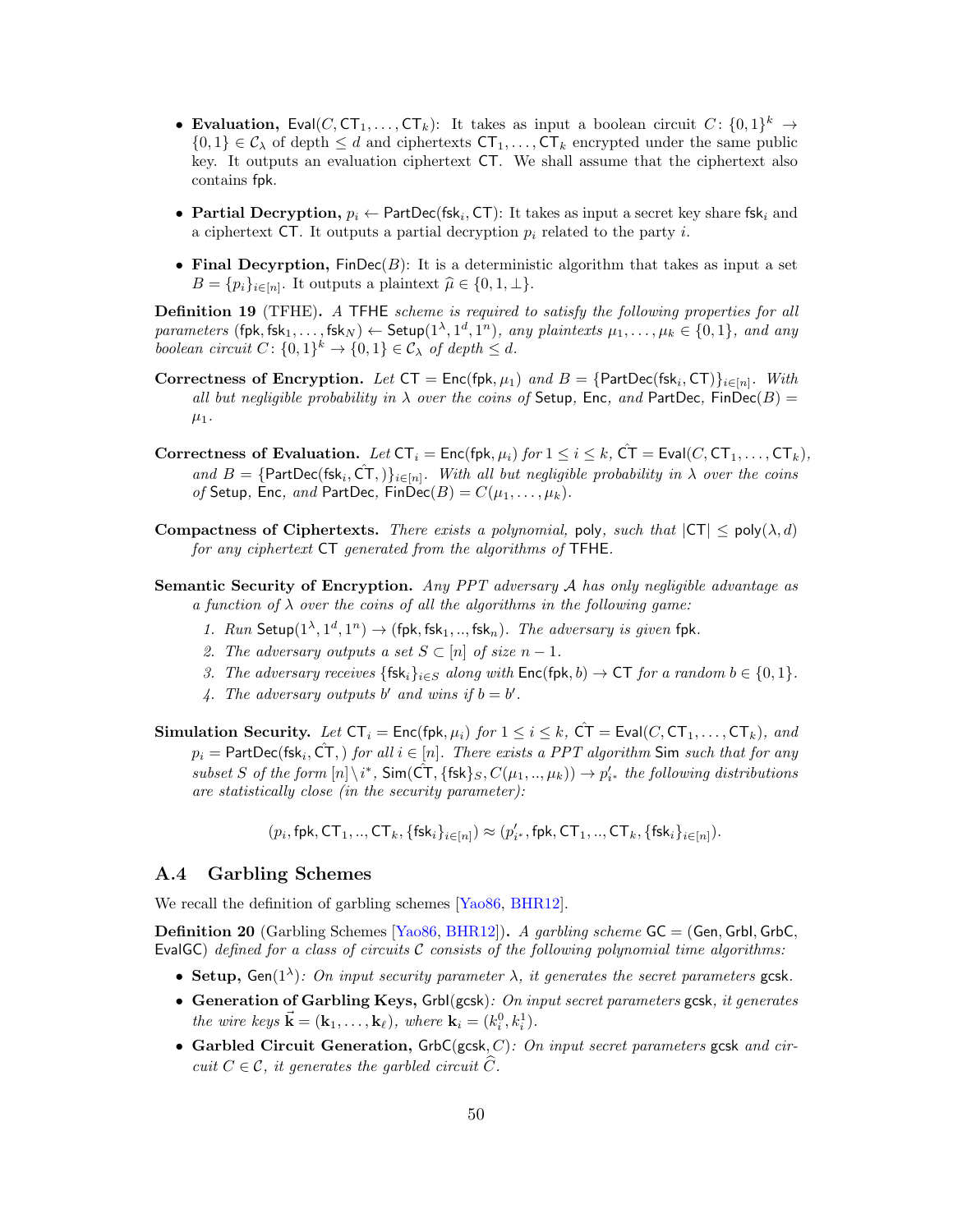- **Evaluation,** $\mathsf{Eval}(C, \mathsf{CT}_1, \dots, \mathsf{CT}_k)$: It takes as input a boolean circuit $C\colon \{0,1\}^k \to \{0,1\} \in \mathcal{C}_\lambda$ of depth $\leq d$ and ciphertexts $\mathsf{CT}_1, \dots, \mathsf{CT}_k$ encrypted under the same public key. It outputs an evaluation ciphertext $\mathsf{CT}$. We shall assume that the ciphertext also contains $\mathsf{fpk}$.

- **Partial Decryption,** $p_i \leftarrow \mathsf{PartDec}(\mathsf{fsk}_i, \mathsf{CT})$: It takes as input a secret key share $\mathsf{fsk}_i$ and a ciphertext $\mathsf{CT}$. It outputs a partial decryption $p_i$ related to the party $i$.

- **Final Decyrption,** $\mathsf{FinDec}(B)$: It is a deterministic algorithm that takes as input a set $B = \{p_i\}_{i\in[n]}$. It outputs a plaintext $\widehat{\mu} \in \{0, 1, \perp\}$.

**Definition 19** (TFHE). *A* TFHE *scheme is required to satisfy the following properties for all parameters* $(\mathsf{fpk}, \mathsf{fsk}_1, \dots, \mathsf{fsk}_N) \leftarrow \mathsf{Setup}(1^\lambda, 1^d, 1^n)$*, any plaintexts* $\mu_1, \dots, \mu_k \in \{0, 1\}$*, and any boolean circuit* $C\colon \{0,1\}^k \to \{0,1\} \in \mathcal{C}_\lambda$ *of depth* $\leq d$*.*

**Correctness of Encryption.** *Let* $\mathsf{CT} = \mathsf{Enc}(\mathsf{fpk}, \mu_1)$ *and* $B = \{\mathsf{PartDec}(\mathsf{fsk}_i, \mathsf{CT})\}_{i\in[n]}$*. With all but negligible probability in* $\lambda$ *over the coins of* $\mathsf{Setup}$*,* $\mathsf{Enc}$*, and* $\mathsf{PartDec}$*,* $\mathsf{FinDec}(B) = \mu_1$*.*

**Correctness of Evaluation.** *Let* $\mathsf{CT}_i = \mathsf{Enc}(\mathsf{fpk}, \mu_i)$ *for* $1 \leq i \leq k$*,* $\hat{\mathsf{CT}} = \mathsf{Eval}(C, \mathsf{CT}_1, \dots, \mathsf{CT}_k)$*, and* $B = \{\mathsf{PartDec}(\mathsf{fsk}_i, \hat{\mathsf{CT}},)\}_{i\in[n]}$*. With all but negligible probability in* $\lambda$ *over the coins of* $\mathsf{Setup}$*,* $\mathsf{Enc}$*, and* $\mathsf{PartDec}$*,* $\mathsf{FinDec}(B) = C(\mu_1, \dots, \mu_k)$*.*

**Compactness of Ciphertexts.** *There exists a polynomial,* $\mathsf{poly}$*, such that* $|\mathsf{CT}| \leq \mathsf{poly}(\lambda, d)$ *for any ciphertext* $\mathsf{CT}$ *generated from the algorithms of* TFHE*.*

**Semantic Security of Encryption.** *Any PPT adversary* $\mathcal{A}$ *has only negligible advantage as a function of* $\lambda$ *over the coins of all the algorithms in the following game:*

1. *Run* $\mathsf{Setup}(1^\lambda, 1^d, 1^n) \to (\mathsf{fpk}, \mathsf{fsk}_1, .., \mathsf{fsk}_n)$*. The adversary is given* $\mathsf{fpk}$*.*
2. *The adversary outputs a set* $S \subset [n]$ *of size* $n - 1$*.*
3. *The adversary receives* $\{\mathsf{fsk}_i\}_{i\in S}$ *along with* $\mathsf{Enc}(\mathsf{fpk}, b) \to \mathsf{CT}$ *for a random* $b \in \{0, 1\}$*.*
4. *The adversary outputs* $b'$ *and wins if* $b = b'$*.*

**Simulation Security.** *Let* $\mathsf{CT}_i = \mathsf{Enc}(\mathsf{fpk}, \mu_i)$ *for* $1 \leq i \leq k$*,* $\hat{\mathsf{CT}} = \mathsf{Eval}(C, \mathsf{CT}_1, \dots, \mathsf{CT}_k)$*, and* $p_i = \mathsf{PartDec}(\mathsf{fsk}_i, \hat{\mathsf{CT}},)$ *for all* $i \in [n]$*. There exists a PPT algorithm* $\mathsf{Sim}$ *such that for any subset* $S$ *of the form* $[n] \setminus i^*$*,* $\mathsf{Sim}(\hat{\mathsf{CT}}, \{\mathsf{fsk}\}_S, C(\mu_1, .., \mu_k)) \to p'_{i^*}$ *the following distributions are statistically close (in the security parameter):*

$$(p_i, \mathsf{fpk}, \mathsf{CT}_1, .., \mathsf{CT}_k, \{\mathsf{fsk}_i\}_{i\in[n]}) \approx (p'_{i^*}, \mathsf{fpk}, \mathsf{CT}_1, .., \mathsf{CT}_k, \{\mathsf{fsk}_i\}_{i\in[n]}).$$

### A.4 Garbling Schemes

We recall the definition of garbling schemes [Yao86, BHR12].

**Definition 20** (Garbling Schemes [Yao86, BHR12])**.** *A garbling scheme* $\mathsf{GC} = (\mathsf{Gen}, \mathsf{Grbl}, \mathsf{GrbC}, \mathsf{EvalGC})$ *defined for a class of circuits* $\mathcal{C}$ *consists of the following polynomial time algorithms:*

- **Setup,** $\mathsf{Gen}(1^\lambda)$*: On input security parameter* $\lambda$*, it generates the secret parameters* $\mathsf{gcsk}$*.*
- **Generation of Garbling Keys,** $\mathsf{Grbl}(\mathsf{gcsk})$*: On input secret parameters* $\mathsf{gcsk}$*, it generates the wire keys* $\vec{\mathbf{k}} = (\mathbf{k}_1, \dots, \mathbf{k}_\ell)$*, where* $\mathbf{k}_i = (k_i^0, k_i^1)$*.*
- **Garbled Circuit Generation,** $\mathsf{GrbC}(\mathsf{gcsk}, C)$*: On input secret parameters* $\mathsf{gcsk}$ *and circuit* $C \in \mathcal{C}$*, it generates the garbled circuit* $\widehat{C}$*.*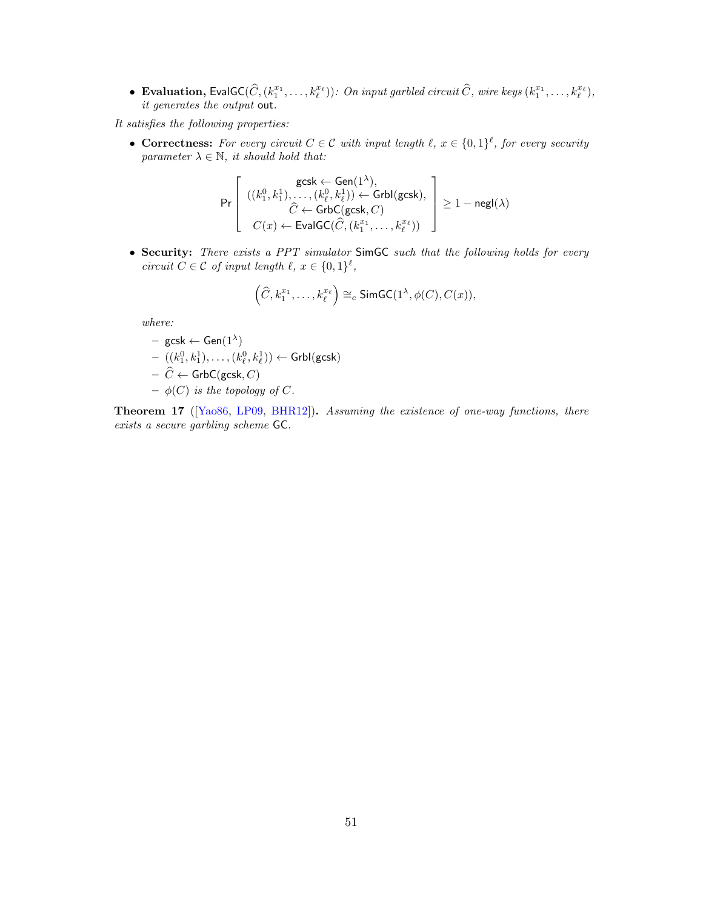- **Evaluation,** $\mathsf{EvalGC}(\widehat{C}, (k_1^{x_1}, \ldots, k_\ell^{x_\ell}))$*: On input garbled circuit* $\widehat{C}$*, wire keys* $(k_1^{x_1}, \ldots, k_\ell^{x_\ell})$*, it generates the output* $\mathsf{out}$*.*

*It satisfies the following properties:*

- **Correctness:** *For every circuit* $C \in \mathcal{C}$ *with input length* $\ell$*,* $x \in \{0,1\}^\ell$*, for every security parameter* $\lambda \in \mathbb{N}$*, it should hold that:*

$$\Pr\left[\begin{array}{c} \mathsf{gcsk} \leftarrow \mathsf{Gen}(1^\lambda), \\ ((k_1^0, k_1^1), \ldots, (k_\ell^0, k_\ell^1)) \leftarrow \mathsf{Grbl}(\mathsf{gcsk}), \\ \widehat{C} \leftarrow \mathsf{GrbC}(\mathsf{gcsk}, C) \\ C(x) \leftarrow \mathsf{EvalGC}(\widehat{C}, (k_1^{x_1}, \ldots, k_\ell^{x_\ell})) \end{array}\right] \geq 1 - \mathsf{negl}(\lambda)$$

- **Security:** *There exists a PPT simulator* $\mathsf{SimGC}$ *such that the following holds for every circuit* $C \in \mathcal{C}$ *of input length* $\ell$*,* $x \in \{0,1\}^\ell$*,*

$$\left(\widehat{C}, k_1^{x_1}, \ldots, k_\ell^{x_\ell}\right) \cong_c \mathsf{SimGC}(1^\lambda, \phi(C), C(x)),$$

*where:*

  - $\mathsf{gcsk} \leftarrow \mathsf{Gen}(1^\lambda)$
  - $((k_1^0, k_1^1), \ldots, (k_\ell^0, k_\ell^1)) \leftarrow \mathsf{Grbl}(\mathsf{gcsk})$
  - $\widehat{C} \leftarrow \mathsf{GrbC}(\mathsf{gcsk}, C)$
  - $\phi(C)$ *is the topology of* $C$*.*

**Theorem 17** ([Yao86, LP09, BHR12])**.** *Assuming the existence of one-way functions, there exists a secure garbling scheme* $\mathsf{GC}$*.*